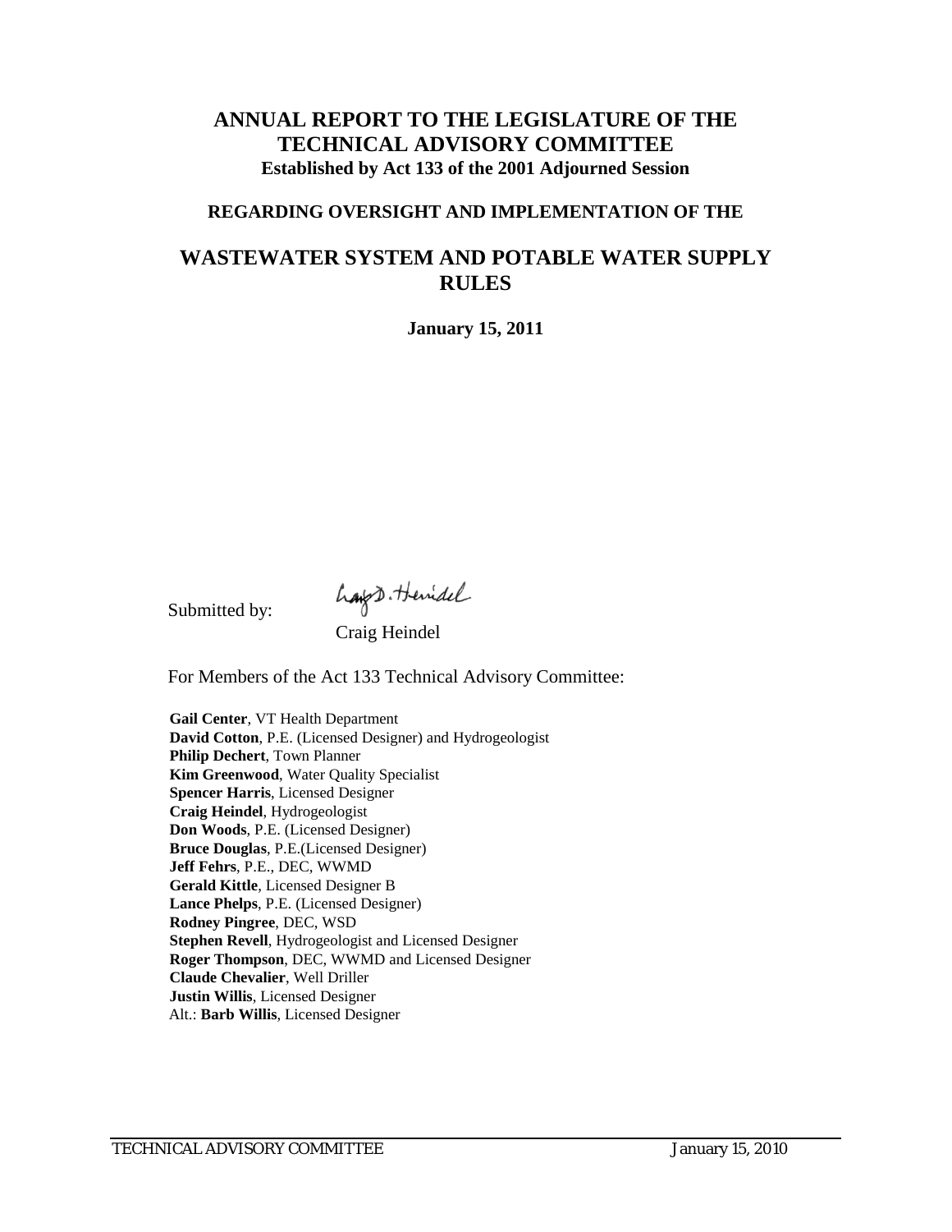# ANNUAL REPORT TO THE LEGISLATURE OF THE TECHNICAL ADVISORY COMMITTEE

**Established by Act 133 of the 2001 Adjourned Session**

**REGARDING OVERSIGHT AND IMPLEMENTATION OF THE**

# WASTEWATER SYSTEM AND POTABLE WATER SUPPLY RULES

**January 15, 2011**

Submitted by:

Craig Heindel

For Members of the Act 133 Technical Advisory Committee:

**Gail Center**, VT Health Department
**David Cotton**, P.E. (Licensed Designer) and Hydrogeologist
**Philip Dechert**, Town Planner
**Kim Greenwood**, Water Quality Specialist
**Spencer Harris**, Licensed Designer
**Craig Heindel**, Hydrogeologist
**Don Woods**, P.E. (Licensed Designer)
**Bruce Douglas**, P.E.(Licensed Designer)
**Jeff Fehrs**, P.E., DEC, WWMD
**Gerald Kittle**, Licensed Designer B
**Lance Phelps**, P.E. (Licensed Designer)
**Rodney Pingree**, DEC, WSD
**Stephen Revell**, Hydrogeologist and Licensed Designer
**Roger Thompson**, DEC, WWMD and Licensed Designer
**Claude Chevalier**, Well Driller
**Justin Willis**, Licensed Designer
Alt.: **Barb Willis**, Licensed Designer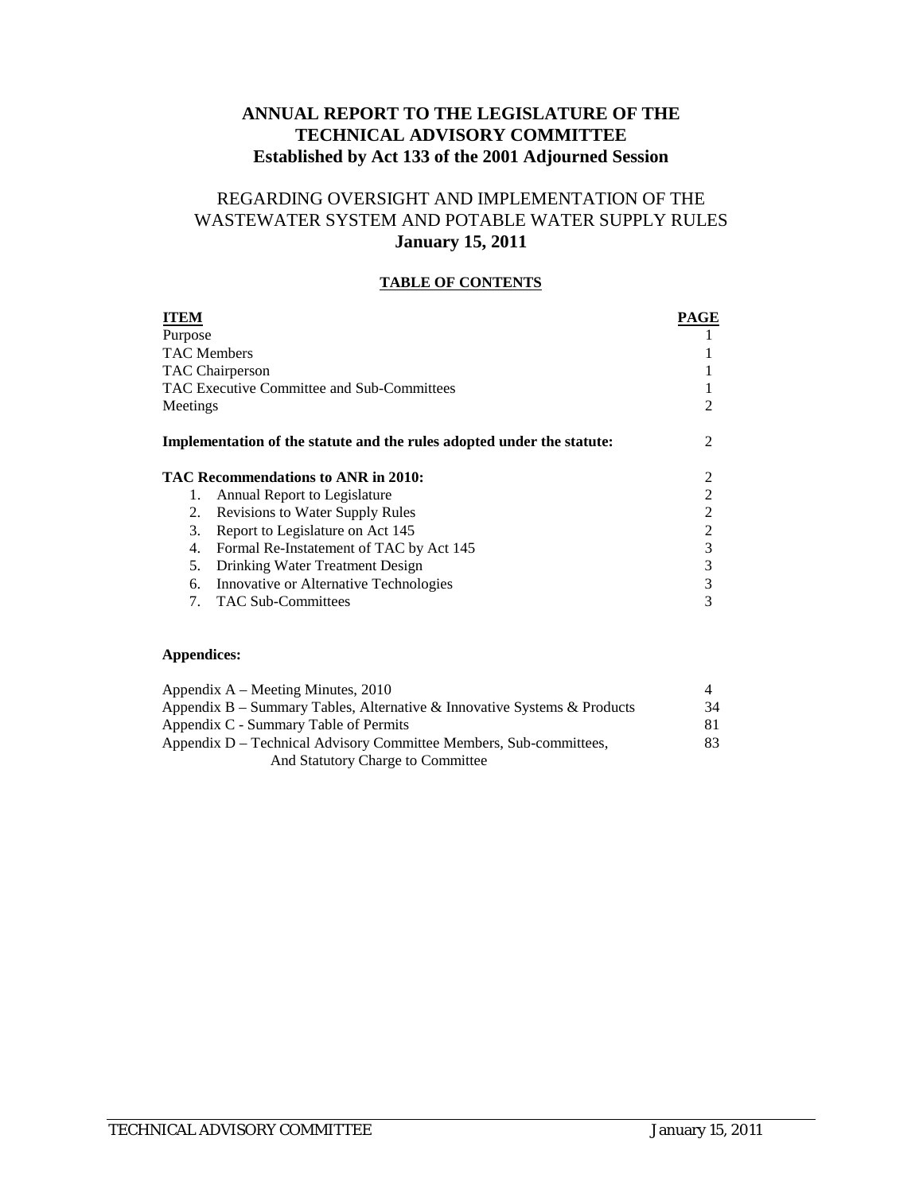# ANNUAL REPORT TO THE LEGISLATURE OF THE TECHNICAL ADVISORY COMMITTEE
## Established by Act 133 of the 2001 Adjourned Session

## REGARDING OVERSIGHT AND IMPLEMENTATION OF THE WASTEWATER SYSTEM AND POTABLE WATER SUPPLY RULES
### January 15, 2011

**TABLE OF CONTENTS**

| ITEM | PAGE |
|---|---|
| Purpose | 1 |
| TAC Members | 1 |
| TAC Chairperson | 1 |
| TAC Executive Committee and Sub-Committees | 1 |
| Meetings | 2 |
| **Implementation of the statute and the rules adopted under the statute:** | 2 |
| **TAC Recommendations to ANR in 2010:** | 2 |
| 1. Annual Report to Legislature | 2 |
| 2. Revisions to Water Supply Rules | 2 |
| 3. Report to Legislature on Act 145 | 2 |
| 4. Formal Re-Instatement of TAC by Act 145 | 3 |
| 5. Drinking Water Treatment Design | 3 |
| 6. Innovative or Alternative Technologies | 3 |
| 7. TAC Sub-Committees | 3 |

**Appendices:**

| | |
|---|---|
| Appendix A – Meeting Minutes, 2010 | 4 |
| Appendix B – Summary Tables, Alternative & Innovative Systems & Products | 34 |
| Appendix C - Summary Table of Permits | 81 |
| Appendix D – Technical Advisory Committee Members, Sub-committees, And Statutory Charge to Committee | 83 |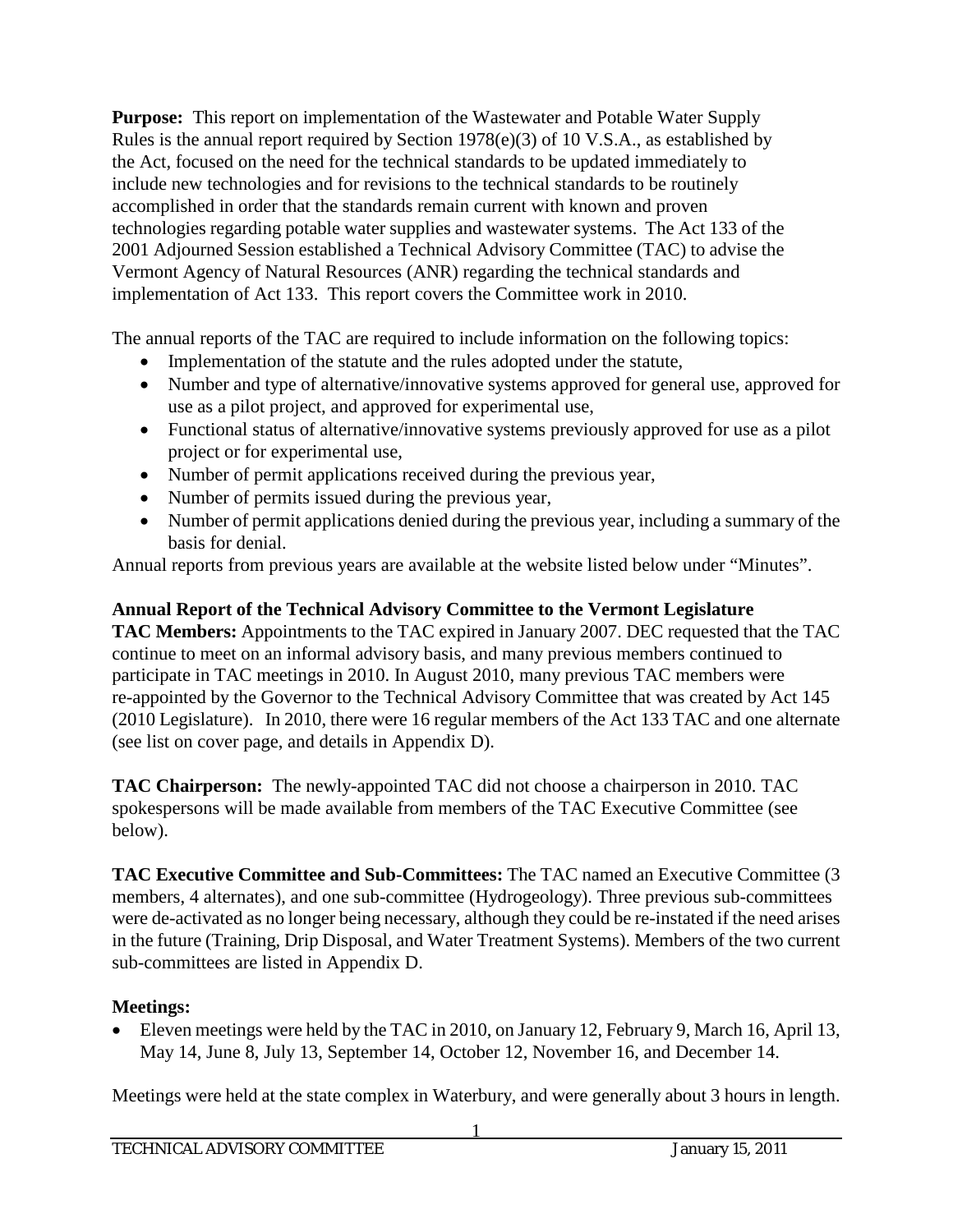**Purpose:** This report on implementation of the Wastewater and Potable Water Supply Rules is the annual report required by Section 1978(e)(3) of 10 V.S.A., as established by the Act, focused on the need for the technical standards to be updated immediately to include new technologies and for revisions to the technical standards to be routinely accomplished in order that the standards remain current with known and proven technologies regarding potable water supplies and wastewater systems. The Act 133 of the 2001 Adjourned Session established a Technical Advisory Committee (TAC) to advise the Vermont Agency of Natural Resources (ANR) regarding the technical standards and implementation of Act 133. This report covers the Committee work in 2010.

The annual reports of the TAC are required to include information on the following topics:

- Implementation of the statute and the rules adopted under the statute,
- Number and type of alternative/innovative systems approved for general use, approved for use as a pilot project, and approved for experimental use,
- Functional status of alternative/innovative systems previously approved for use as a pilot project or for experimental use,
- Number of permit applications received during the previous year,
- Number of permits issued during the previous year,
- Number of permit applications denied during the previous year, including a summary of the basis for denial.

Annual reports from previous years are available at the website listed below under "Minutes".

## Annual Report of the Technical Advisory Committee to the Vermont Legislature

**TAC Members:** Appointments to the TAC expired in January 2007. DEC requested that the TAC continue to meet on an informal advisory basis, and many previous members continued to participate in TAC meetings in 2010. In August 2010, many previous TAC members were re-appointed by the Governor to the Technical Advisory Committee that was created by Act 145 (2010 Legislature). In 2010, there were 16 regular members of the Act 133 TAC and one alternate (see list on cover page, and details in Appendix D).

**TAC Chairperson:** The newly-appointed TAC did not choose a chairperson in 2010. TAC spokespersons will be made available from members of the TAC Executive Committee (see below).

**TAC Executive Committee and Sub-Committees:** The TAC named an Executive Committee (3 members, 4 alternates), and one sub-committee (Hydrogeology). Three previous sub-committees were de-activated as no longer being necessary, although they could be re-instated if the need arises in the future (Training, Drip Disposal, and Water Treatment Systems). Members of the two current sub-committees are listed in Appendix D.

**Meetings:**

- Eleven meetings were held by the TAC in 2010, on January 12, February 9, March 16, April 13, May 14, June 8, July 13, September 14, October 12, November 16, and December 14.

Meetings were held at the state complex in Waterbury, and were generally about 3 hours in length.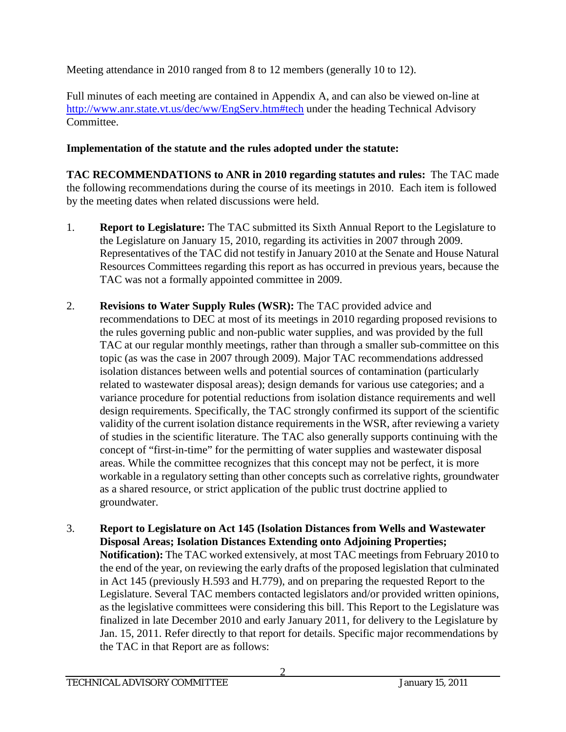Meeting attendance in 2010 ranged from 8 to 12 members (generally 10 to 12).

Full minutes of each meeting are contained in Appendix A, and can also be viewed on-line at http://www.anr.state.vt.us/dec/ww/EngServ.htm#tech under the heading Technical Advisory Committee.

**Implementation of the statute and the rules adopted under the statute:**

**TAC RECOMMENDATIONS to ANR in 2010 regarding statutes and rules:** The TAC made the following recommendations during the course of its meetings in 2010. Each item is followed by the meeting dates when related discussions were held.

1. **Report to Legislature:** The TAC submitted its Sixth Annual Report to the Legislature to the Legislature on January 15, 2010, regarding its activities in 2007 through 2009. Representatives of the TAC did not testify in January 2010 at the Senate and House Natural Resources Committees regarding this report as has occurred in previous years, because the TAC was not a formally appointed committee in 2009.

2. **Revisions to Water Supply Rules (WSR):** The TAC provided advice and recommendations to DEC at most of its meetings in 2010 regarding proposed revisions to the rules governing public and non-public water supplies, and was provided by the full TAC at our regular monthly meetings, rather than through a smaller sub-committee on this topic (as was the case in 2007 through 2009). Major TAC recommendations addressed isolation distances between wells and potential sources of contamination (particularly related to wastewater disposal areas); design demands for various use categories; and a variance procedure for potential reductions from isolation distance requirements and well design requirements. Specifically, the TAC strongly confirmed its support of the scientific validity of the current isolation distance requirements in the WSR, after reviewing a variety of studies in the scientific literature. The TAC also generally supports continuing with the concept of "first-in-time" for the permitting of water supplies and wastewater disposal areas. While the committee recognizes that this concept may not be perfect, it is more workable in a regulatory setting than other concepts such as correlative rights, groundwater as a shared resource, or strict application of the public trust doctrine applied to groundwater.

3. **Report to Legislature on Act 145 (Isolation Distances from Wells and Wastewater Disposal Areas; Isolation Distances Extending onto Adjoining Properties; Notification):** The TAC worked extensively, at most TAC meetings from February 2010 to the end of the year, on reviewing the early drafts of the proposed legislation that culminated in Act 145 (previously H.593 and H.779), and on preparing the requested Report to the Legislature. Several TAC members contacted legislators and/or provided written opinions, as the legislative committees were considering this bill. This Report to the Legislature was finalized in late December 2010 and early January 2011, for delivery to the Legislature by Jan. 15, 2011. Refer directly to that report for details. Specific major recommendations by the TAC in that Report are as follows: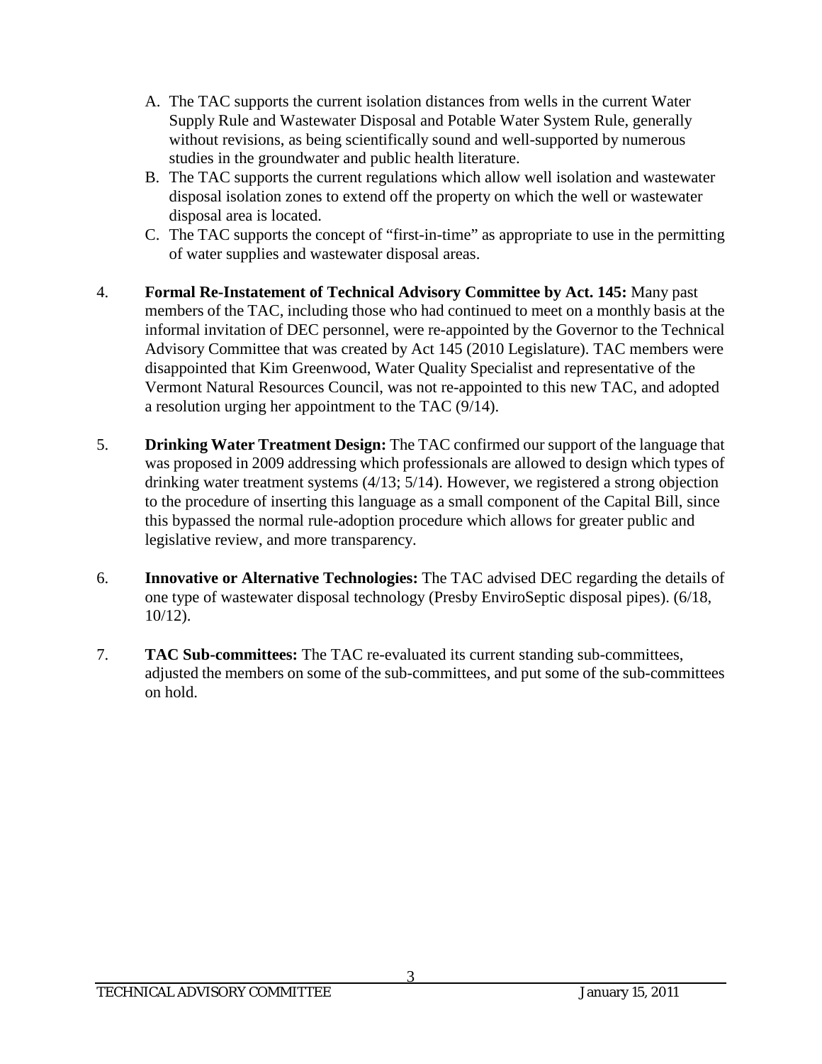A. The TAC supports the current isolation distances from wells in the current Water Supply Rule and Wastewater Disposal and Potable Water System Rule, generally without revisions, as being scientifically sound and well-supported by numerous studies in the groundwater and public health literature.

B. The TAC supports the current regulations which allow well isolation and wastewater disposal isolation zones to extend off the property on which the well or wastewater disposal area is located.

C. The TAC supports the concept of "first-in-time" as appropriate to use in the permitting of water supplies and wastewater disposal areas.

4. **Formal Re-Instatement of Technical Advisory Committee by Act. 145:** Many past members of the TAC, including those who had continued to meet on a monthly basis at the informal invitation of DEC personnel, were re-appointed by the Governor to the Technical Advisory Committee that was created by Act 145 (2010 Legislature). TAC members were disappointed that Kim Greenwood, Water Quality Specialist and representative of the Vermont Natural Resources Council, was not re-appointed to this new TAC, and adopted a resolution urging her appointment to the TAC (9/14).

5. **Drinking Water Treatment Design:** The TAC confirmed our support of the language that was proposed in 2009 addressing which professionals are allowed to design which types of drinking water treatment systems (4/13; 5/14). However, we registered a strong objection to the procedure of inserting this language as a small component of the Capital Bill, since this bypassed the normal rule-adoption procedure which allows for greater public and legislative review, and more transparency.

6. **Innovative or Alternative Technologies:** The TAC advised DEC regarding the details of one type of wastewater disposal technology (Presby EnviroSeptic disposal pipes). (6/18, 10/12).

7. **TAC Sub-committees:** The TAC re-evaluated its current standing sub-committees, adjusted the members on some of the sub-committees, and put some of the sub-committees on hold.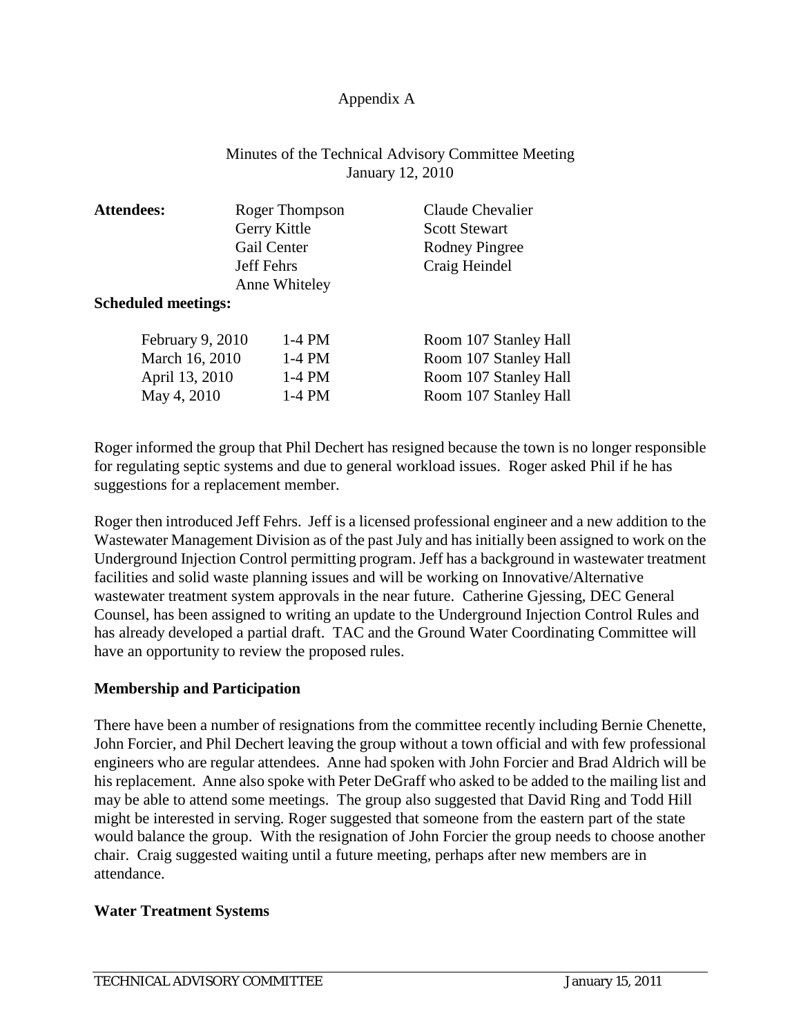Appendix A

Minutes of the Technical Advisory Committee Meeting
January 12, 2010

**Attendees:**

| | |
|---|---|
| Roger Thompson | Claude Chevalier |
| Gerry Kittle | Scott Stewart |
| Gail Center | Rodney Pingree |
| Jeff Fehrs | Craig Heindel |
| Anne Whiteley | |

**Scheduled meetings:**

| | | |
|---|---|---|
| February 9, 2010 | 1-4 PM | Room 107 Stanley Hall |
| March 16, 2010 | 1-4 PM | Room 107 Stanley Hall |
| April 13, 2010 | 1-4 PM | Room 107 Stanley Hall |
| May 4, 2010 | 1-4 PM | Room 107 Stanley Hall |

Roger informed the group that Phil Dechert has resigned because the town is no longer responsible for regulating septic systems and due to general workload issues. Roger asked Phil if he has suggestions for a replacement member.

Roger then introduced Jeff Fehrs. Jeff is a licensed professional engineer and a new addition to the Wastewater Management Division as of the past July and has initially been assigned to work on the Underground Injection Control permitting program. Jeff has a background in wastewater treatment facilities and solid waste planning issues and will be working on Innovative/Alternative wastewater treatment system approvals in the near future. Catherine Gjessing, DEC General Counsel, has been assigned to writing an update to the Underground Injection Control Rules and has already developed a partial draft. TAC and the Ground Water Coordinating Committee will have an opportunity to review the proposed rules.

**Membership and Participation**

There have been a number of resignations from the committee recently including Bernie Chenette, John Forcier, and Phil Dechert leaving the group without a town official and with few professional engineers who are regular attendees. Anne had spoken with John Forcier and Brad Aldrich will be his replacement. Anne also spoke with Peter DeGraff who asked to be added to the mailing list and may be able to attend some meetings. The group also suggested that David Ring and Todd Hill might be interested in serving. Roger suggested that someone from the eastern part of the state would balance the group. With the resignation of John Forcier the group needs to choose another chair. Craig suggested waiting until a future meeting, perhaps after new members are in attendance.

**Water Treatment Systems**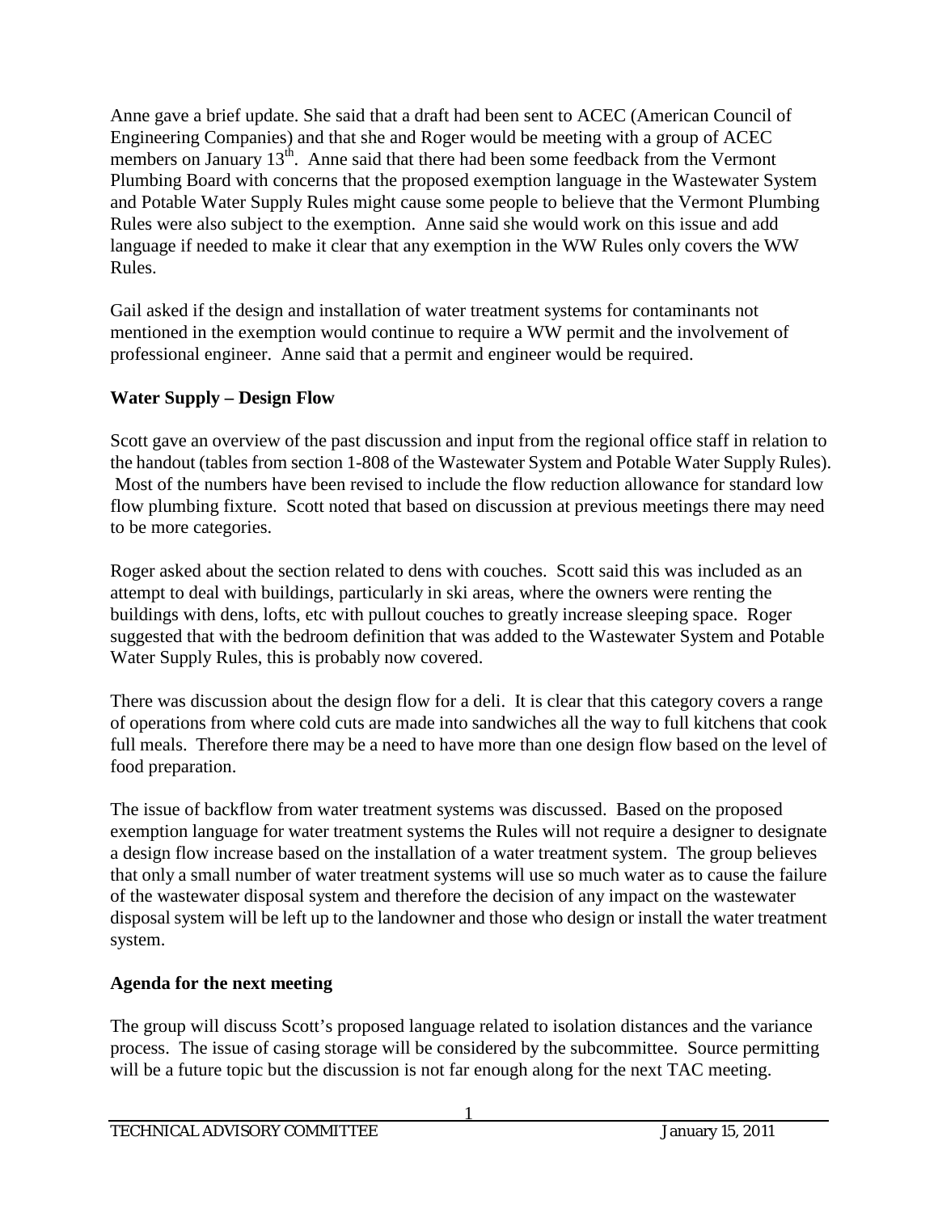Anne gave a brief update. She said that a draft had been sent to ACEC (American Council of Engineering Companies) and that she and Roger would be meeting with a group of ACEC members on January 13th. Anne said that there had been some feedback from the Vermont Plumbing Board with concerns that the proposed exemption language in the Wastewater System and Potable Water Supply Rules might cause some people to believe that the Vermont Plumbing Rules were also subject to the exemption. Anne said she would work on this issue and add language if needed to make it clear that any exemption in the WW Rules only covers the WW Rules.

Gail asked if the design and installation of water treatment systems for contaminants not mentioned in the exemption would continue to require a WW permit and the involvement of professional engineer. Anne said that a permit and engineer would be required.

## Water Supply – Design Flow

Scott gave an overview of the past discussion and input from the regional office staff in relation to the handout (tables from section 1-808 of the Wastewater System and Potable Water Supply Rules). Most of the numbers have been revised to include the flow reduction allowance for standard low flow plumbing fixture. Scott noted that based on discussion at previous meetings there may need to be more categories.

Roger asked about the section related to dens with couches. Scott said this was included as an attempt to deal with buildings, particularly in ski areas, where the owners were renting the buildings with dens, lofts, etc with pullout couches to greatly increase sleeping space. Roger suggested that with the bedroom definition that was added to the Wastewater System and Potable Water Supply Rules, this is probably now covered.

There was discussion about the design flow for a deli. It is clear that this category covers a range of operations from where cold cuts are made into sandwiches all the way to full kitchens that cook full meals. Therefore there may be a need to have more than one design flow based on the level of food preparation.

The issue of backflow from water treatment systems was discussed. Based on the proposed exemption language for water treatment systems the Rules will not require a designer to designate a design flow increase based on the installation of a water treatment system. The group believes that only a small number of water treatment systems will use so much water as to cause the failure of the wastewater disposal system and therefore the decision of any impact on the wastewater disposal system will be left up to the landowner and those who design or install the water treatment system.

## Agenda for the next meeting

The group will discuss Scott's proposed language related to isolation distances and the variance process. The issue of casing storage will be considered by the subcommittee. Source permitting will be a future topic but the discussion is not far enough along for the next TAC meeting.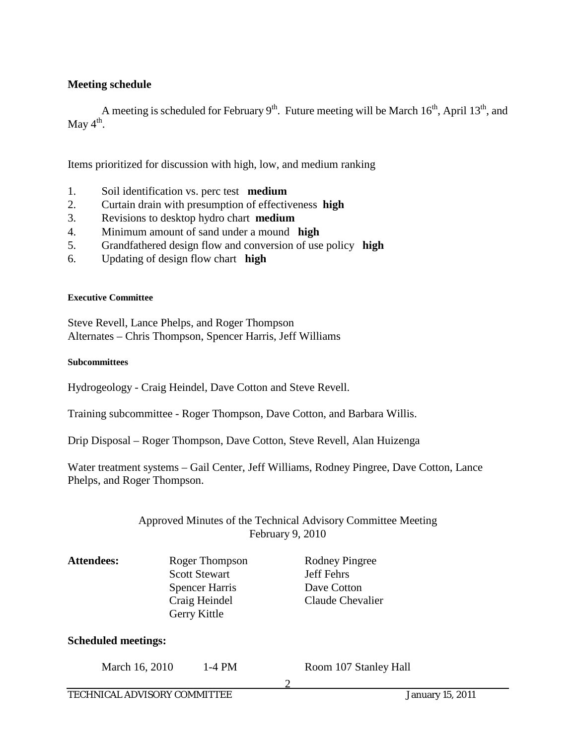### Meeting schedule

A meeting is scheduled for February 9th. Future meeting will be March 16th, April 13th, and May 4th.

Items prioritized for discussion with high, low, and medium ranking

1. Soil identification vs. perc test **medium**
2. Curtain drain with presumption of effectiveness **high**
3. Revisions to desktop hydro chart **medium**
4. Minimum amount of sand under a mound **high**
5. Grandfathered design flow and conversion of use policy **high**
6. Updating of design flow chart **high**

#### Executive Committee

Steve Revell, Lance Phelps, and Roger Thompson
Alternates – Chris Thompson, Spencer Harris, Jeff Williams

#### Subcommittees

Hydrogeology - Craig Heindel, Dave Cotton and Steve Revell.

Training subcommittee - Roger Thompson, Dave Cotton, and Barbara Willis.

Drip Disposal – Roger Thompson, Dave Cotton, Steve Revell, Alan Huizenga

Water treatment systems – Gail Center, Jeff Williams, Rodney Pingree, Dave Cotton, Lance Phelps, and Roger Thompson.

## Approved Minutes of the Technical Advisory Committee Meeting
## February 9, 2010

| **Attendees:** | | |
|---|---|---|
| | Roger Thompson | Rodney Pingree |
| | Scott Stewart | Jeff Fehrs |
| | Spencer Harris | Dave Cotton |
| | Craig Heindel | Claude Chevalier |
| | Gerry Kittle | |

### Scheduled meetings:

March 16, 2010 1-4 PM Room 107 Stanley Hall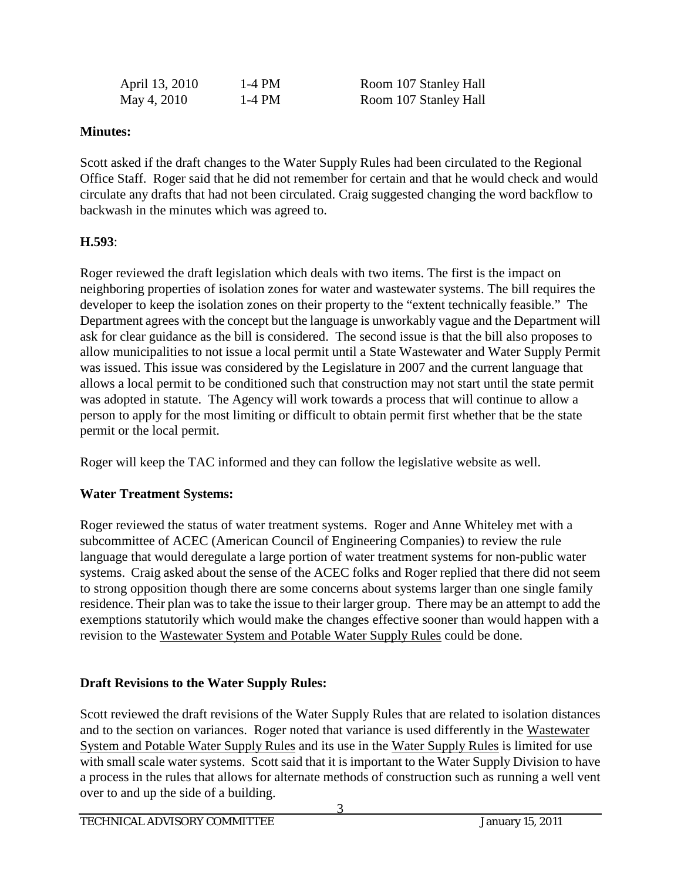| April 13, 2010 | 1-4 PM | Room 107 Stanley Hall |
|---|---|---|
| May 4, 2010 | 1-4 PM | Room 107 Stanley Hall |

**Minutes:**

Scott asked if the draft changes to the Water Supply Rules had been circulated to the Regional Office Staff. Roger said that he did not remember for certain and that he would check and would circulate any drafts that had not been circulated. Craig suggested changing the word backflow to backwash in the minutes which was agreed to.

**H.593**:

Roger reviewed the draft legislation which deals with two items. The first is the impact on neighboring properties of isolation zones for water and wastewater systems. The bill requires the developer to keep the isolation zones on their property to the "extent technically feasible." The Department agrees with the concept but the language is unworkably vague and the Department will ask for clear guidance as the bill is considered. The second issue is that the bill also proposes to allow municipalities to not issue a local permit until a State Wastewater and Water Supply Permit was issued. This issue was considered by the Legislature in 2007 and the current language that allows a local permit to be conditioned such that construction may not start until the state permit was adopted in statute. The Agency will work towards a process that will continue to allow a person to apply for the most limiting or difficult to obtain permit first whether that be the state permit or the local permit.

Roger will keep the TAC informed and they can follow the legislative website as well.

**Water Treatment Systems:**

Roger reviewed the status of water treatment systems. Roger and Anne Whiteley met with a subcommittee of ACEC (American Council of Engineering Companies) to review the rule language that would deregulate a large portion of water treatment systems for non-public water systems. Craig asked about the sense of the ACEC folks and Roger replied that there did not seem to strong opposition though there are some concerns about systems larger than one single family residence. Their plan was to take the issue to their larger group. There may be an attempt to add the exemptions statutorily which would make the changes effective sooner than would happen with a revision to the Wastewater System and Potable Water Supply Rules could be done.

**Draft Revisions to the Water Supply Rules:**

Scott reviewed the draft revisions of the Water Supply Rules that are related to isolation distances and to the section on variances. Roger noted that variance is used differently in the Wastewater System and Potable Water Supply Rules and its use in the Water Supply Rules is limited for use with small scale water systems. Scott said that it is important to the Water Supply Division to have a process in the rules that allows for alternate methods of construction such as running a well vent over to and up the side of a building.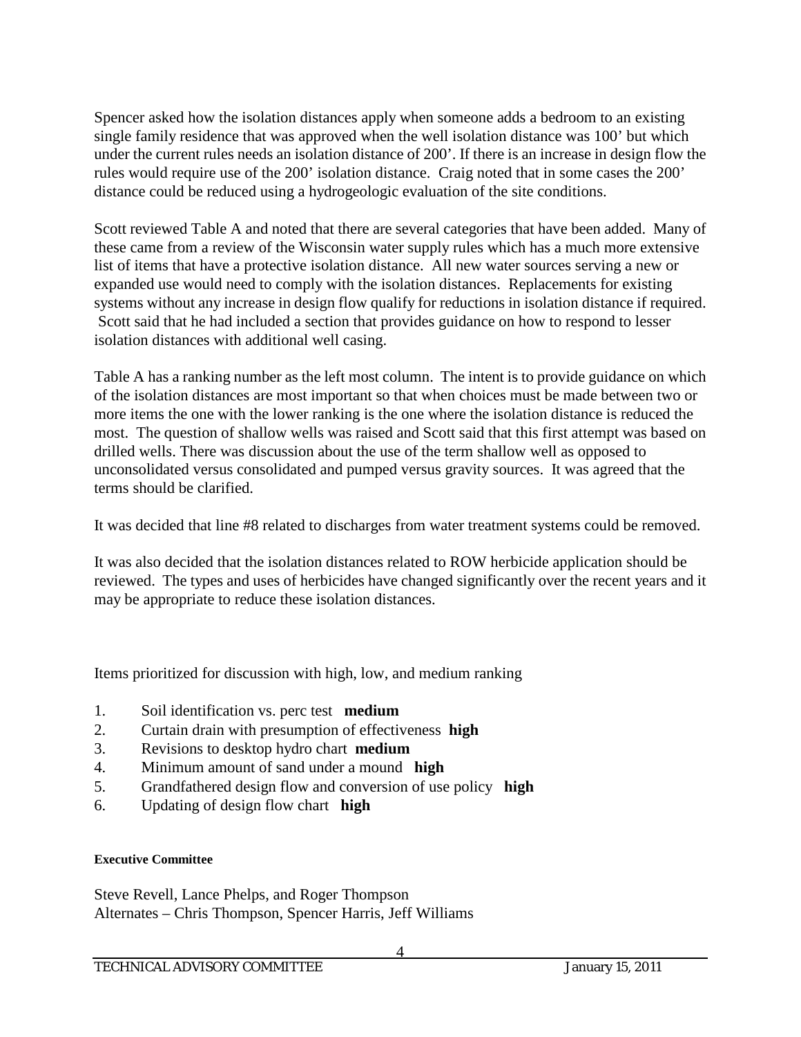Spencer asked how the isolation distances apply when someone adds a bedroom to an existing single family residence that was approved when the well isolation distance was 100' but which under the current rules needs an isolation distance of 200'. If there is an increase in design flow the rules would require use of the 200' isolation distance. Craig noted that in some cases the 200' distance could be reduced using a hydrogeologic evaluation of the site conditions.

Scott reviewed Table A and noted that there are several categories that have been added. Many of these came from a review of the Wisconsin water supply rules which has a much more extensive list of items that have a protective isolation distance. All new water sources serving a new or expanded use would need to comply with the isolation distances. Replacements for existing systems without any increase in design flow qualify for reductions in isolation distance if required. Scott said that he had included a section that provides guidance on how to respond to lesser isolation distances with additional well casing.

Table A has a ranking number as the left most column. The intent is to provide guidance on which of the isolation distances are most important so that when choices must be made between two or more items the one with the lower ranking is the one where the isolation distance is reduced the most. The question of shallow wells was raised and Scott said that this first attempt was based on drilled wells. There was discussion about the use of the term shallow well as opposed to unconsolidated versus consolidated and pumped versus gravity sources. It was agreed that the terms should be clarified.

It was decided that line #8 related to discharges from water treatment systems could be removed.

It was also decided that the isolation distances related to ROW herbicide application should be reviewed. The types and uses of herbicides have changed significantly over the recent years and it may be appropriate to reduce these isolation distances.

Items prioritized for discussion with high, low, and medium ranking

1. Soil identification vs. perc test **medium**
2. Curtain drain with presumption of effectiveness **high**
3. Revisions to desktop hydro chart **medium**
4. Minimum amount of sand under a mound **high**
5. Grandfathered design flow and conversion of use policy **high**
6. Updating of design flow chart **high**

#### Executive Committee

Steve Revell, Lance Phelps, and Roger Thompson
Alternates – Chris Thompson, Spencer Harris, Jeff Williams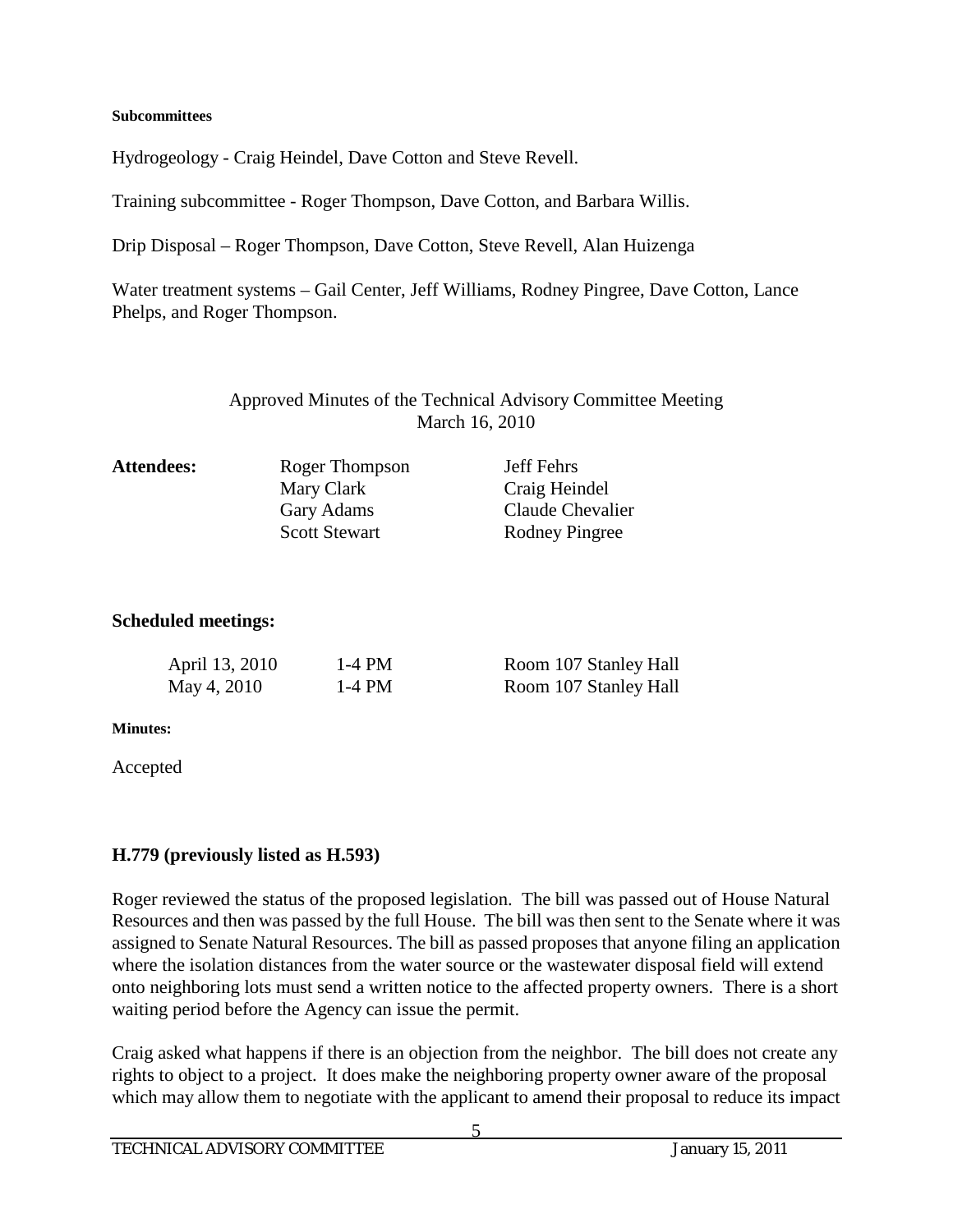**Subcommittees**

Hydrogeology - Craig Heindel, Dave Cotton and Steve Revell.

Training subcommittee - Roger Thompson, Dave Cotton, and Barbara Willis.

Drip Disposal – Roger Thompson, Dave Cotton, Steve Revell, Alan Huizenga

Water treatment systems – Gail Center, Jeff Williams, Rodney Pingree, Dave Cotton, Lance Phelps, and Roger Thompson.

Approved Minutes of the Technical Advisory Committee Meeting
March 16, 2010

| **Attendees:** | Roger Thompson | Jeff Fehrs |
|---|---|---|
| | Mary Clark | Craig Heindel |
| | Gary Adams | Claude Chevalier |
| | Scott Stewart | Rodney Pingree |

**Scheduled meetings:**

| | | |
|---|---|---|
| April 13, 2010 | 1-4 PM | Room 107 Stanley Hall |
| May 4, 2010 | 1-4 PM | Room 107 Stanley Hall |

**Minutes:**

Accepted

**H.779 (previously listed as H.593)**

Roger reviewed the status of the proposed legislation. The bill was passed out of House Natural Resources and then was passed by the full House. The bill was then sent to the Senate where it was assigned to Senate Natural Resources. The bill as passed proposes that anyone filing an application where the isolation distances from the water source or the wastewater disposal field will extend onto neighboring lots must send a written notice to the affected property owners. There is a short waiting period before the Agency can issue the permit.

Craig asked what happens if there is an objection from the neighbor. The bill does not create any rights to object to a project. It does make the neighboring property owner aware of the proposal which may allow them to negotiate with the applicant to amend their proposal to reduce its impact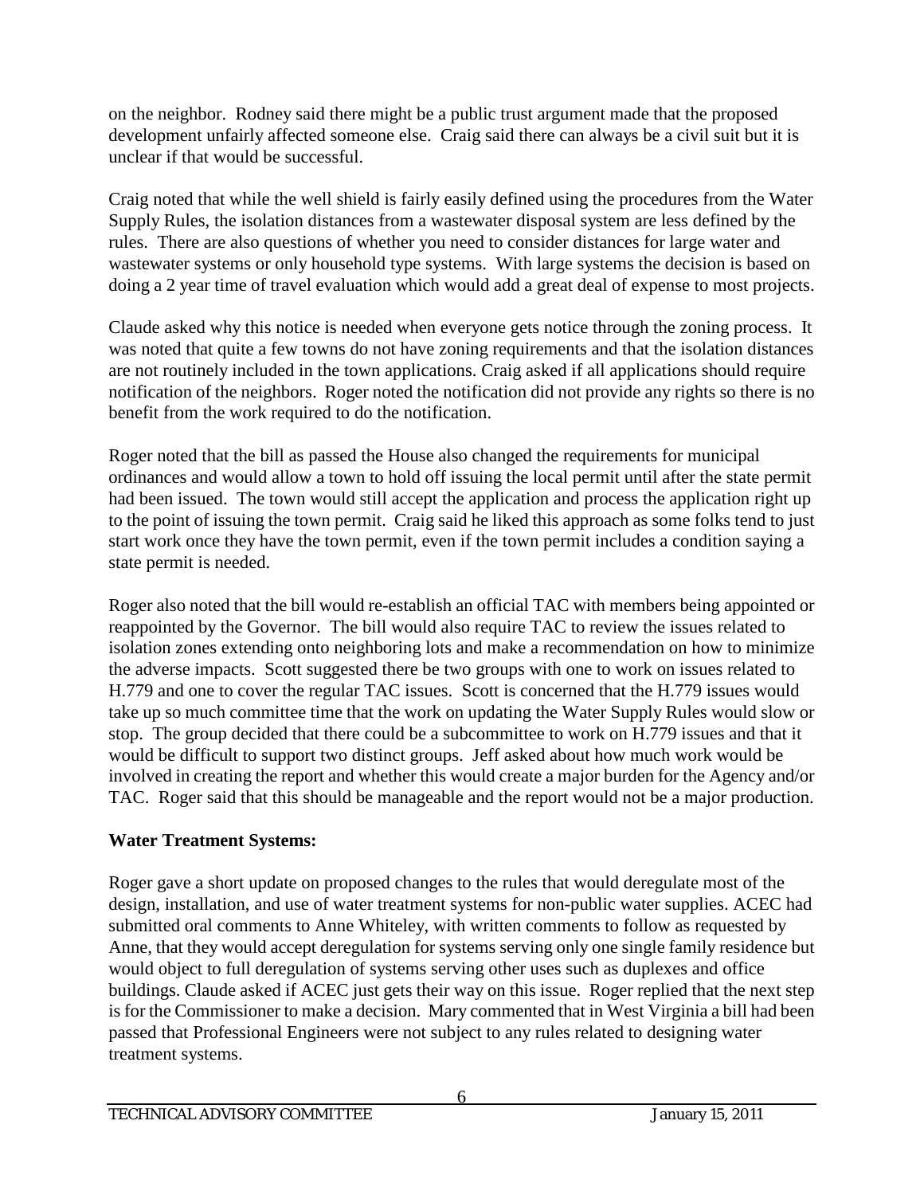on the neighbor. Rodney said there might be a public trust argument made that the proposed development unfairly affected someone else. Craig said there can always be a civil suit but it is unclear if that would be successful.

Craig noted that while the well shield is fairly easily defined using the procedures from the Water Supply Rules, the isolation distances from a wastewater disposal system are less defined by the rules. There are also questions of whether you need to consider distances for large water and wastewater systems or only household type systems. With large systems the decision is based on doing a 2 year time of travel evaluation which would add a great deal of expense to most projects.

Claude asked why this notice is needed when everyone gets notice through the zoning process. It was noted that quite a few towns do not have zoning requirements and that the isolation distances are not routinely included in the town applications. Craig asked if all applications should require notification of the neighbors. Roger noted the notification did not provide any rights so there is no benefit from the work required to do the notification.

Roger noted that the bill as passed the House also changed the requirements for municipal ordinances and would allow a town to hold off issuing the local permit until after the state permit had been issued. The town would still accept the application and process the application right up to the point of issuing the town permit. Craig said he liked this approach as some folks tend to just start work once they have the town permit, even if the town permit includes a condition saying a state permit is needed.

Roger also noted that the bill would re-establish an official TAC with members being appointed or reappointed by the Governor. The bill would also require TAC to review the issues related to isolation zones extending onto neighboring lots and make a recommendation on how to minimize the adverse impacts. Scott suggested there be two groups with one to work on issues related to H.779 and one to cover the regular TAC issues. Scott is concerned that the H.779 issues would take up so much committee time that the work on updating the Water Supply Rules would slow or stop. The group decided that there could be a subcommittee to work on H.779 issues and that it would be difficult to support two distinct groups. Jeff asked about how much work would be involved in creating the report and whether this would create a major burden for the Agency and/or TAC. Roger said that this should be manageable and the report would not be a major production.

**Water Treatment Systems:**

Roger gave a short update on proposed changes to the rules that would deregulate most of the design, installation, and use of water treatment systems for non-public water supplies. ACEC had submitted oral comments to Anne Whiteley, with written comments to follow as requested by Anne, that they would accept deregulation for systems serving only one single family residence but would object to full deregulation of systems serving other uses such as duplexes and office buildings. Claude asked if ACEC just gets their way on this issue. Roger replied that the next step is for the Commissioner to make a decision. Mary commented that in West Virginia a bill had been passed that Professional Engineers were not subject to any rules related to designing water treatment systems.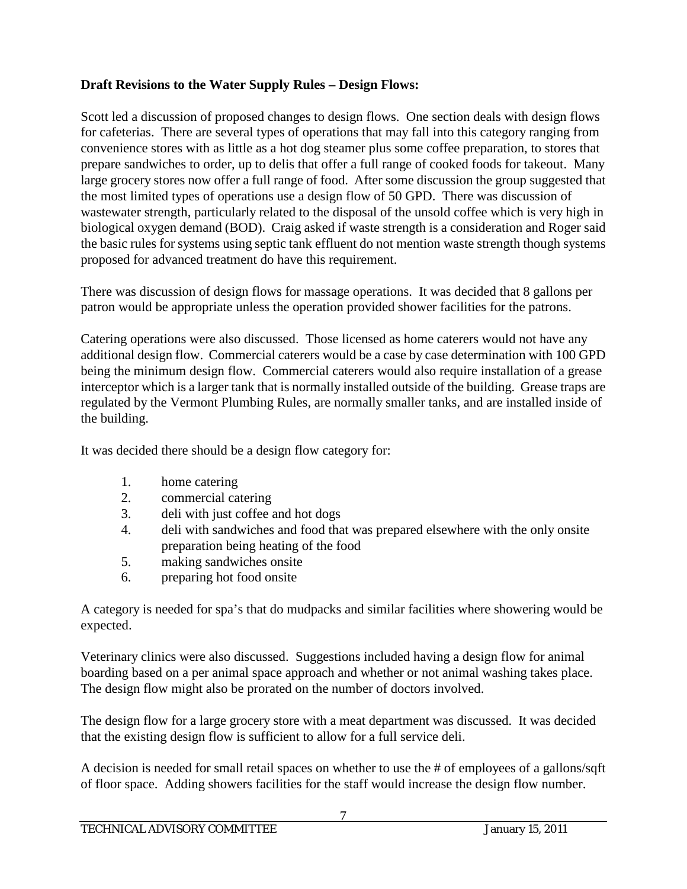**Draft Revisions to the Water Supply Rules – Design Flows:**

Scott led a discussion of proposed changes to design flows. One section deals with design flows for cafeterias. There are several types of operations that may fall into this category ranging from convenience stores with as little as a hot dog steamer plus some coffee preparation, to stores that prepare sandwiches to order, up to delis that offer a full range of cooked foods for takeout. Many large grocery stores now offer a full range of food. After some discussion the group suggested that the most limited types of operations use a design flow of 50 GPD. There was discussion of wastewater strength, particularly related to the disposal of the unsold coffee which is very high in biological oxygen demand (BOD). Craig asked if waste strength is a consideration and Roger said the basic rules for systems using septic tank effluent do not mention waste strength though systems proposed for advanced treatment do have this requirement.

There was discussion of design flows for massage operations. It was decided that 8 gallons per patron would be appropriate unless the operation provided shower facilities for the patrons.

Catering operations were also discussed. Those licensed as home caterers would not have any additional design flow. Commercial caterers would be a case by case determination with 100 GPD being the minimum design flow. Commercial caterers would also require installation of a grease interceptor which is a larger tank that is normally installed outside of the building. Grease traps are regulated by the Vermont Plumbing Rules, are normally smaller tanks, and are installed inside of the building.

It was decided there should be a design flow category for:

1. home catering
2. commercial catering
3. deli with just coffee and hot dogs
4. deli with sandwiches and food that was prepared elsewhere with the only onsite preparation being heating of the food
5. making sandwiches onsite
6. preparing hot food onsite

A category is needed for spa's that do mudpacks and similar facilities where showering would be expected.

Veterinary clinics were also discussed. Suggestions included having a design flow for animal boarding based on a per animal space approach and whether or not animal washing takes place. The design flow might also be prorated on the number of doctors involved.

The design flow for a large grocery store with a meat department was discussed. It was decided that the existing design flow is sufficient to allow for a full service deli.

A decision is needed for small retail spaces on whether to use the # of employees of a gallons/sqft of floor space. Adding showers facilities for the staff would increase the design flow number.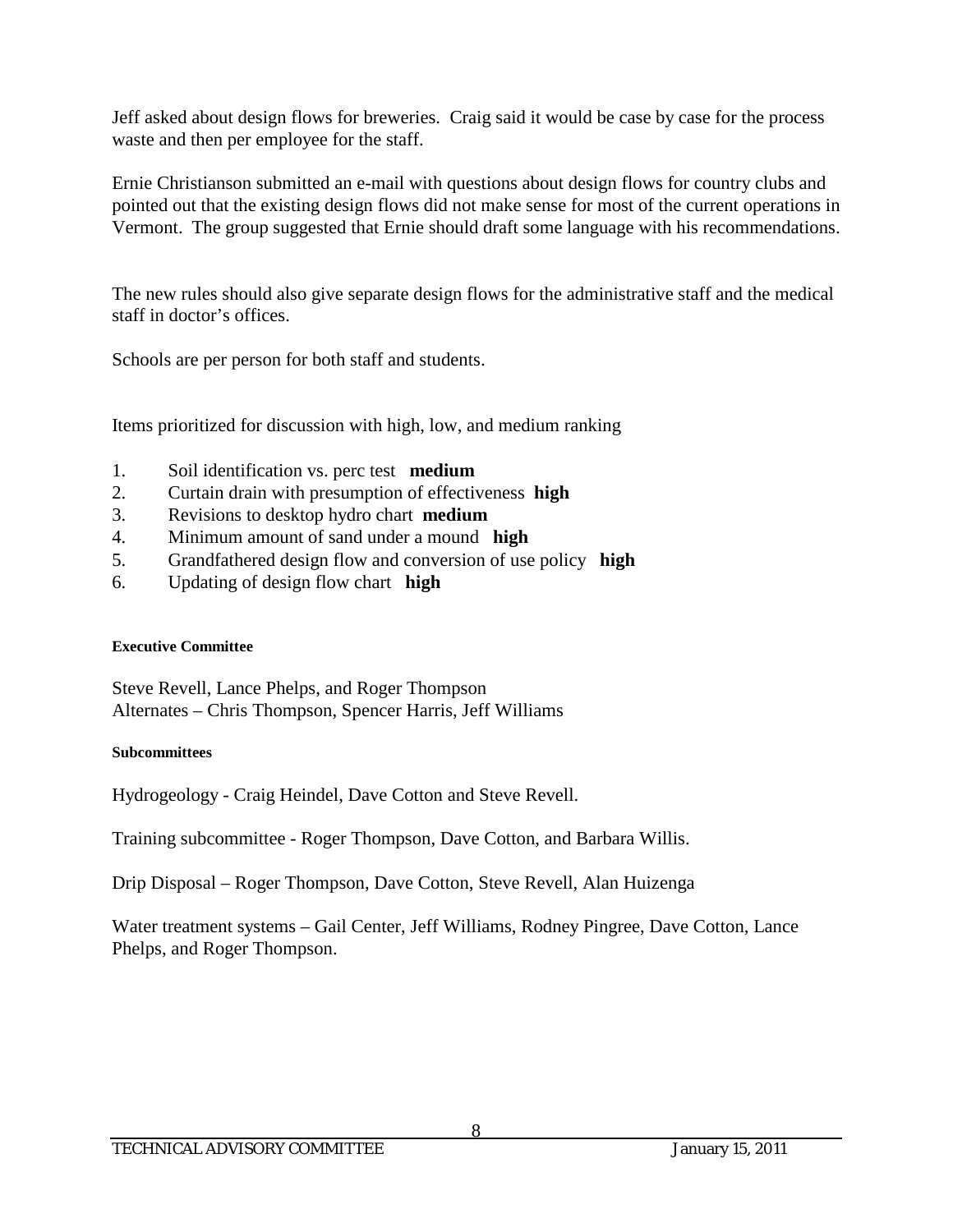Jeff asked about design flows for breweries. Craig said it would be case by case for the process waste and then per employee for the staff.

Ernie Christianson submitted an e-mail with questions about design flows for country clubs and pointed out that the existing design flows did not make sense for most of the current operations in Vermont. The group suggested that Ernie should draft some language with his recommendations.

The new rules should also give separate design flows for the administrative staff and the medical staff in doctor's offices.

Schools are per person for both staff and students.

Items prioritized for discussion with high, low, and medium ranking

1. Soil identification vs. perc test **medium**
2. Curtain drain with presumption of effectiveness **high**
3. Revisions to desktop hydro chart **medium**
4. Minimum amount of sand under a mound **high**
5. Grandfathered design flow and conversion of use policy **high**
6. Updating of design flow chart **high**

#### Executive Committee

Steve Revell, Lance Phelps, and Roger Thompson
Alternates – Chris Thompson, Spencer Harris, Jeff Williams

#### Subcommittees

Hydrogeology - Craig Heindel, Dave Cotton and Steve Revell.

Training subcommittee - Roger Thompson, Dave Cotton, and Barbara Willis.

Drip Disposal – Roger Thompson, Dave Cotton, Steve Revell, Alan Huizenga

Water treatment systems – Gail Center, Jeff Williams, Rodney Pingree, Dave Cotton, Lance Phelps, and Roger Thompson.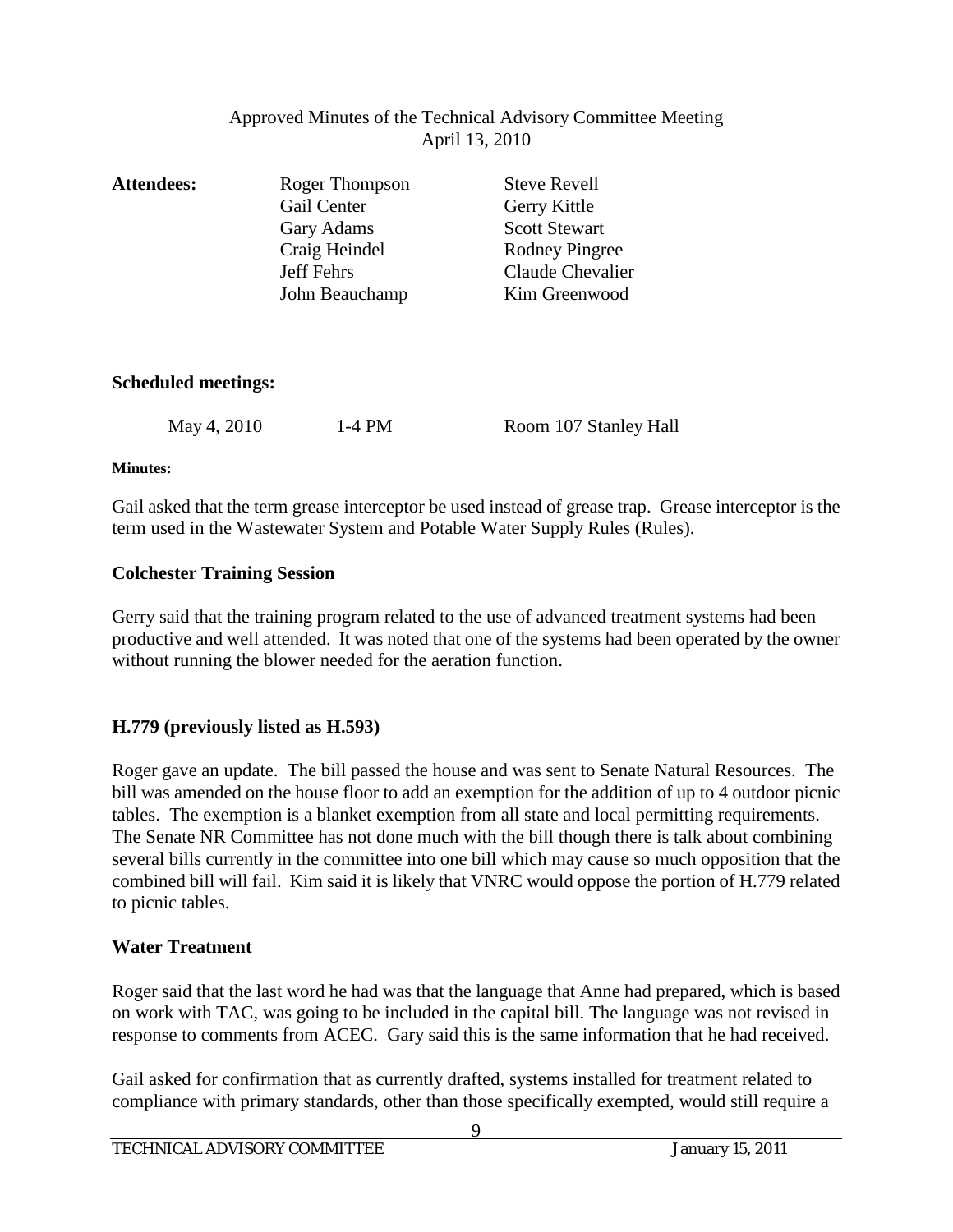Approved Minutes of the Technical Advisory Committee Meeting
April 13, 2010

| **Attendees:** | | |
|---|---|---|
| | Roger Thompson | Steve Revell |
| | Gail Center | Gerry Kittle |
| | Gary Adams | Scott Stewart |
| | Craig Heindel | Rodney Pingree |
| | Jeff Fehrs | Claude Chevalier |
| | John Beauchamp | Kim Greenwood |

**Scheduled meetings:**

May 4, 2010 &nbsp;&nbsp;&nbsp; 1-4 PM &nbsp;&nbsp;&nbsp; Room 107 Stanley Hall

**Minutes:**

Gail asked that the term grease interceptor be used instead of grease trap. Grease interceptor is the term used in the Wastewater System and Potable Water Supply Rules (Rules).

**Colchester Training Session**

Gerry said that the training program related to the use of advanced treatment systems had been productive and well attended. It was noted that one of the systems had been operated by the owner without running the blower needed for the aeration function.

**H.779 (previously listed as H.593)**

Roger gave an update. The bill passed the house and was sent to Senate Natural Resources. The bill was amended on the house floor to add an exemption for the addition of up to 4 outdoor picnic tables. The exemption is a blanket exemption from all state and local permitting requirements. The Senate NR Committee has not done much with the bill though there is talk about combining several bills currently in the committee into one bill which may cause so much opposition that the combined bill will fail. Kim said it is likely that VNRC would oppose the portion of H.779 related to picnic tables.

**Water Treatment**

Roger said that the last word he had was that the language that Anne had prepared, which is based on work with TAC, was going to be included in the capital bill. The language was not revised in response to comments from ACEC. Gary said this is the same information that he had received.

Gail asked for confirmation that as currently drafted, systems installed for treatment related to compliance with primary standards, other than those specifically exempted, would still require a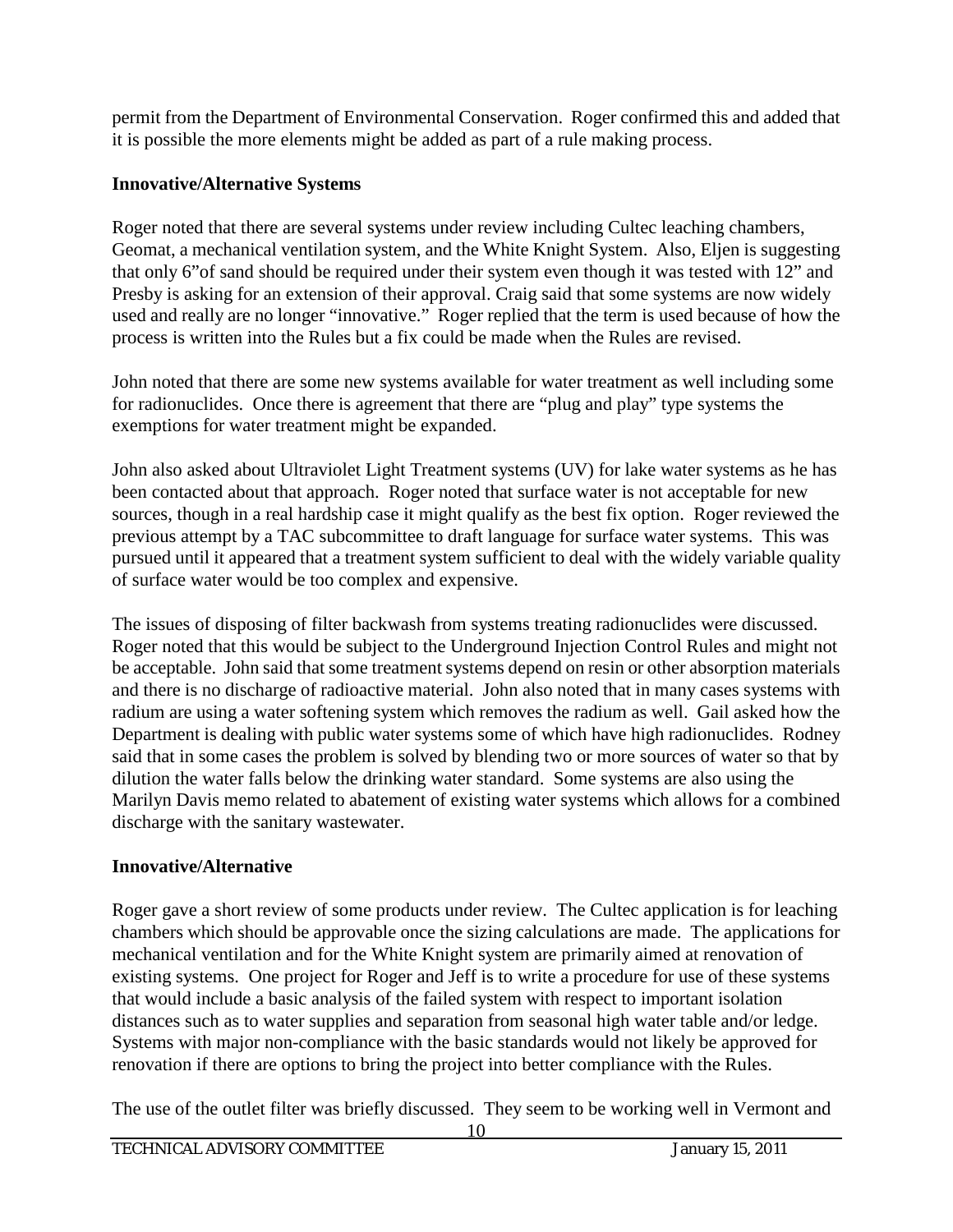permit from the Department of Environmental Conservation. Roger confirmed this and added that it is possible the more elements might be added as part of a rule making process.

**Innovative/Alternative Systems**

Roger noted that there are several systems under review including Cultec leaching chambers, Geomat, a mechanical ventilation system, and the White Knight System. Also, Eljen is suggesting that only 6"of sand should be required under their system even though it was tested with 12" and Presby is asking for an extension of their approval. Craig said that some systems are now widely used and really are no longer "innovative." Roger replied that the term is used because of how the process is written into the Rules but a fix could be made when the Rules are revised.

John noted that there are some new systems available for water treatment as well including some for radionuclides. Once there is agreement that there are "plug and play" type systems the exemptions for water treatment might be expanded.

John also asked about Ultraviolet Light Treatment systems (UV) for lake water systems as he has been contacted about that approach. Roger noted that surface water is not acceptable for new sources, though in a real hardship case it might qualify as the best fix option. Roger reviewed the previous attempt by a TAC subcommittee to draft language for surface water systems. This was pursued until it appeared that a treatment system sufficient to deal with the widely variable quality of surface water would be too complex and expensive.

The issues of disposing of filter backwash from systems treating radionuclides were discussed. Roger noted that this would be subject to the Underground Injection Control Rules and might not be acceptable. John said that some treatment systems depend on resin or other absorption materials and there is no discharge of radioactive material. John also noted that in many cases systems with radium are using a water softening system which removes the radium as well. Gail asked how the Department is dealing with public water systems some of which have high radionuclides. Rodney said that in some cases the problem is solved by blending two or more sources of water so that by dilution the water falls below the drinking water standard. Some systems are also using the Marilyn Davis memo related to abatement of existing water systems which allows for a combined discharge with the sanitary wastewater.

**Innovative/Alternative**

Roger gave a short review of some products under review. The Cultec application is for leaching chambers which should be approvable once the sizing calculations are made. The applications for mechanical ventilation and for the White Knight system are primarily aimed at renovation of existing systems. One project for Roger and Jeff is to write a procedure for use of these systems that would include a basic analysis of the failed system with respect to important isolation distances such as to water supplies and separation from seasonal high water table and/or ledge. Systems with major non-compliance with the basic standards would not likely be approved for renovation if there are options to bring the project into better compliance with the Rules.

The use of the outlet filter was briefly discussed. They seem to be working well in Vermont and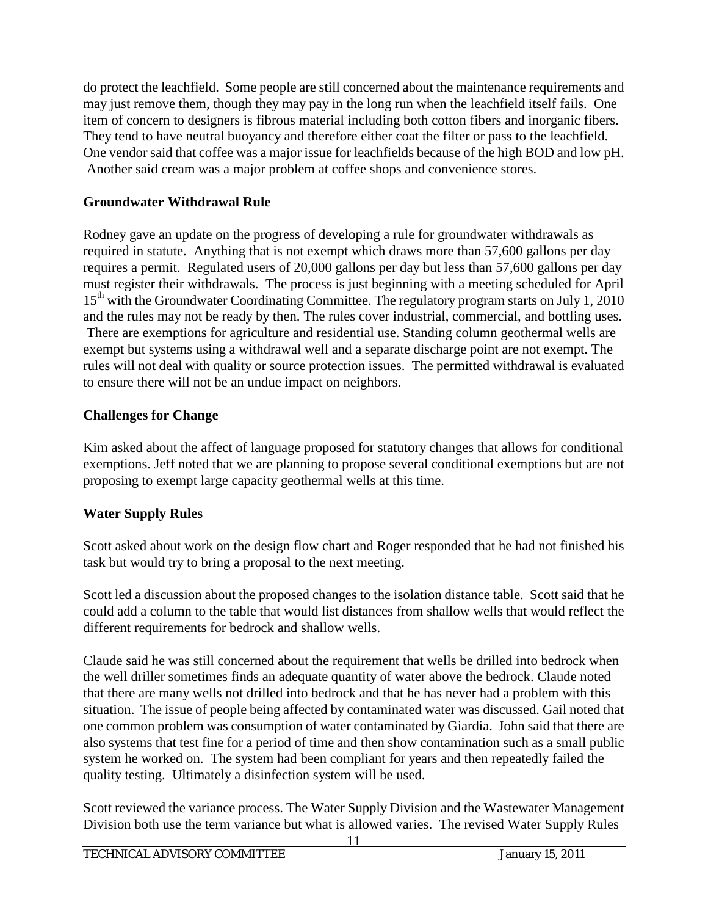do protect the leachfield. Some people are still concerned about the maintenance requirements and may just remove them, though they may pay in the long run when the leachfield itself fails. One item of concern to designers is fibrous material including both cotton fibers and inorganic fibers. They tend to have neutral buoyancy and therefore either coat the filter or pass to the leachfield. One vendor said that coffee was a major issue for leachfields because of the high BOD and low pH. Another said cream was a major problem at coffee shops and convenience stores.

**Groundwater Withdrawal Rule**

Rodney gave an update on the progress of developing a rule for groundwater withdrawals as required in statute. Anything that is not exempt which draws more than 57,600 gallons per day requires a permit. Regulated users of 20,000 gallons per day but less than 57,600 gallons per day must register their withdrawals. The process is just beginning with a meeting scheduled for April 15th with the Groundwater Coordinating Committee. The regulatory program starts on July 1, 2010 and the rules may not be ready by then. The rules cover industrial, commercial, and bottling uses. There are exemptions for agriculture and residential use. Standing column geothermal wells are exempt but systems using a withdrawal well and a separate discharge point are not exempt. The rules will not deal with quality or source protection issues. The permitted withdrawal is evaluated to ensure there will not be an undue impact on neighbors.

**Challenges for Change**

Kim asked about the affect of language proposed for statutory changes that allows for conditional exemptions. Jeff noted that we are planning to propose several conditional exemptions but are not proposing to exempt large capacity geothermal wells at this time.

**Water Supply Rules**

Scott asked about work on the design flow chart and Roger responded that he had not finished his task but would try to bring a proposal to the next meeting.

Scott led a discussion about the proposed changes to the isolation distance table. Scott said that he could add a column to the table that would list distances from shallow wells that would reflect the different requirements for bedrock and shallow wells.

Claude said he was still concerned about the requirement that wells be drilled into bedrock when the well driller sometimes finds an adequate quantity of water above the bedrock. Claude noted that there are many wells not drilled into bedrock and that he has never had a problem with this situation. The issue of people being affected by contaminated water was discussed. Gail noted that one common problem was consumption of water contaminated by Giardia. John said that there are also systems that test fine for a period of time and then show contamination such as a small public system he worked on. The system had been compliant for years and then repeatedly failed the quality testing. Ultimately a disinfection system will be used.

Scott reviewed the variance process. The Water Supply Division and the Wastewater Management Division both use the term variance but what is allowed varies. The revised Water Supply Rules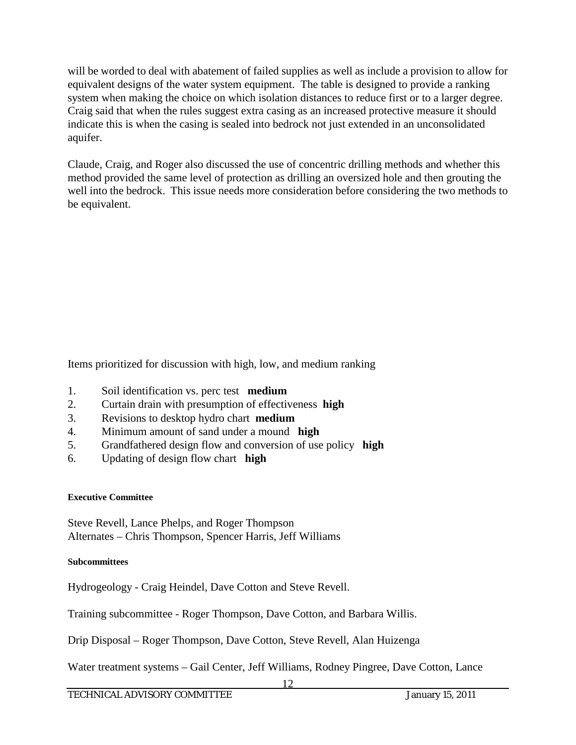will be worded to deal with abatement of failed supplies as well as include a provision to allow for equivalent designs of the water system equipment. The table is designed to provide a ranking system when making the choice on which isolation distances to reduce first or to a larger degree. Craig said that when the rules suggest extra casing as an increased protective measure it should indicate this is when the casing is sealed into bedrock not just extended in an unconsolidated aquifer.

Claude, Craig, and Roger also discussed the use of concentric drilling methods and whether this method provided the same level of protection as drilling an oversized hole and then grouting the well into the bedrock. This issue needs more consideration before considering the two methods to be equivalent.

Items prioritized for discussion with high, low, and medium ranking

1. Soil identification vs. perc test **medium**
2. Curtain drain with presumption of effectiveness **high**
3. Revisions to desktop hydro chart **medium**
4. Minimum amount of sand under a mound **high**
5. Grandfathered design flow and conversion of use policy **high**
6. Updating of design flow chart **high**

**Executive Committee**

Steve Revell, Lance Phelps, and Roger Thompson
Alternates – Chris Thompson, Spencer Harris, Jeff Williams

**Subcommittees**

Hydrogeology - Craig Heindel, Dave Cotton and Steve Revell.

Training subcommittee - Roger Thompson, Dave Cotton, and Barbara Willis.

Drip Disposal – Roger Thompson, Dave Cotton, Steve Revell, Alan Huizenga

Water treatment systems – Gail Center, Jeff Williams, Rodney Pingree, Dave Cotton, Lance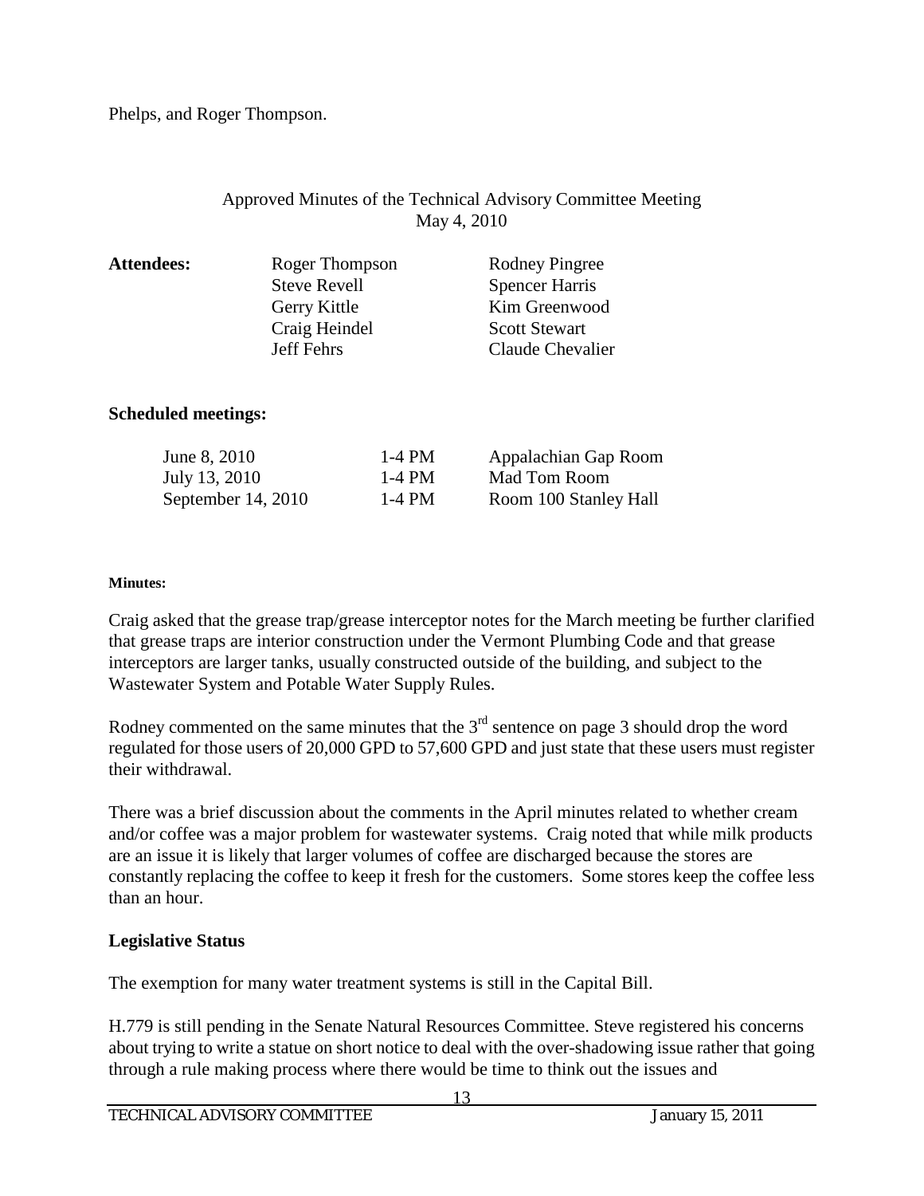Phelps, and Roger Thompson.

## Approved Minutes of the Technical Advisory Committee Meeting
May 4, 2010

| **Attendees:** | | |
|---|---|---|
| | Roger Thompson | Rodney Pingree |
| | Steve Revell | Spencer Harris |
| | Gerry Kittle | Kim Greenwood |
| | Craig Heindel | Scott Stewart |
| | Jeff Fehrs | Claude Chevalier |

**Scheduled meetings:**

| | | |
|---|---|---|
| June 8, 2010 | 1-4 PM | Appalachian Gap Room |
| July 13, 2010 | 1-4 PM | Mad Tom Room |
| September 14, 2010 | 1-4 PM | Room 100 Stanley Hall |

**Minutes:**

Craig asked that the grease trap/grease interceptor notes for the March meeting be further clarified that grease traps are interior construction under the Vermont Plumbing Code and that grease interceptors are larger tanks, usually constructed outside of the building, and subject to the Wastewater System and Potable Water Supply Rules.

Rodney commented on the same minutes that the 3rd sentence on page 3 should drop the word regulated for those users of 20,000 GPD to 57,600 GPD and just state that these users must register their withdrawal.

There was a brief discussion about the comments in the April minutes related to whether cream and/or coffee was a major problem for wastewater systems. Craig noted that while milk products are an issue it is likely that larger volumes of coffee are discharged because the stores are constantly replacing the coffee to keep it fresh for the customers. Some stores keep the coffee less than an hour.

**Legislative Status**

The exemption for many water treatment systems is still in the Capital Bill.

H.779 is still pending in the Senate Natural Resources Committee. Steve registered his concerns about trying to write a statue on short notice to deal with the over-shadowing issue rather that going through a rule making process where there would be time to think out the issues and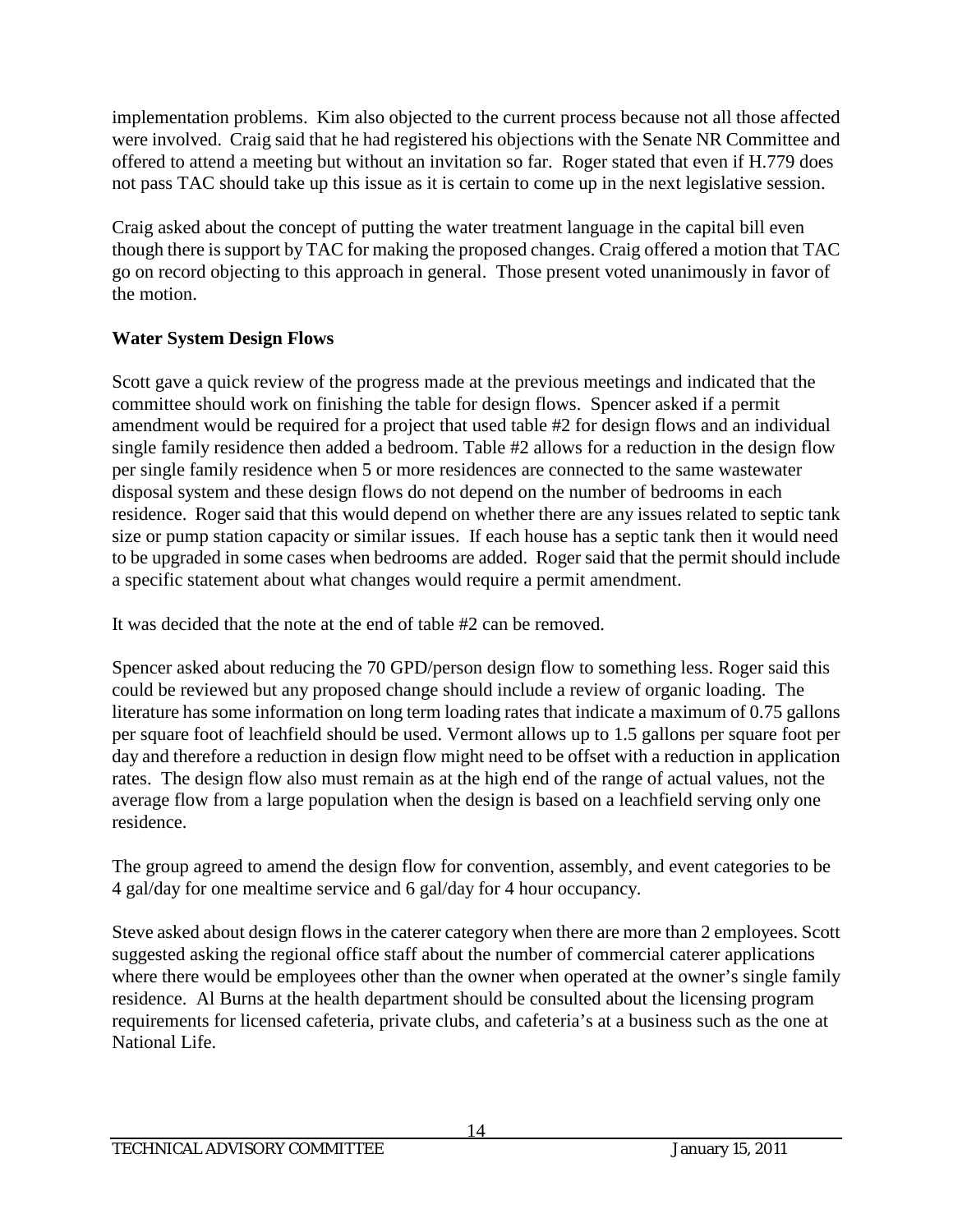implementation problems. Kim also objected to the current process because not all those affected were involved. Craig said that he had registered his objections with the Senate NR Committee and offered to attend a meeting but without an invitation so far. Roger stated that even if H.779 does not pass TAC should take up this issue as it is certain to come up in the next legislative session.

Craig asked about the concept of putting the water treatment language in the capital bill even though there is support by TAC for making the proposed changes. Craig offered a motion that TAC go on record objecting to this approach in general. Those present voted unanimously in favor of the motion.

**Water System Design Flows**

Scott gave a quick review of the progress made at the previous meetings and indicated that the committee should work on finishing the table for design flows. Spencer asked if a permit amendment would be required for a project that used table #2 for design flows and an individual single family residence then added a bedroom. Table #2 allows for a reduction in the design flow per single family residence when 5 or more residences are connected to the same wastewater disposal system and these design flows do not depend on the number of bedrooms in each residence. Roger said that this would depend on whether there are any issues related to septic tank size or pump station capacity or similar issues. If each house has a septic tank then it would need to be upgraded in some cases when bedrooms are added. Roger said that the permit should include a specific statement about what changes would require a permit amendment.

It was decided that the note at the end of table #2 can be removed.

Spencer asked about reducing the 70 GPD/person design flow to something less. Roger said this could be reviewed but any proposed change should include a review of organic loading. The literature has some information on long term loading rates that indicate a maximum of 0.75 gallons per square foot of leachfield should be used. Vermont allows up to 1.5 gallons per square foot per day and therefore a reduction in design flow might need to be offset with a reduction in application rates. The design flow also must remain as at the high end of the range of actual values, not the average flow from a large population when the design is based on a leachfield serving only one residence.

The group agreed to amend the design flow for convention, assembly, and event categories to be 4 gal/day for one mealtime service and 6 gal/day for 4 hour occupancy.

Steve asked about design flows in the caterer category when there are more than 2 employees. Scott suggested asking the regional office staff about the number of commercial caterer applications where there would be employees other than the owner when operated at the owner's single family residence. Al Burns at the health department should be consulted about the licensing program requirements for licensed cafeteria, private clubs, and cafeteria's at a business such as the one at National Life.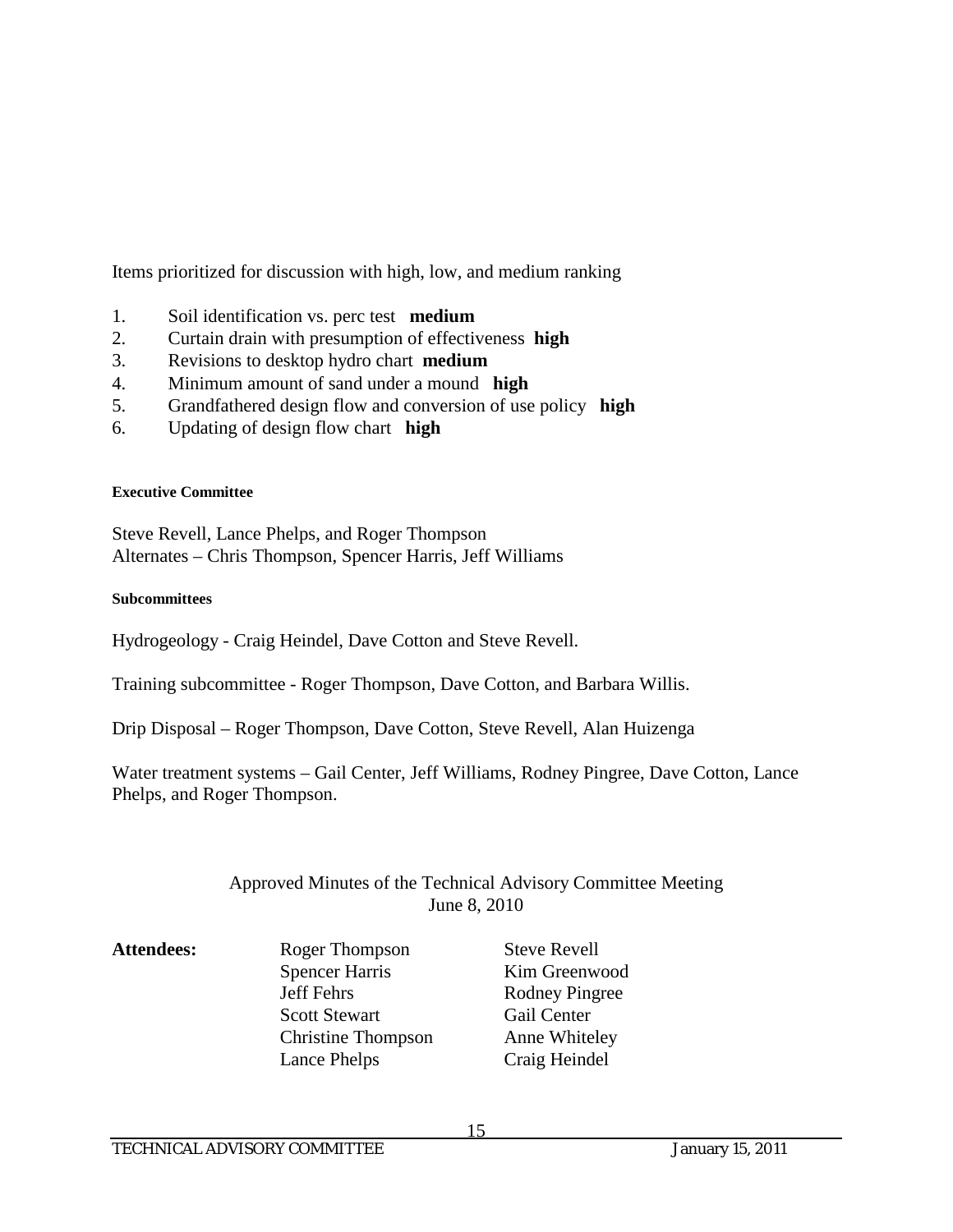Items prioritized for discussion with high, low, and medium ranking

1. Soil identification vs. perc test **medium**
2. Curtain drain with presumption of effectiveness **high**
3. Revisions to desktop hydro chart **medium**
4. Minimum amount of sand under a mound **high**
5. Grandfathered design flow and conversion of use policy **high**
6. Updating of design flow chart **high**

**Executive Committee**

Steve Revell, Lance Phelps, and Roger Thompson
Alternates – Chris Thompson, Spencer Harris, Jeff Williams

**Subcommittees**

Hydrogeology - Craig Heindel, Dave Cotton and Steve Revell.

Training subcommittee - Roger Thompson, Dave Cotton, and Barbara Willis.

Drip Disposal – Roger Thompson, Dave Cotton, Steve Revell, Alan Huizenga

Water treatment systems – Gail Center, Jeff Williams, Rodney Pingree, Dave Cotton, Lance Phelps, and Roger Thompson.

Approved Minutes of the Technical Advisory Committee Meeting
June 8, 2010

**Attendees:**

Roger Thompson
Spencer Harris
Jeff Fehrs
Scott Stewart
Christine Thompson
Lance Phelps
Steve Revell
Kim Greenwood
Rodney Pingree
Gail Center
Anne Whiteley
Craig Heindel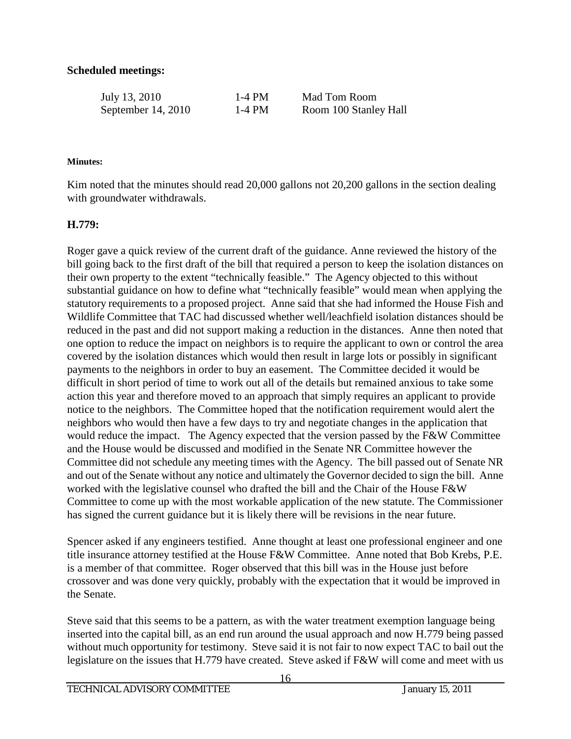**Scheduled meetings:**

| | | |
|---|---|---|
| July 13, 2010 | 1-4 PM | Mad Tom Room |
| September 14, 2010 | 1-4 PM | Room 100 Stanley Hall |

**Minutes:**

Kim noted that the minutes should read 20,000 gallons not 20,200 gallons in the section dealing with groundwater withdrawals.

**H.779:**

Roger gave a quick review of the current draft of the guidance. Anne reviewed the history of the bill going back to the first draft of the bill that required a person to keep the isolation distances on their own property to the extent "technically feasible." The Agency objected to this without substantial guidance on how to define what "technically feasible" would mean when applying the statutory requirements to a proposed project. Anne said that she had informed the House Fish and Wildlife Committee that TAC had discussed whether well/leachfield isolation distances should be reduced in the past and did not support making a reduction in the distances. Anne then noted that one option to reduce the impact on neighbors is to require the applicant to own or control the area covered by the isolation distances which would then result in large lots or possibly in significant payments to the neighbors in order to buy an easement. The Committee decided it would be difficult in short period of time to work out all of the details but remained anxious to take some action this year and therefore moved to an approach that simply requires an applicant to provide notice to the neighbors. The Committee hoped that the notification requirement would alert the neighbors who would then have a few days to try and negotiate changes in the application that would reduce the impact. The Agency expected that the version passed by the F&W Committee and the House would be discussed and modified in the Senate NR Committee however the Committee did not schedule any meeting times with the Agency. The bill passed out of Senate NR and out of the Senate without any notice and ultimately the Governor decided to sign the bill. Anne worked with the legislative counsel who drafted the bill and the Chair of the House F&W Committee to come up with the most workable application of the new statute. The Commissioner has signed the current guidance but it is likely there will be revisions in the near future.

Spencer asked if any engineers testified. Anne thought at least one professional engineer and one title insurance attorney testified at the House F&W Committee. Anne noted that Bob Krebs, P.E. is a member of that committee. Roger observed that this bill was in the House just before crossover and was done very quickly, probably with the expectation that it would be improved in the Senate.

Steve said that this seems to be a pattern, as with the water treatment exemption language being inserted into the capital bill, as an end run around the usual approach and now H.779 being passed without much opportunity for testimony. Steve said it is not fair to now expect TAC to bail out the legislature on the issues that H.779 have created. Steve asked if F&W will come and meet with us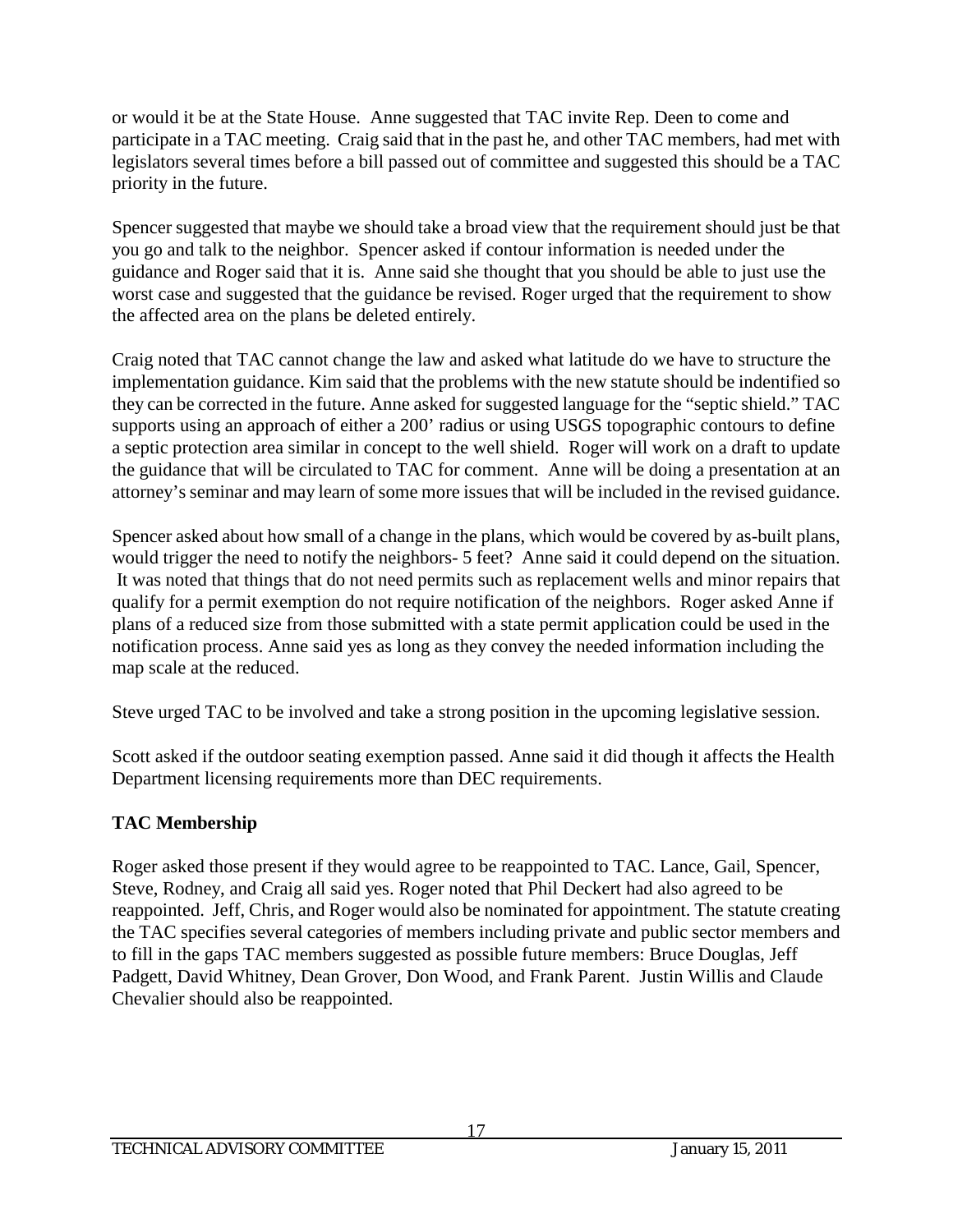or would it be at the State House. Anne suggested that TAC invite Rep. Deen to come and participate in a TAC meeting. Craig said that in the past he, and other TAC members, had met with legislators several times before a bill passed out of committee and suggested this should be a TAC priority in the future.

Spencer suggested that maybe we should take a broad view that the requirement should just be that you go and talk to the neighbor. Spencer asked if contour information is needed under the guidance and Roger said that it is. Anne said she thought that you should be able to just use the worst case and suggested that the guidance be revised. Roger urged that the requirement to show the affected area on the plans be deleted entirely.

Craig noted that TAC cannot change the law and asked what latitude do we have to structure the implementation guidance. Kim said that the problems with the new statute should be indentified so they can be corrected in the future. Anne asked for suggested language for the "septic shield." TAC supports using an approach of either a 200' radius or using USGS topographic contours to define a septic protection area similar in concept to the well shield. Roger will work on a draft to update the guidance that will be circulated to TAC for comment. Anne will be doing a presentation at an attorney's seminar and may learn of some more issues that will be included in the revised guidance.

Spencer asked about how small of a change in the plans, which would be covered by as-built plans, would trigger the need to notify the neighbors- 5 feet? Anne said it could depend on the situation. It was noted that things that do not need permits such as replacement wells and minor repairs that qualify for a permit exemption do not require notification of the neighbors. Roger asked Anne if plans of a reduced size from those submitted with a state permit application could be used in the notification process. Anne said yes as long as they convey the needed information including the map scale at the reduced.

Steve urged TAC to be involved and take a strong position in the upcoming legislative session.

Scott asked if the outdoor seating exemption passed. Anne said it did though it affects the Health Department licensing requirements more than DEC requirements.

**TAC Membership**

Roger asked those present if they would agree to be reappointed to TAC. Lance, Gail, Spencer, Steve, Rodney, and Craig all said yes. Roger noted that Phil Deckert had also agreed to be reappointed. Jeff, Chris, and Roger would also be nominated for appointment. The statute creating the TAC specifies several categories of members including private and public sector members and to fill in the gaps TAC members suggested as possible future members: Bruce Douglas, Jeff Padgett, David Whitney, Dean Grover, Don Wood, and Frank Parent. Justin Willis and Claude Chevalier should also be reappointed.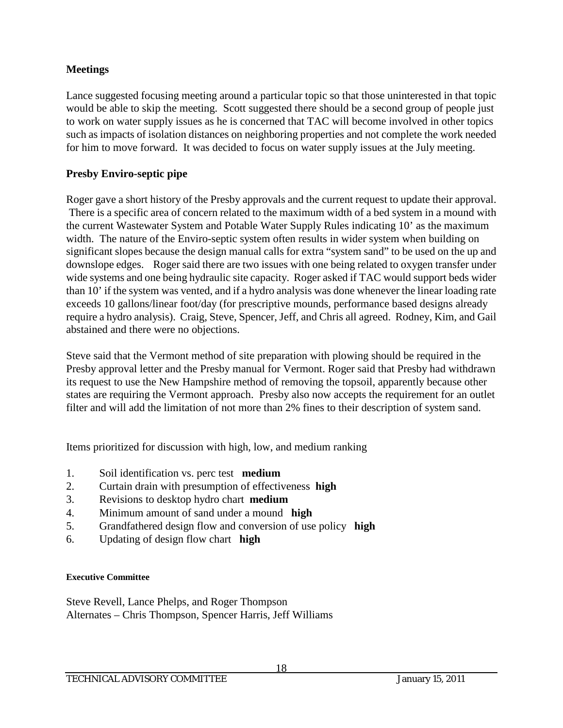### Meetings

Lance suggested focusing meeting around a particular topic so that those uninterested in that topic would be able to skip the meeting. Scott suggested there should be a second group of people just to work on water supply issues as he is concerned that TAC will become involved in other topics such as impacts of isolation distances on neighboring properties and not complete the work needed for him to move forward. It was decided to focus on water supply issues at the July meeting.

### Presby Enviro-septic pipe

Roger gave a short history of the Presby approvals and the current request to update their approval. There is a specific area of concern related to the maximum width of a bed system in a mound with the current Wastewater System and Potable Water Supply Rules indicating 10' as the maximum width. The nature of the Enviro-septic system often results in wider system when building on significant slopes because the design manual calls for extra "system sand" to be used on the up and downslope edges. Roger said there are two issues with one being related to oxygen transfer under wide systems and one being hydraulic site capacity. Roger asked if TAC would support beds wider than 10' if the system was vented, and if a hydro analysis was done whenever the linear loading rate exceeds 10 gallons/linear foot/day (for prescriptive mounds, performance based designs already require a hydro analysis). Craig, Steve, Spencer, Jeff, and Chris all agreed. Rodney, Kim, and Gail abstained and there were no objections.

Steve said that the Vermont method of site preparation with plowing should be required in the Presby approval letter and the Presby manual for Vermont. Roger said that Presby had withdrawn its request to use the New Hampshire method of removing the topsoil, apparently because other states are requiring the Vermont approach. Presby also now accepts the requirement for an outlet filter and will add the limitation of not more than 2% fines to their description of system sand.

Items prioritized for discussion with high, low, and medium ranking

1. Soil identification vs. perc test **medium**
2. Curtain drain with presumption of effectiveness **high**
3. Revisions to desktop hydro chart **medium**
4. Minimum amount of sand under a mound **high**
5. Grandfathered design flow and conversion of use policy **high**
6. Updating of design flow chart **high**

#### Executive Committee

Steve Revell, Lance Phelps, and Roger Thompson
Alternates – Chris Thompson, Spencer Harris, Jeff Williams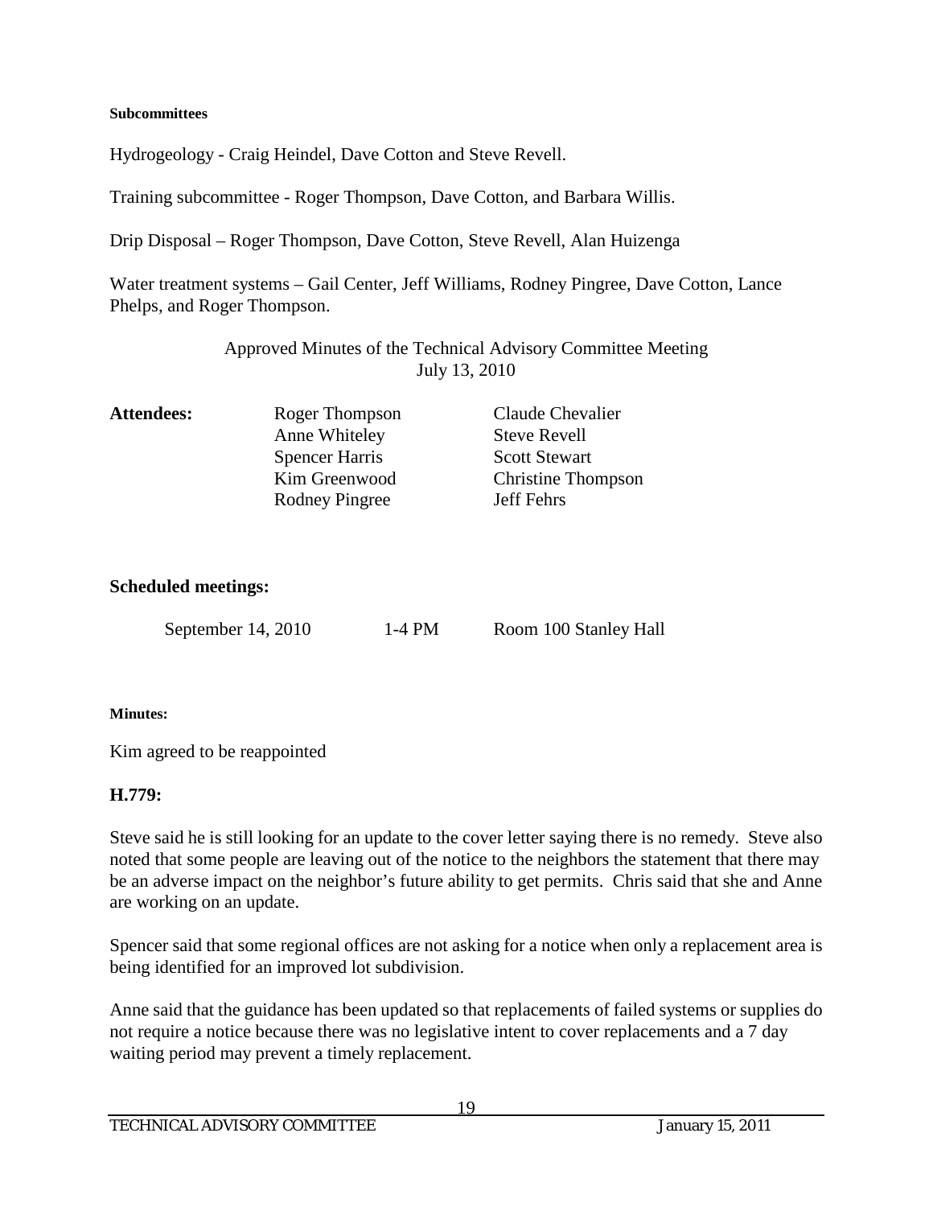**Subcommittees**

Hydrogeology - Craig Heindel, Dave Cotton and Steve Revell.

Training subcommittee - Roger Thompson, Dave Cotton, and Barbara Willis.

Drip Disposal – Roger Thompson, Dave Cotton, Steve Revell, Alan Huizenga

Water treatment systems – Gail Center, Jeff Williams, Rodney Pingree, Dave Cotton, Lance Phelps, and Roger Thompson.

Approved Minutes of the Technical Advisory Committee Meeting
July 13, 2010

**Attendees:**

| | |
|---|---|
| Roger Thompson | Claude Chevalier |
| Anne Whiteley | Steve Revell |
| Spencer Harris | Scott Stewart |
| Kim Greenwood | Christine Thompson |
| Rodney Pingree | Jeff Fehrs |

**Scheduled meetings:**

| | | |
|---|---|---|
| September 14, 2010 | 1-4 PM | Room 100 Stanley Hall |

**Minutes:**

Kim agreed to be reappointed

**H.779:**

Steve said he is still looking for an update to the cover letter saying there is no remedy. Steve also noted that some people are leaving out of the notice to the neighbors the statement that there may be an adverse impact on the neighbor's future ability to get permits. Chris said that she and Anne are working on an update.

Spencer said that some regional offices are not asking for a notice when only a replacement area is being identified for an improved lot subdivision.

Anne said that the guidance has been updated so that replacements of failed systems or supplies do not require a notice because there was no legislative intent to cover replacements and a 7 day waiting period may prevent a timely replacement.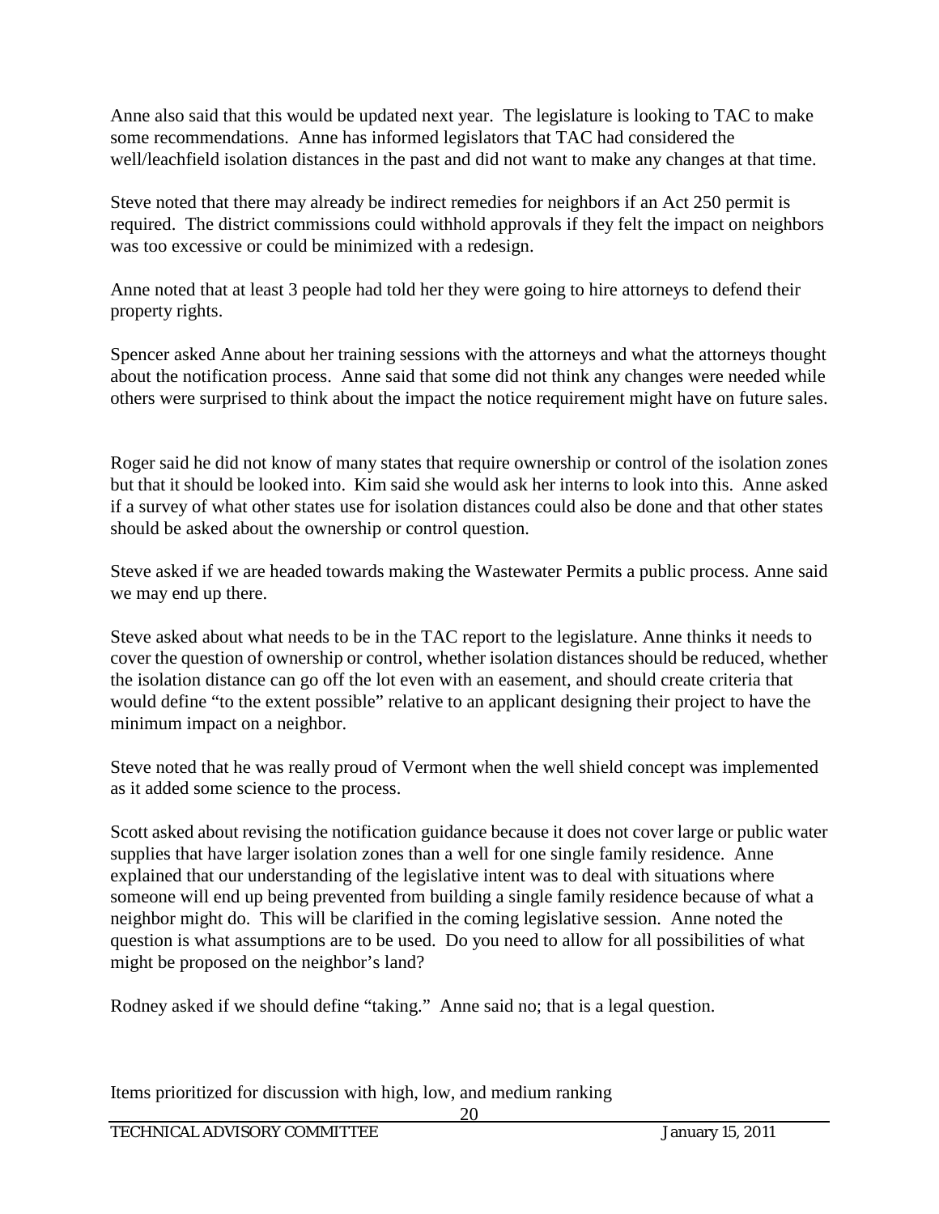Anne also said that this would be updated next year. The legislature is looking to TAC to make some recommendations. Anne has informed legislators that TAC had considered the well/leachfield isolation distances in the past and did not want to make any changes at that time.

Steve noted that there may already be indirect remedies for neighbors if an Act 250 permit is required. The district commissions could withhold approvals if they felt the impact on neighbors was too excessive or could be minimized with a redesign.

Anne noted that at least 3 people had told her they were going to hire attorneys to defend their property rights.

Spencer asked Anne about her training sessions with the attorneys and what the attorneys thought about the notification process. Anne said that some did not think any changes were needed while others were surprised to think about the impact the notice requirement might have on future sales.

Roger said he did not know of many states that require ownership or control of the isolation zones but that it should be looked into. Kim said she would ask her interns to look into this. Anne asked if a survey of what other states use for isolation distances could also be done and that other states should be asked about the ownership or control question.

Steve asked if we are headed towards making the Wastewater Permits a public process. Anne said we may end up there.

Steve asked about what needs to be in the TAC report to the legislature. Anne thinks it needs to cover the question of ownership or control, whether isolation distances should be reduced, whether the isolation distance can go off the lot even with an easement, and should create criteria that would define "to the extent possible" relative to an applicant designing their project to have the minimum impact on a neighbor.

Steve noted that he was really proud of Vermont when the well shield concept was implemented as it added some science to the process.

Scott asked about revising the notification guidance because it does not cover large or public water supplies that have larger isolation zones than a well for one single family residence. Anne explained that our understanding of the legislative intent was to deal with situations where someone will end up being prevented from building a single family residence because of what a neighbor might do. This will be clarified in the coming legislative session. Anne noted the question is what assumptions are to be used. Do you need to allow for all possibilities of what might be proposed on the neighbor's land?

Rodney asked if we should define "taking." Anne said no; that is a legal question.

Items prioritized for discussion with high, low, and medium ranking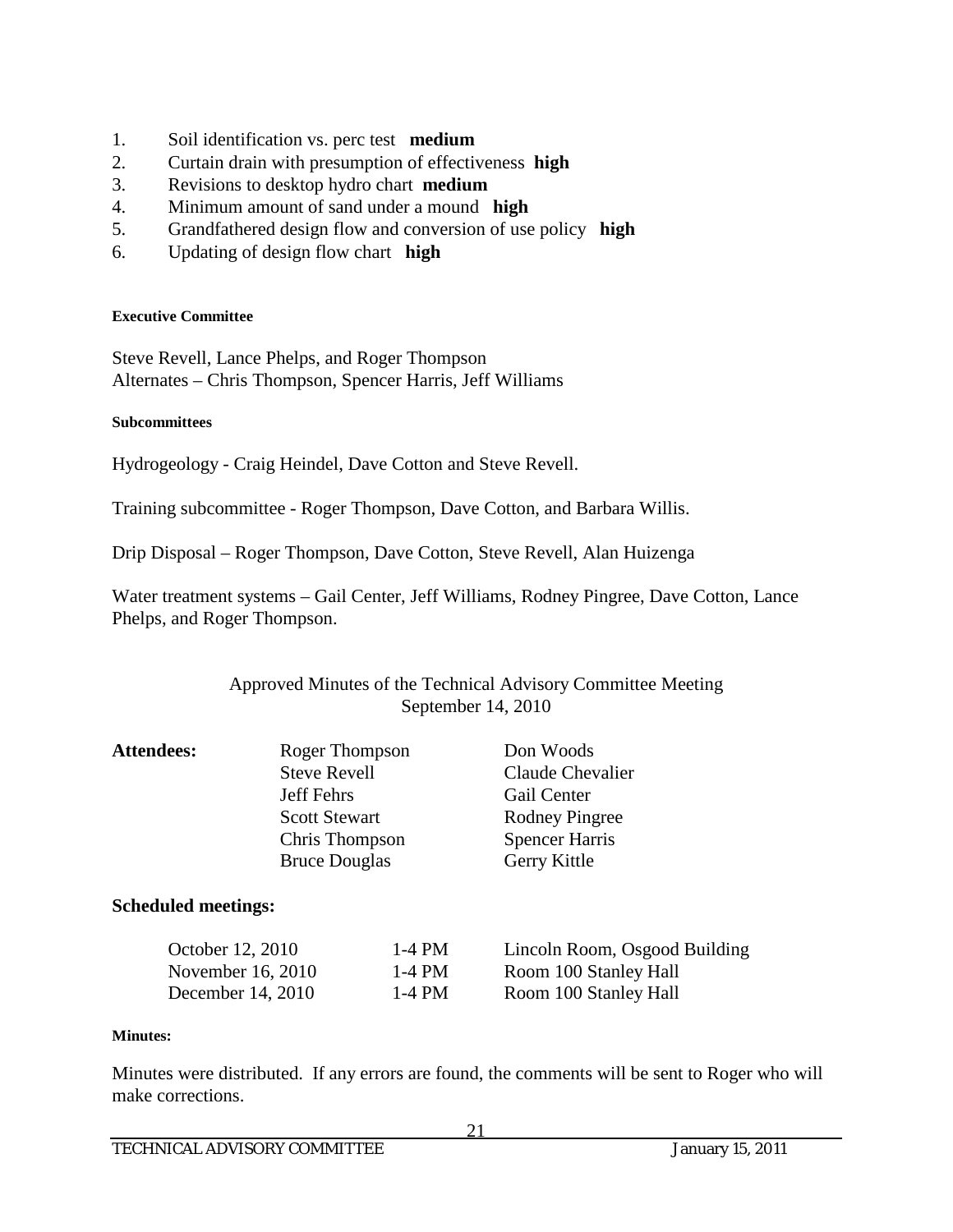1. Soil identification vs. perc test **medium**
2. Curtain drain with presumption of effectiveness **high**
3. Revisions to desktop hydro chart **medium**
4. Minimum amount of sand under a mound **high**
5. Grandfathered design flow and conversion of use policy **high**
6. Updating of design flow chart **high**

**Executive Committee**

Steve Revell, Lance Phelps, and Roger Thompson
Alternates – Chris Thompson, Spencer Harris, Jeff Williams

**Subcommittees**

Hydrogeology - Craig Heindel, Dave Cotton and Steve Revell.

Training subcommittee - Roger Thompson, Dave Cotton, and Barbara Willis.

Drip Disposal – Roger Thompson, Dave Cotton, Steve Revell, Alan Huizenga

Water treatment systems – Gail Center, Jeff Williams, Rodney Pingree, Dave Cotton, Lance Phelps, and Roger Thompson.

Approved Minutes of the Technical Advisory Committee Meeting
September 14, 2010

| **Attendees:** | Roger Thompson | Don Woods |
|---|---|---|
| | Steve Revell | Claude Chevalier |
| | Jeff Fehrs | Gail Center |
| | Scott Stewart | Rodney Pingree |
| | Chris Thompson | Spencer Harris |
| | Bruce Douglas | Gerry Kittle |

**Scheduled meetings:**

| | | |
|---|---|---|
| October 12, 2010 | 1-4 PM | Lincoln Room, Osgood Building |
| November 16, 2010 | 1-4 PM | Room 100 Stanley Hall |
| December 14, 2010 | 1-4 PM | Room 100 Stanley Hall |

**Minutes:**

Minutes were distributed. If any errors are found, the comments will be sent to Roger who will make corrections.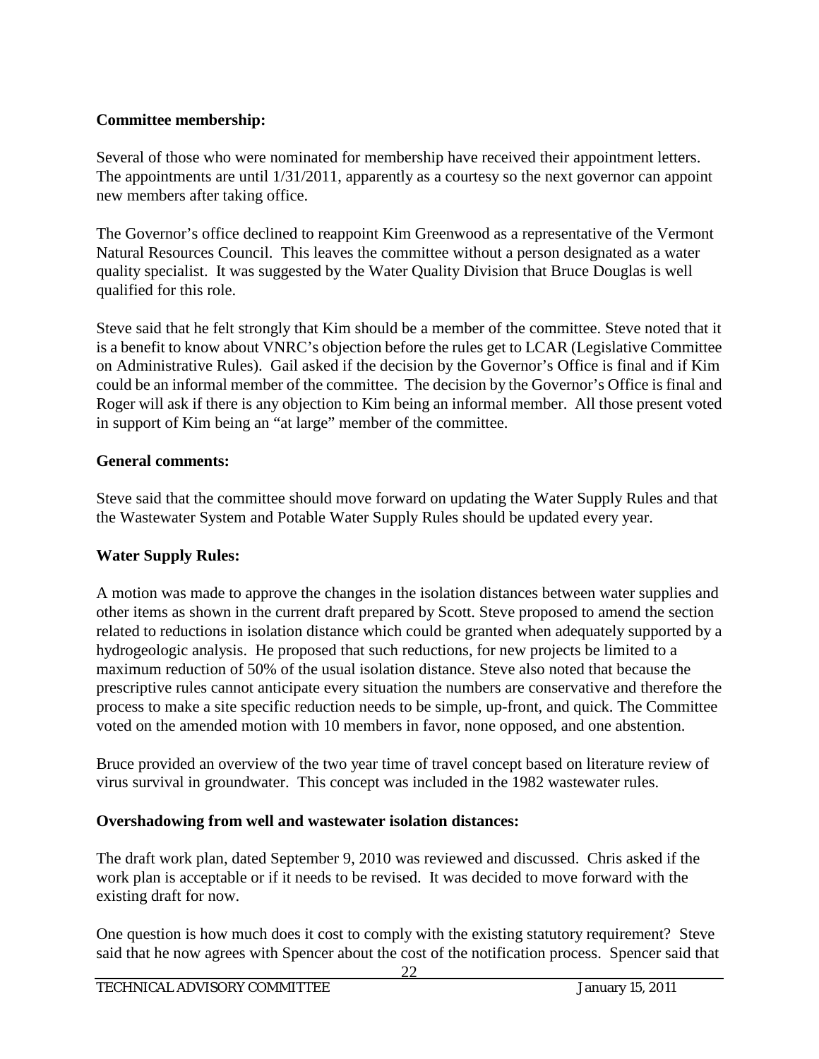**Committee membership:**

Several of those who were nominated for membership have received their appointment letters. The appointments are until 1/31/2011, apparently as a courtesy so the next governor can appoint new members after taking office.

The Governor's office declined to reappoint Kim Greenwood as a representative of the Vermont Natural Resources Council. This leaves the committee without a person designated as a water quality specialist. It was suggested by the Water Quality Division that Bruce Douglas is well qualified for this role.

Steve said that he felt strongly that Kim should be a member of the committee. Steve noted that it is a benefit to know about VNRC's objection before the rules get to LCAR (Legislative Committee on Administrative Rules). Gail asked if the decision by the Governor's Office is final and if Kim could be an informal member of the committee. The decision by the Governor's Office is final and Roger will ask if there is any objection to Kim being an informal member. All those present voted in support of Kim being an "at large" member of the committee.

**General comments:**

Steve said that the committee should move forward on updating the Water Supply Rules and that the Wastewater System and Potable Water Supply Rules should be updated every year.

**Water Supply Rules:**

A motion was made to approve the changes in the isolation distances between water supplies and other items as shown in the current draft prepared by Scott. Steve proposed to amend the section related to reductions in isolation distance which could be granted when adequately supported by a hydrogeologic analysis. He proposed that such reductions, for new projects be limited to a maximum reduction of 50% of the usual isolation distance. Steve also noted that because the prescriptive rules cannot anticipate every situation the numbers are conservative and therefore the process to make a site specific reduction needs to be simple, up-front, and quick. The Committee voted on the amended motion with 10 members in favor, none opposed, and one abstention.

Bruce provided an overview of the two year time of travel concept based on literature review of virus survival in groundwater. This concept was included in the 1982 wastewater rules.

**Overshadowing from well and wastewater isolation distances:**

The draft work plan, dated September 9, 2010 was reviewed and discussed. Chris asked if the work plan is acceptable or if it needs to be revised. It was decided to move forward with the existing draft for now.

One question is how much does it cost to comply with the existing statutory requirement? Steve said that he now agrees with Spencer about the cost of the notification process. Spencer said that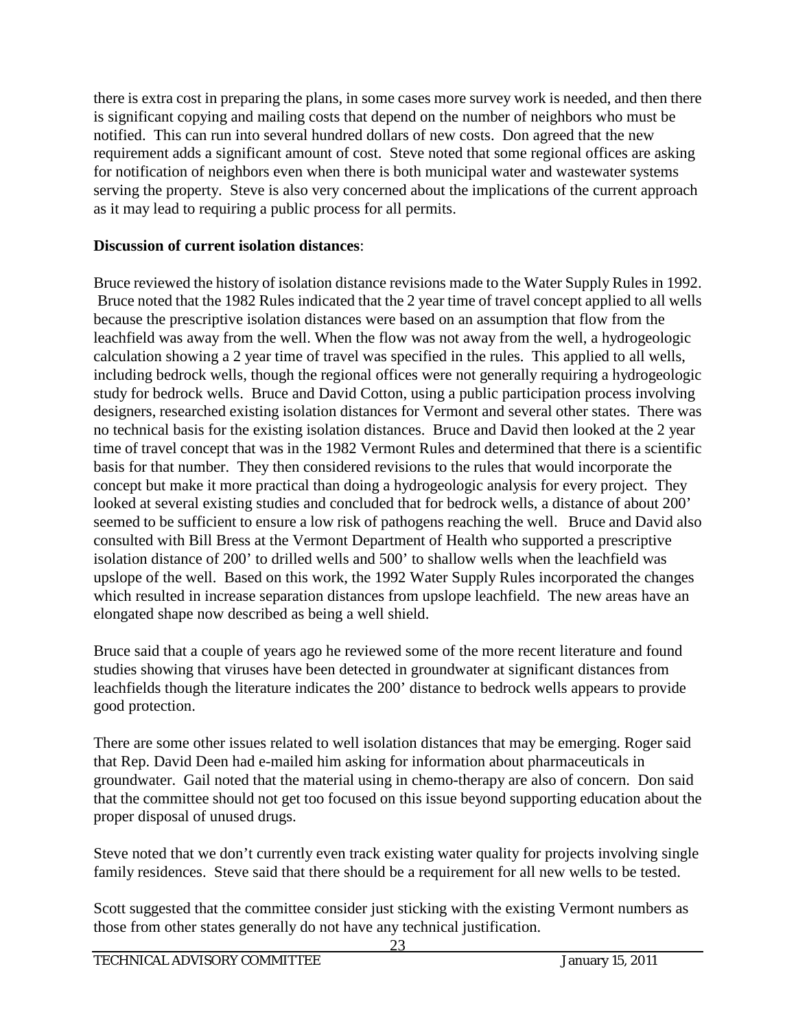there is extra cost in preparing the plans, in some cases more survey work is needed, and then there is significant copying and mailing costs that depend on the number of neighbors who must be notified. This can run into several hundred dollars of new costs. Don agreed that the new requirement adds a significant amount of cost. Steve noted that some regional offices are asking for notification of neighbors even when there is both municipal water and wastewater systems serving the property. Steve is also very concerned about the implications of the current approach as it may lead to requiring a public process for all permits.

**Discussion of current isolation distances**:

Bruce reviewed the history of isolation distance revisions made to the Water Supply Rules in 1992. Bruce noted that the 1982 Rules indicated that the 2 year time of travel concept applied to all wells because the prescriptive isolation distances were based on an assumption that flow from the leachfield was away from the well. When the flow was not away from the well, a hydrogeologic calculation showing a 2 year time of travel was specified in the rules. This applied to all wells, including bedrock wells, though the regional offices were not generally requiring a hydrogeologic study for bedrock wells. Bruce and David Cotton, using a public participation process involving designers, researched existing isolation distances for Vermont and several other states. There was no technical basis for the existing isolation distances. Bruce and David then looked at the 2 year time of travel concept that was in the 1982 Vermont Rules and determined that there is a scientific basis for that number. They then considered revisions to the rules that would incorporate the concept but make it more practical than doing a hydrogeologic analysis for every project. They looked at several existing studies and concluded that for bedrock wells, a distance of about 200' seemed to be sufficient to ensure a low risk of pathogens reaching the well. Bruce and David also consulted with Bill Bress at the Vermont Department of Health who supported a prescriptive isolation distance of 200' to drilled wells and 500' to shallow wells when the leachfield was upslope of the well. Based on this work, the 1992 Water Supply Rules incorporated the changes which resulted in increase separation distances from upslope leachfield. The new areas have an elongated shape now described as being a well shield.

Bruce said that a couple of years ago he reviewed some of the more recent literature and found studies showing that viruses have been detected in groundwater at significant distances from leachfields though the literature indicates the 200' distance to bedrock wells appears to provide good protection.

There are some other issues related to well isolation distances that may be emerging. Roger said that Rep. David Deen had e-mailed him asking for information about pharmaceuticals in groundwater. Gail noted that the material using in chemo-therapy are also of concern. Don said that the committee should not get too focused on this issue beyond supporting education about the proper disposal of unused drugs.

Steve noted that we don't currently even track existing water quality for projects involving single family residences. Steve said that there should be a requirement for all new wells to be tested.

Scott suggested that the committee consider just sticking with the existing Vermont numbers as those from other states generally do not have any technical justification.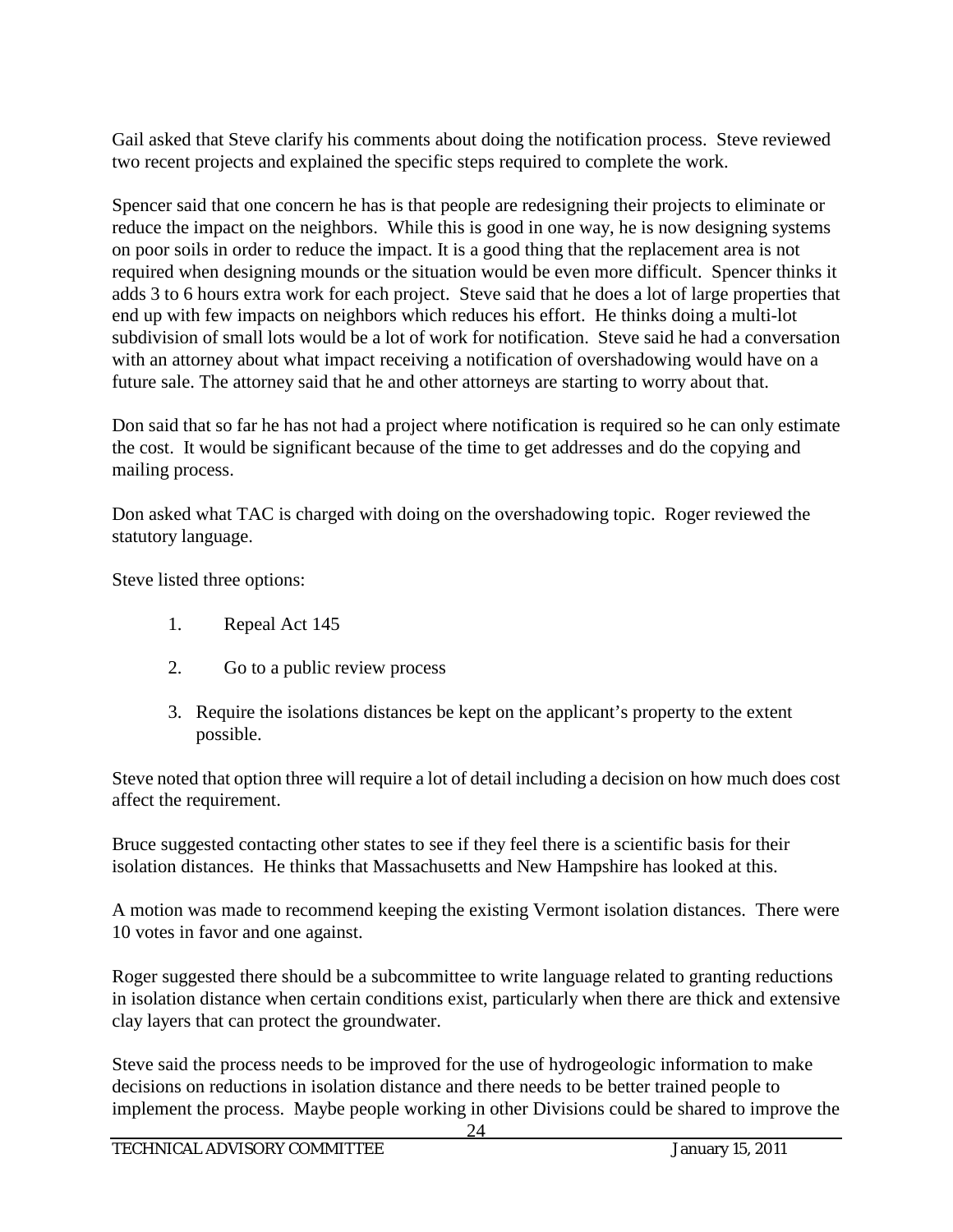Gail asked that Steve clarify his comments about doing the notification process. Steve reviewed two recent projects and explained the specific steps required to complete the work.

Spencer said that one concern he has is that people are redesigning their projects to eliminate or reduce the impact on the neighbors. While this is good in one way, he is now designing systems on poor soils in order to reduce the impact. It is a good thing that the replacement area is not required when designing mounds or the situation would be even more difficult. Spencer thinks it adds 3 to 6 hours extra work for each project. Steve said that he does a lot of large properties that end up with few impacts on neighbors which reduces his effort. He thinks doing a multi-lot subdivision of small lots would be a lot of work for notification. Steve said he had a conversation with an attorney about what impact receiving a notification of overshadowing would have on a future sale. The attorney said that he and other attorneys are starting to worry about that.

Don said that so far he has not had a project where notification is required so he can only estimate the cost. It would be significant because of the time to get addresses and do the copying and mailing process.

Don asked what TAC is charged with doing on the overshadowing topic. Roger reviewed the statutory language.

Steve listed three options:

1. Repeal Act 145
2. Go to a public review process
3. Require the isolations distances be kept on the applicant's property to the extent possible.

Steve noted that option three will require a lot of detail including a decision on how much does cost affect the requirement.

Bruce suggested contacting other states to see if they feel there is a scientific basis for their isolation distances. He thinks that Massachusetts and New Hampshire has looked at this.

A motion was made to recommend keeping the existing Vermont isolation distances. There were 10 votes in favor and one against.

Roger suggested there should be a subcommittee to write language related to granting reductions in isolation distance when certain conditions exist, particularly when there are thick and extensive clay layers that can protect the groundwater.

Steve said the process needs to be improved for the use of hydrogeologic information to make decisions on reductions in isolation distance and there needs to be better trained people to implement the process. Maybe people working in other Divisions could be shared to improve the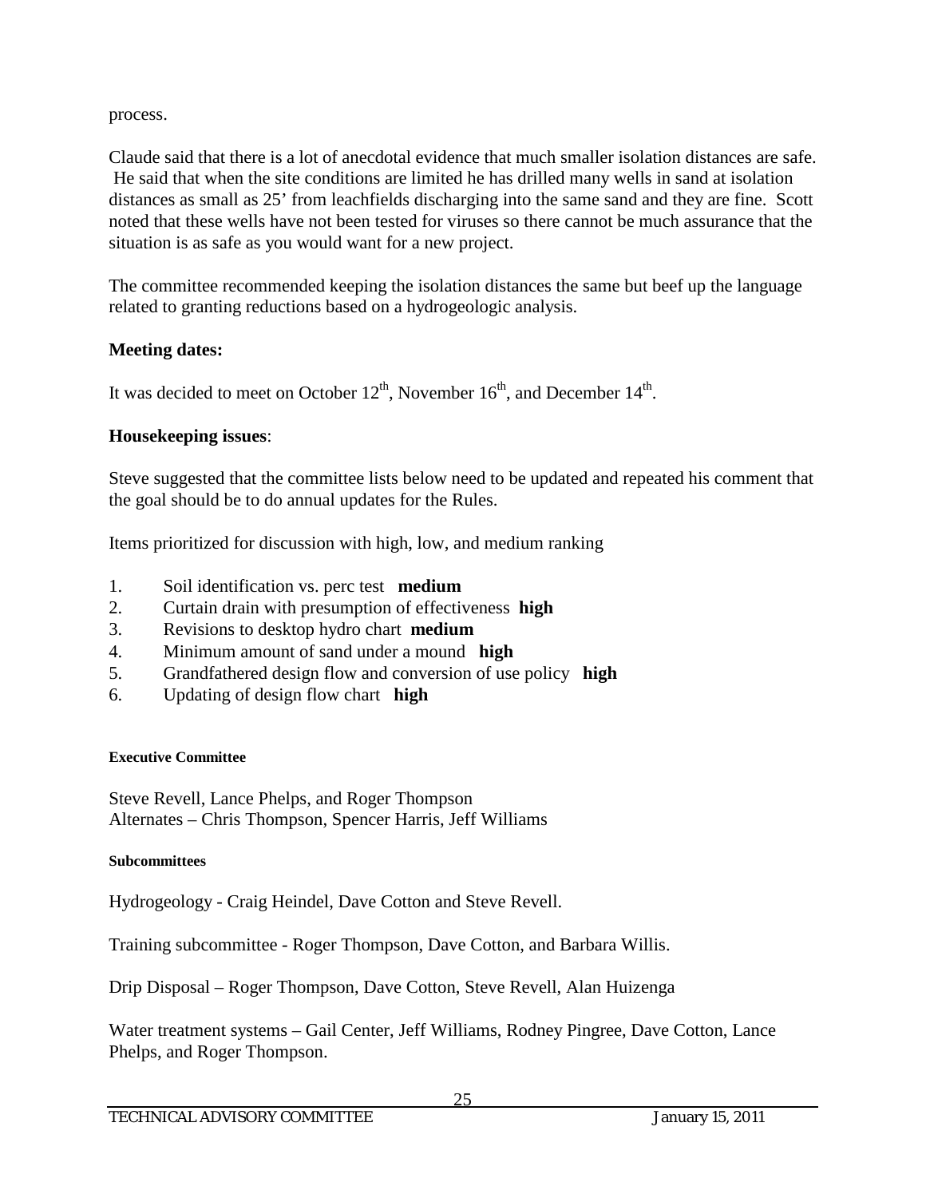process.

Claude said that there is a lot of anecdotal evidence that much smaller isolation distances are safe. He said that when the site conditions are limited he has drilled many wells in sand at isolation distances as small as 25' from leachfields discharging into the same sand and they are fine. Scott noted that these wells have not been tested for viruses so there cannot be much assurance that the situation is as safe as you would want for a new project.

The committee recommended keeping the isolation distances the same but beef up the language related to granting reductions based on a hydrogeologic analysis.

**Meeting dates:**

It was decided to meet on October 12th, November 16th, and December 14th.

**Housekeeping issues**:

Steve suggested that the committee lists below need to be updated and repeated his comment that the goal should be to do annual updates for the Rules.

Items prioritized for discussion with high, low, and medium ranking

1. Soil identification vs. perc test **medium**
2. Curtain drain with presumption of effectiveness **high**
3. Revisions to desktop hydro chart **medium**
4. Minimum amount of sand under a mound **high**
5. Grandfathered design flow and conversion of use policy **high**
6. Updating of design flow chart **high**

#### Executive Committee

Steve Revell, Lance Phelps, and Roger Thompson
Alternates – Chris Thompson, Spencer Harris, Jeff Williams

#### Subcommittees

Hydrogeology - Craig Heindel, Dave Cotton and Steve Revell.

Training subcommittee - Roger Thompson, Dave Cotton, and Barbara Willis.

Drip Disposal – Roger Thompson, Dave Cotton, Steve Revell, Alan Huizenga

Water treatment systems – Gail Center, Jeff Williams, Rodney Pingree, Dave Cotton, Lance Phelps, and Roger Thompson.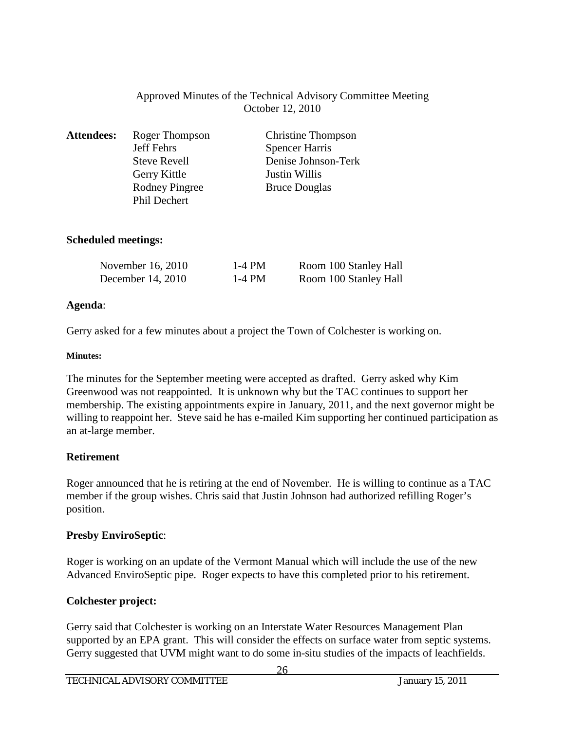Approved Minutes of the Technical Advisory Committee Meeting
October 12, 2010

**Attendees:**

| | |
|---|---|
| Roger Thompson | Christine Thompson |
| Jeff Fehrs | Spencer Harris |
| Steve Revell | Denise Johnson-Terk |
| Gerry Kittle | Justin Willis |
| Rodney Pingree | Bruce Douglas |
| Phil Dechert | |

**Scheduled meetings:**

| | | |
|---|---|---|
| November 16, 2010 | 1-4 PM | Room 100 Stanley Hall |
| December 14, 2010 | 1-4 PM | Room 100 Stanley Hall |

**Agenda**:

Gerry asked for a few minutes about a project the Town of Colchester is working on.

**Minutes:**

The minutes for the September meeting were accepted as drafted. Gerry asked why Kim Greenwood was not reappointed. It is unknown why but the TAC continues to support her membership. The existing appointments expire in January, 2011, and the next governor might be willing to reappoint her. Steve said he has e-mailed Kim supporting her continued participation as an at-large member.

**Retirement**

Roger announced that he is retiring at the end of November. He is willing to continue as a TAC member if the group wishes. Chris said that Justin Johnson had authorized refilling Roger's position.

**Presby EnviroSeptic**:

Roger is working on an update of the Vermont Manual which will include the use of the new Advanced EnviroSeptic pipe. Roger expects to have this completed prior to his retirement.

**Colchester project:**

Gerry said that Colchester is working on an Interstate Water Resources Management Plan supported by an EPA grant. This will consider the effects on surface water from septic systems. Gerry suggested that UVM might want to do some in-situ studies of the impacts of leachfields.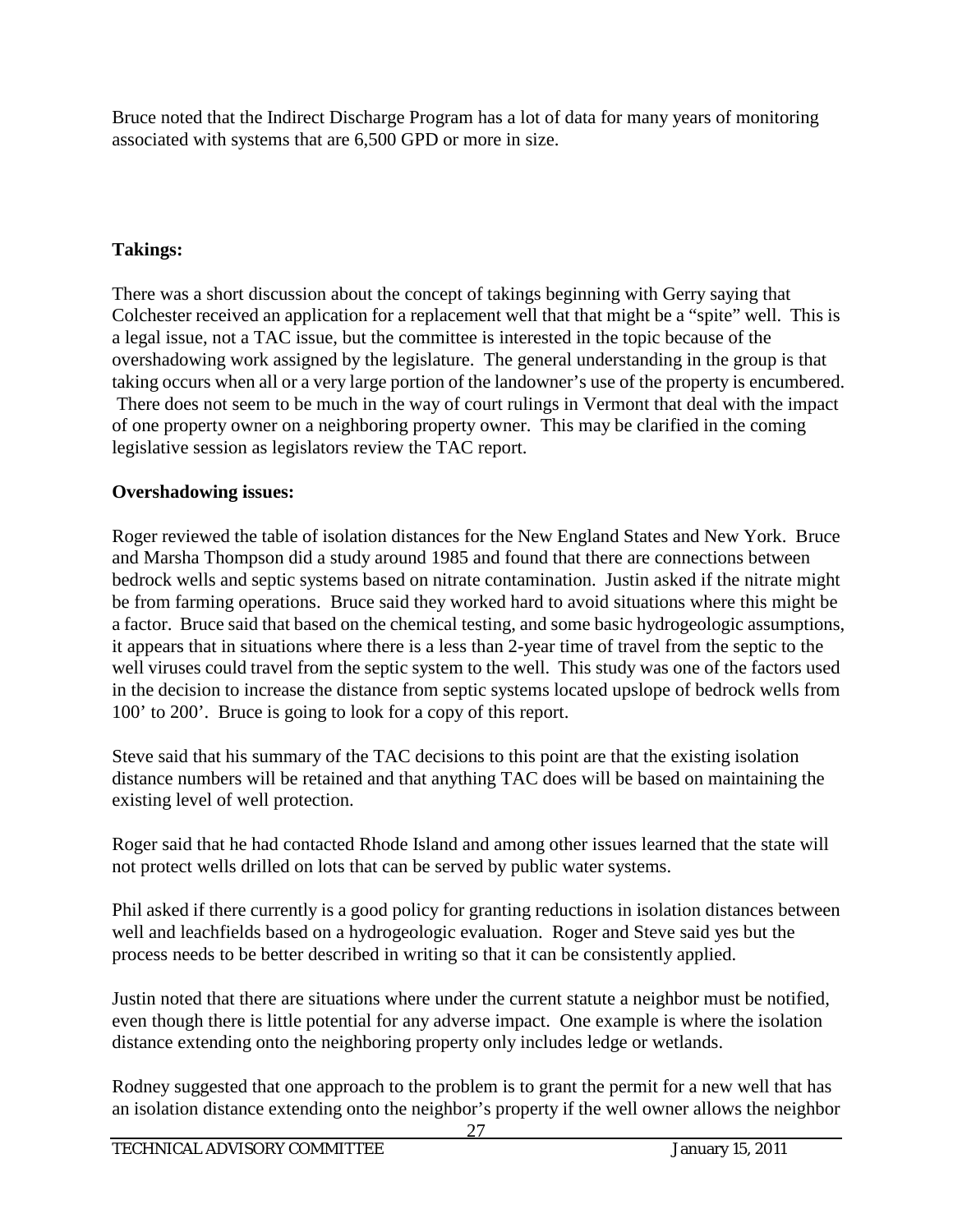Bruce noted that the Indirect Discharge Program has a lot of data for many years of monitoring associated with systems that are 6,500 GPD or more in size.

**Takings:**

There was a short discussion about the concept of takings beginning with Gerry saying that Colchester received an application for a replacement well that that might be a "spite" well. This is a legal issue, not a TAC issue, but the committee is interested in the topic because of the overshadowing work assigned by the legislature. The general understanding in the group is that taking occurs when all or a very large portion of the landowner's use of the property is encumbered. There does not seem to be much in the way of court rulings in Vermont that deal with the impact of one property owner on a neighboring property owner. This may be clarified in the coming legislative session as legislators review the TAC report.

**Overshadowing issues:**

Roger reviewed the table of isolation distances for the New England States and New York. Bruce and Marsha Thompson did a study around 1985 and found that there are connections between bedrock wells and septic systems based on nitrate contamination. Justin asked if the nitrate might be from farming operations. Bruce said they worked hard to avoid situations where this might be a factor. Bruce said that based on the chemical testing, and some basic hydrogeologic assumptions, it appears that in situations where there is a less than 2-year time of travel from the septic to the well viruses could travel from the septic system to the well. This study was one of the factors used in the decision to increase the distance from septic systems located upslope of bedrock wells from 100' to 200'. Bruce is going to look for a copy of this report.

Steve said that his summary of the TAC decisions to this point are that the existing isolation distance numbers will be retained and that anything TAC does will be based on maintaining the existing level of well protection.

Roger said that he had contacted Rhode Island and among other issues learned that the state will not protect wells drilled on lots that can be served by public water systems.

Phil asked if there currently is a good policy for granting reductions in isolation distances between well and leachfields based on a hydrogeologic evaluation. Roger and Steve said yes but the process needs to be better described in writing so that it can be consistently applied.

Justin noted that there are situations where under the current statute a neighbor must be notified, even though there is little potential for any adverse impact. One example is where the isolation distance extending onto the neighboring property only includes ledge or wetlands.

Rodney suggested that one approach to the problem is to grant the permit for a new well that has an isolation distance extending onto the neighbor's property if the well owner allows the neighbor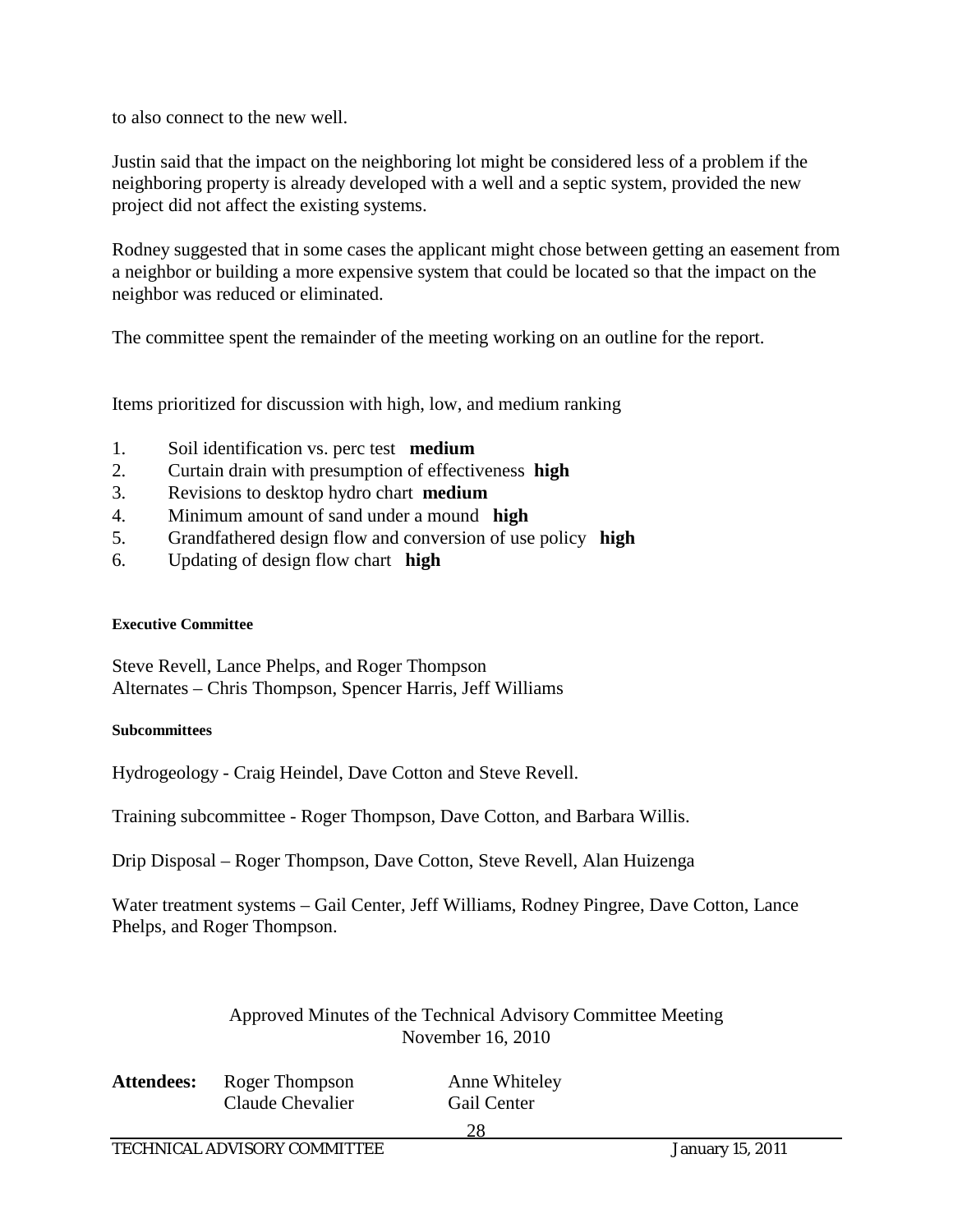to also connect to the new well.

Justin said that the impact on the neighboring lot might be considered less of a problem if the neighboring property is already developed with a well and a septic system, provided the new project did not affect the existing systems.

Rodney suggested that in some cases the applicant might chose between getting an easement from a neighbor or building a more expensive system that could be located so that the impact on the neighbor was reduced or eliminated.

The committee spent the remainder of the meeting working on an outline for the report.

Items prioritized for discussion with high, low, and medium ranking

1. Soil identification vs. perc test **medium**
2. Curtain drain with presumption of effectiveness **high**
3. Revisions to desktop hydro chart **medium**
4. Minimum amount of sand under a mound **high**
5. Grandfathered design flow and conversion of use policy **high**
6. Updating of design flow chart **high**

#### Executive Committee

Steve Revell, Lance Phelps, and Roger Thompson
Alternates – Chris Thompson, Spencer Harris, Jeff Williams

#### Subcommittees

Hydrogeology - Craig Heindel, Dave Cotton and Steve Revell.

Training subcommittee - Roger Thompson, Dave Cotton, and Barbara Willis.

Drip Disposal – Roger Thompson, Dave Cotton, Steve Revell, Alan Huizenga

Water treatment systems – Gail Center, Jeff Williams, Rodney Pingree, Dave Cotton, Lance Phelps, and Roger Thompson.

## Approved Minutes of the Technical Advisory Committee Meeting
## November 16, 2010

| **Attendees:** | Roger Thompson | Anne Whiteley |
|---|---|---|
| | Claude Chevalier | Gail Center |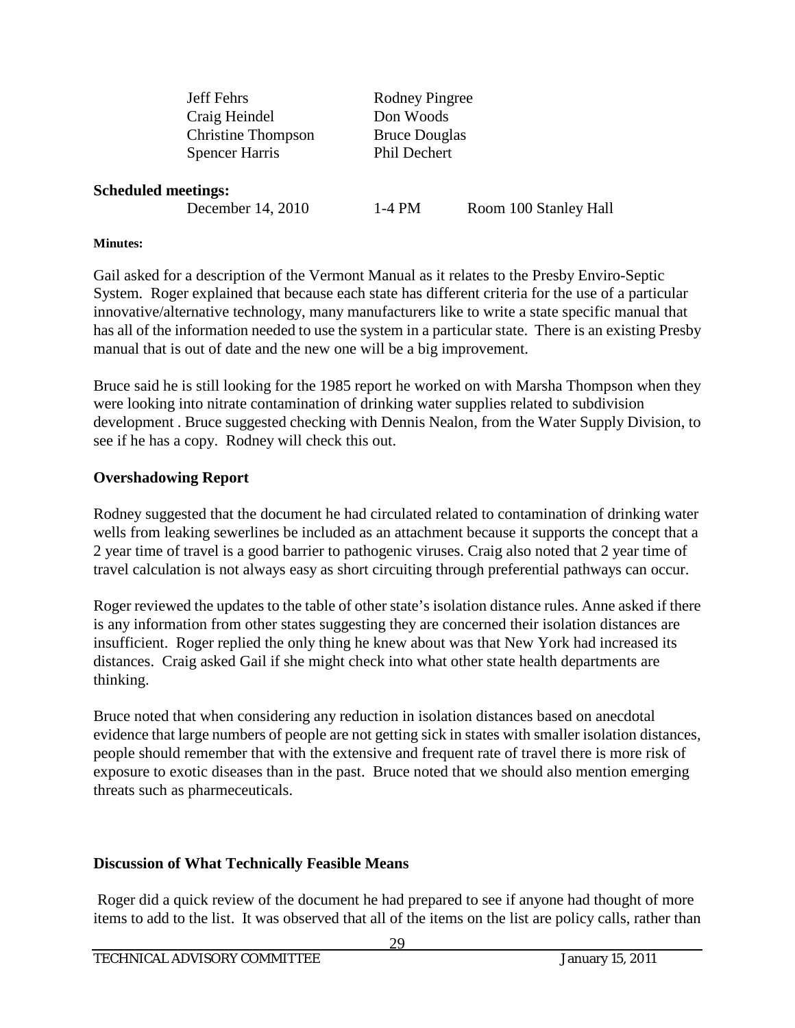| Jeff Fehrs | Rodney Pingree |
|---|---|
| Craig Heindel | Don Woods |
| Christine Thompson | Bruce Douglas |
| Spencer Harris | Phil Dechert |

**Scheduled meetings:**

| December 14, 2010 | 1-4 PM | Room 100 Stanley Hall |
|---|---|---|

**Minutes:**

Gail asked for a description of the Vermont Manual as it relates to the Presby Enviro-Septic System. Roger explained that because each state has different criteria for the use of a particular innovative/alternative technology, many manufacturers like to write a state specific manual that has all of the information needed to use the system in a particular state. There is an existing Presby manual that is out of date and the new one will be a big improvement.

Bruce said he is still looking for the 1985 report he worked on with Marsha Thompson when they were looking into nitrate contamination of drinking water supplies related to subdivision development . Bruce suggested checking with Dennis Nealon, from the Water Supply Division, to see if he has a copy. Rodney will check this out.

## Overshadowing Report

Rodney suggested that the document he had circulated related to contamination of drinking water wells from leaking sewerlines be included as an attachment because it supports the concept that a 2 year time of travel is a good barrier to pathogenic viruses. Craig also noted that 2 year time of travel calculation is not always easy as short circuiting through preferential pathways can occur.

Roger reviewed the updates to the table of other state's isolation distance rules. Anne asked if there is any information from other states suggesting they are concerned their isolation distances are insufficient. Roger replied the only thing he knew about was that New York had increased its distances. Craig asked Gail if she might check into what other state health departments are thinking.

Bruce noted that when considering any reduction in isolation distances based on anecdotal evidence that large numbers of people are not getting sick in states with smaller isolation distances, people should remember that with the extensive and frequent rate of travel there is more risk of exposure to exotic diseases than in the past. Bruce noted that we should also mention emerging threats such as pharmaceuticals.

## Discussion of What Technically Feasible Means

Roger did a quick review of the document he had prepared to see if anyone had thought of more items to add to the list. It was observed that all of the items on the list are policy calls, rather than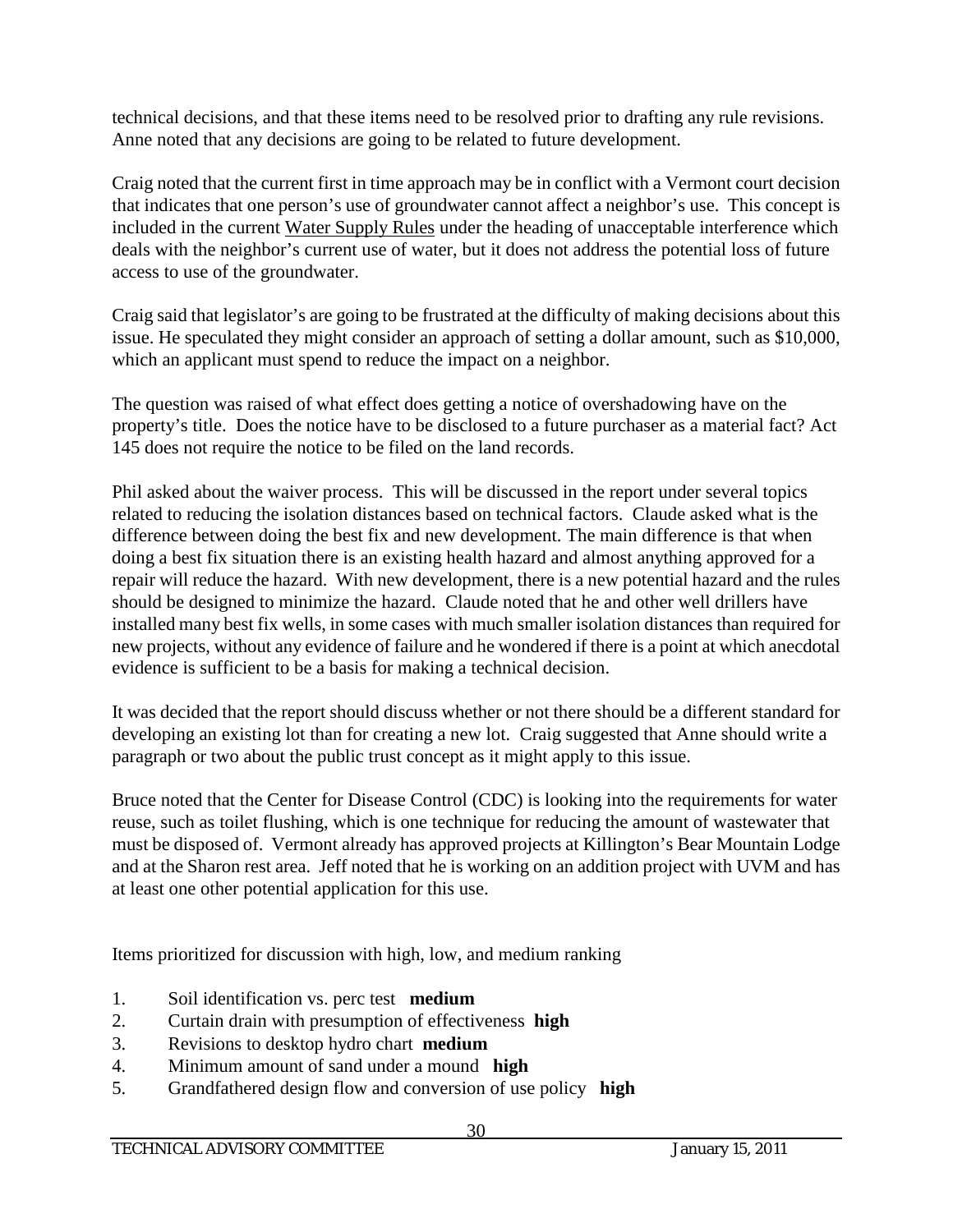technical decisions, and that these items need to be resolved prior to drafting any rule revisions. Anne noted that any decisions are going to be related to future development.

Craig noted that the current first in time approach may be in conflict with a Vermont court decision that indicates that one person's use of groundwater cannot affect a neighbor's use. This concept is included in the current Water Supply Rules under the heading of unacceptable interference which deals with the neighbor's current use of water, but it does not address the potential loss of future access to use of the groundwater.

Craig said that legislator's are going to be frustrated at the difficulty of making decisions about this issue. He speculated they might consider an approach of setting a dollar amount, such as $10,000, which an applicant must spend to reduce the impact on a neighbor.

The question was raised of what effect does getting a notice of overshadowing have on the property's title. Does the notice have to be disclosed to a future purchaser as a material fact? Act 145 does not require the notice to be filed on the land records.

Phil asked about the waiver process. This will be discussed in the report under several topics related to reducing the isolation distances based on technical factors. Claude asked what is the difference between doing the best fix and new development. The main difference is that when doing a best fix situation there is an existing health hazard and almost anything approved for a repair will reduce the hazard. With new development, there is a new potential hazard and the rules should be designed to minimize the hazard. Claude noted that he and other well drillers have installed many best fix wells, in some cases with much smaller isolation distances than required for new projects, without any evidence of failure and he wondered if there is a point at which anecdotal evidence is sufficient to be a basis for making a technical decision.

It was decided that the report should discuss whether or not there should be a different standard for developing an existing lot than for creating a new lot. Craig suggested that Anne should write a paragraph or two about the public trust concept as it might apply to this issue.

Bruce noted that the Center for Disease Control (CDC) is looking into the requirements for water reuse, such as toilet flushing, which is one technique for reducing the amount of wastewater that must be disposed of. Vermont already has approved projects at Killington's Bear Mountain Lodge and at the Sharon rest area. Jeff noted that he is working on an addition project with UVM and has at least one other potential application for this use.

Items prioritized for discussion with high, low, and medium ranking

1. Soil identification vs. perc test **medium**
2. Curtain drain with presumption of effectiveness **high**
3. Revisions to desktop hydro chart **medium**
4. Minimum amount of sand under a mound **high**
5. Grandfathered design flow and conversion of use policy **high**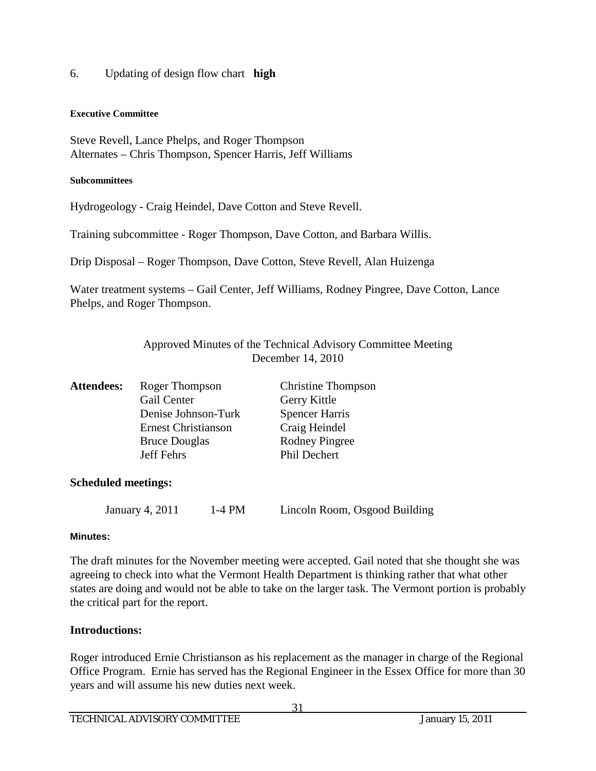6. Updating of design flow chart **high**

**Executive Committee**

Steve Revell, Lance Phelps, and Roger Thompson
Alternates – Chris Thompson, Spencer Harris, Jeff Williams

**Subcommittees**

Hydrogeology - Craig Heindel, Dave Cotton and Steve Revell.

Training subcommittee - Roger Thompson, Dave Cotton, and Barbara Willis.

Drip Disposal – Roger Thompson, Dave Cotton, Steve Revell, Alan Huizenga

Water treatment systems – Gail Center, Jeff Williams, Rodney Pingree, Dave Cotton, Lance Phelps, and Roger Thompson.

Approved Minutes of the Technical Advisory Committee Meeting
December 14, 2010

| **Attendees:** | Roger Thompson | Christine Thompson |
|---|---|---|
| | Gail Center | Gerry Kittle |
| | Denise Johnson-Turk | Spencer Harris |
| | Ernest Christianson | Craig Heindel |
| | Bruce Douglas | Rodney Pingree |
| | Jeff Fehrs | Phil Dechert |

## Scheduled meetings:

January 4, 2011 1-4 PM Lincoln Room, Osgood Building

**Minutes:**

The draft minutes for the November meeting were accepted. Gail noted that she thought she was agreeing to check into what the Vermont Health Department is thinking rather that what other states are doing and would not be able to take on the larger task. The Vermont portion is probably the critical part for the report.

## Introductions:

Roger introduced Ernie Christianson as his replacement as the manager in charge of the Regional Office Program. Ernie has served has the Regional Engineer in the Essex Office for more than 30 years and will assume his new duties next week.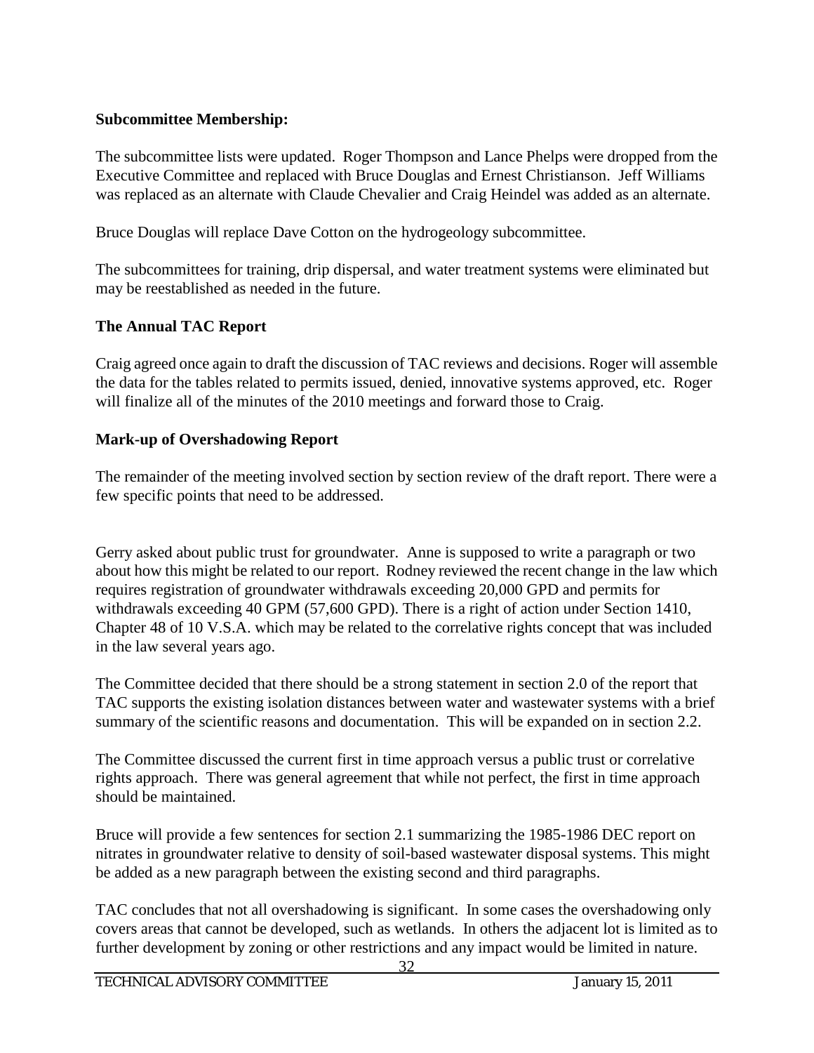**Subcommittee Membership:**

The subcommittee lists were updated. Roger Thompson and Lance Phelps were dropped from the Executive Committee and replaced with Bruce Douglas and Ernest Christianson. Jeff Williams was replaced as an alternate with Claude Chevalier and Craig Heindel was added as an alternate.

Bruce Douglas will replace Dave Cotton on the hydrogeology subcommittee.

The subcommittees for training, drip dispersal, and water treatment systems were eliminated but may be reestablished as needed in the future.

**The Annual TAC Report**

Craig agreed once again to draft the discussion of TAC reviews and decisions. Roger will assemble the data for the tables related to permits issued, denied, innovative systems approved, etc. Roger will finalize all of the minutes of the 2010 meetings and forward those to Craig.

**Mark-up of Overshadowing Report**

The remainder of the meeting involved section by section review of the draft report. There were a few specific points that need to be addressed.

Gerry asked about public trust for groundwater. Anne is supposed to write a paragraph or two about how this might be related to our report. Rodney reviewed the recent change in the law which requires registration of groundwater withdrawals exceeding 20,000 GPD and permits for withdrawals exceeding 40 GPM (57,600 GPD). There is a right of action under Section 1410, Chapter 48 of 10 V.S.A. which may be related to the correlative rights concept that was included in the law several years ago.

The Committee decided that there should be a strong statement in section 2.0 of the report that TAC supports the existing isolation distances between water and wastewater systems with a brief summary of the scientific reasons and documentation. This will be expanded on in section 2.2.

The Committee discussed the current first in time approach versus a public trust or correlative rights approach. There was general agreement that while not perfect, the first in time approach should be maintained.

Bruce will provide a few sentences for section 2.1 summarizing the 1985-1986 DEC report on nitrates in groundwater relative to density of soil-based wastewater disposal systems. This might be added as a new paragraph between the existing second and third paragraphs.

TAC concludes that not all overshadowing is significant. In some cases the overshadowing only covers areas that cannot be developed, such as wetlands. In others the adjacent lot is limited as to further development by zoning or other restrictions and any impact would be limited in nature.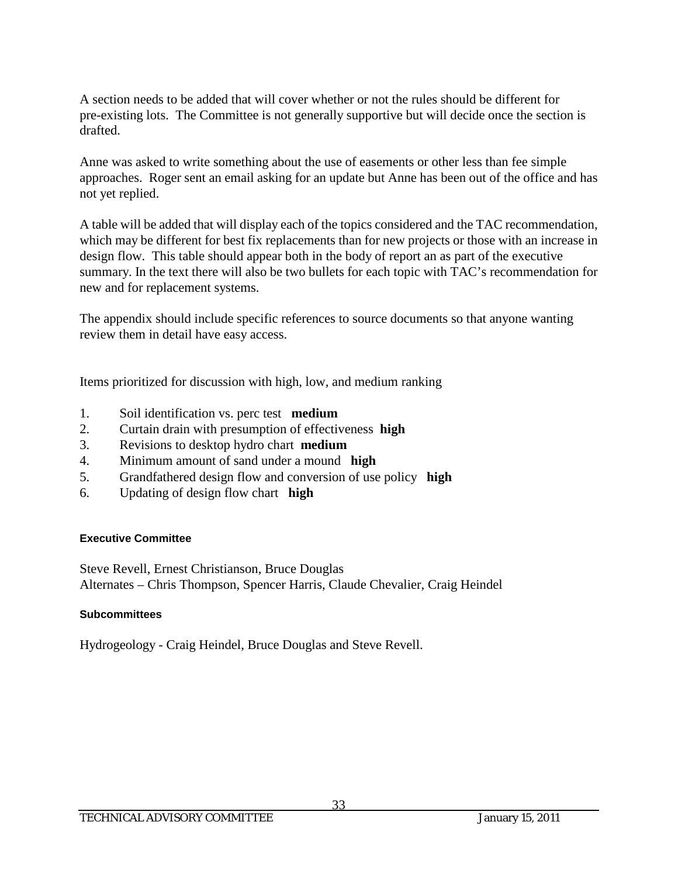A section needs to be added that will cover whether or not the rules should be different for pre-existing lots. The Committee is not generally supportive but will decide once the section is drafted.

Anne was asked to write something about the use of easements or other less than fee simple approaches. Roger sent an email asking for an update but Anne has been out of the office and has not yet replied.

A table will be added that will display each of the topics considered and the TAC recommendation, which may be different for best fix replacements than for new projects or those with an increase in design flow. This table should appear both in the body of report an as part of the executive summary. In the text there will also be two bullets for each topic with TAC's recommendation for new and for replacement systems.

The appendix should include specific references to source documents so that anyone wanting review them in detail have easy access.

Items prioritized for discussion with high, low, and medium ranking

1. Soil identification vs. perc test **medium**
2. Curtain drain with presumption of effectiveness **high**
3. Revisions to desktop hydro chart **medium**
4. Minimum amount of sand under a mound **high**
5. Grandfathered design flow and conversion of use policy **high**
6. Updating of design flow chart **high**

#### Executive Committee

Steve Revell, Ernest Christianson, Bruce Douglas
Alternates – Chris Thompson, Spencer Harris, Claude Chevalier, Craig Heindel

#### Subcommittees

Hydrogeology - Craig Heindel, Bruce Douglas and Steve Revell.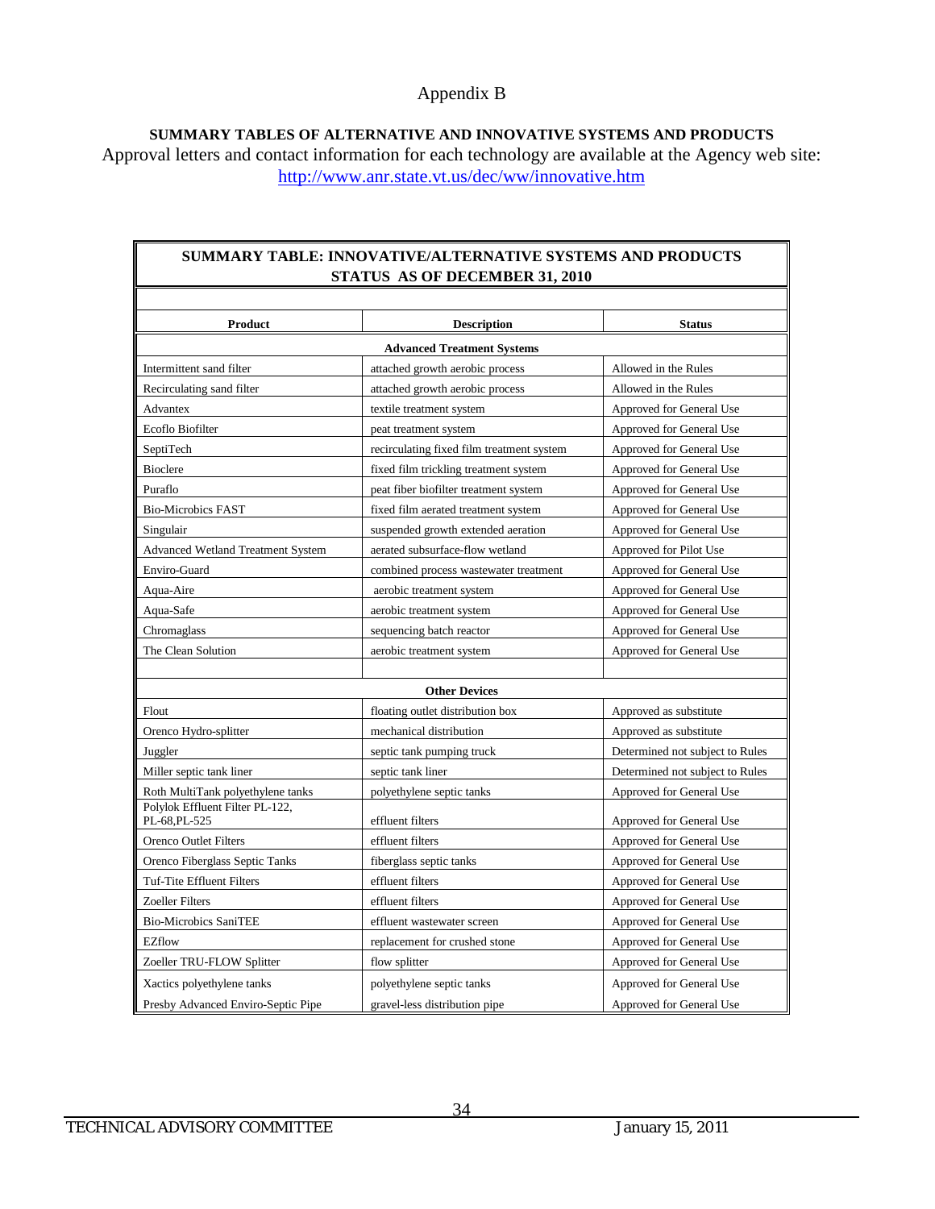# Appendix B

**SUMMARY TABLES OF ALTERNATIVE AND INNOVATIVE SYSTEMS AND PRODUCTS**

Approval letters and contact information for each technology are available at the Agency web site: http://www.anr.state.vt.us/dec/ww/innovative.htm

**SUMMARY TABLE: INNOVATIVE/ALTERNATIVE SYSTEMS AND PRODUCTS STATUS AS OF DECEMBER 31, 2010**

| Product | Description | Status |
|---|---|---|
| **Advanced Treatment Systems** | | |
| Intermittent sand filter | attached growth aerobic process | Allowed in the Rules |
| Recirculating sand filter | attached growth aerobic process | Allowed in the Rules |
| Advantex | textile treatment system | Approved for General Use |
| Ecoflo Biofilter | peat treatment system | Approved for General Use |
| SeptiTech | recirculating fixed film treatment system | Approved for General Use |
| Bioclere | fixed film trickling treatment system | Approved for General Use |
| Puraflo | peat fiber biofilter treatment system | Approved for General Use |
| Bio-Microbics FAST | fixed film aerated treatment system | Approved for General Use |
| Singulair | suspended growth extended aeration | Approved for General Use |
| Advanced Wetland Treatment System | aerated subsurface-flow wetland | Approved for Pilot Use |
| Enviro-Guard | combined process wastewater treatment | Approved for General Use |
| Aqua-Aire | aerobic treatment system | Approved for General Use |
| Aqua-Safe | aerobic treatment system | Approved for General Use |
| Chromaglass | sequencing batch reactor | Approved for General Use |
| The Clean Solution | aerobic treatment system | Approved for General Use |
| | | |
| **Other Devices** | | |
| Flout | floating outlet distribution box | Approved as substitute |
| Orenco Hydro-splitter | mechanical distribution | Approved as substitute |
| Juggler | septic tank pumping truck | Determined not subject to Rules |
| Miller septic tank liner | septic tank liner | Determined not subject to Rules |
| Roth MultiTank polyethylene tanks | polyethylene septic tanks | Approved for General Use |
| Polylok Effluent Filter PL-122, PL-68,PL-525 | effluent filters | Approved for General Use |
| Orenco Outlet Filters | effluent filters | Approved for General Use |
| Orenco Fiberglass Septic Tanks | fiberglass septic tanks | Approved for General Use |
| Tuf-Tite Effluent Filters | effluent filters | Approved for General Use |
| Zoeller Filters | effluent filters | Approved for General Use |
| Bio-Microbics SaniTEE | effluent wastewater screen | Approved for General Use |
| EZflow | replacement for crushed stone | Approved for General Use |
| Zoeller TRU-FLOW Splitter | flow splitter | Approved for General Use |
| Xactics polyethylene tanks | polyethylene septic tanks | Approved for General Use |
| Presby Advanced Enviro-Septic Pipe | gravel-less distribution pipe | Approved for General Use |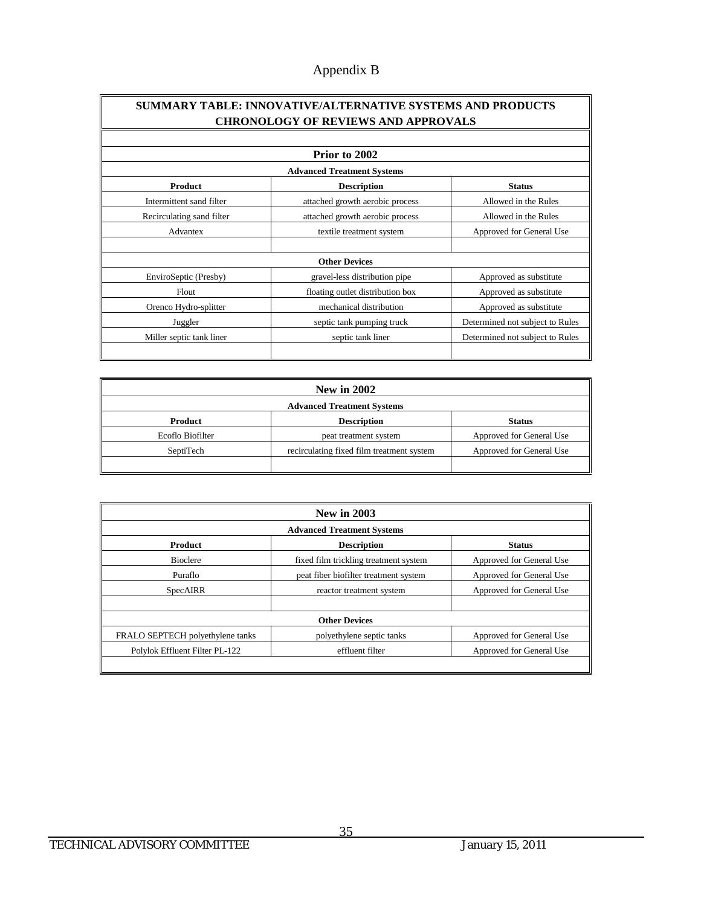# Appendix B

## SUMMARY TABLE: INNOVATIVE/ALTERNATIVE SYSTEMS AND PRODUCTS CHRONOLOGY OF REVIEWS AND APPROVALS

### Prior to 2002

**Advanced Treatment Systems**

| Product | Description | Status |
|---|---|---|
| Intermittent sand filter | attached growth aerobic process | Allowed in the Rules |
| Recirculating sand filter | attached growth aerobic process | Allowed in the Rules |
| Advantex | textile treatment system | Approved for General Use |

**Other Devices**

| Product | Description | Status |
|---|---|---|
| EnviroSeptic (Presby) | gravel-less distribution pipe | Approved as substitute |
| Flout | floating outlet distribution box | Approved as substitute |
| Orenco Hydro-splitter | mechanical distribution | Approved as substitute |
| Juggler | septic tank pumping truck | Determined not subject to Rules |
| Miller septic tank liner | septic tank liner | Determined not subject to Rules |

### New in 2002

**Advanced Treatment Systems**

| Product | Description | Status |
|---|---|---|
| Ecoflo Biofilter | peat treatment system | Approved for General Use |
| SeptiTech | recirculating fixed film treatment system | Approved for General Use |

### New in 2003

**Advanced Treatment Systems**

| Product | Description | Status |
|---|---|---|
| Bioclere | fixed film trickling treatment system | Approved for General Use |
| Puraflo | peat fiber biofilter treatment system | Approved for General Use |
| SpecAIRR | reactor treatment system | Approved for General Use |

**Other Devices**

| Product | Description | Status |
|---|---|---|
| FRALO SEPTECH polyethylene tanks | polyethylene septic tanks | Approved for General Use |
| Polylok Effluent Filter PL-122 | effluent filter | Approved for General Use |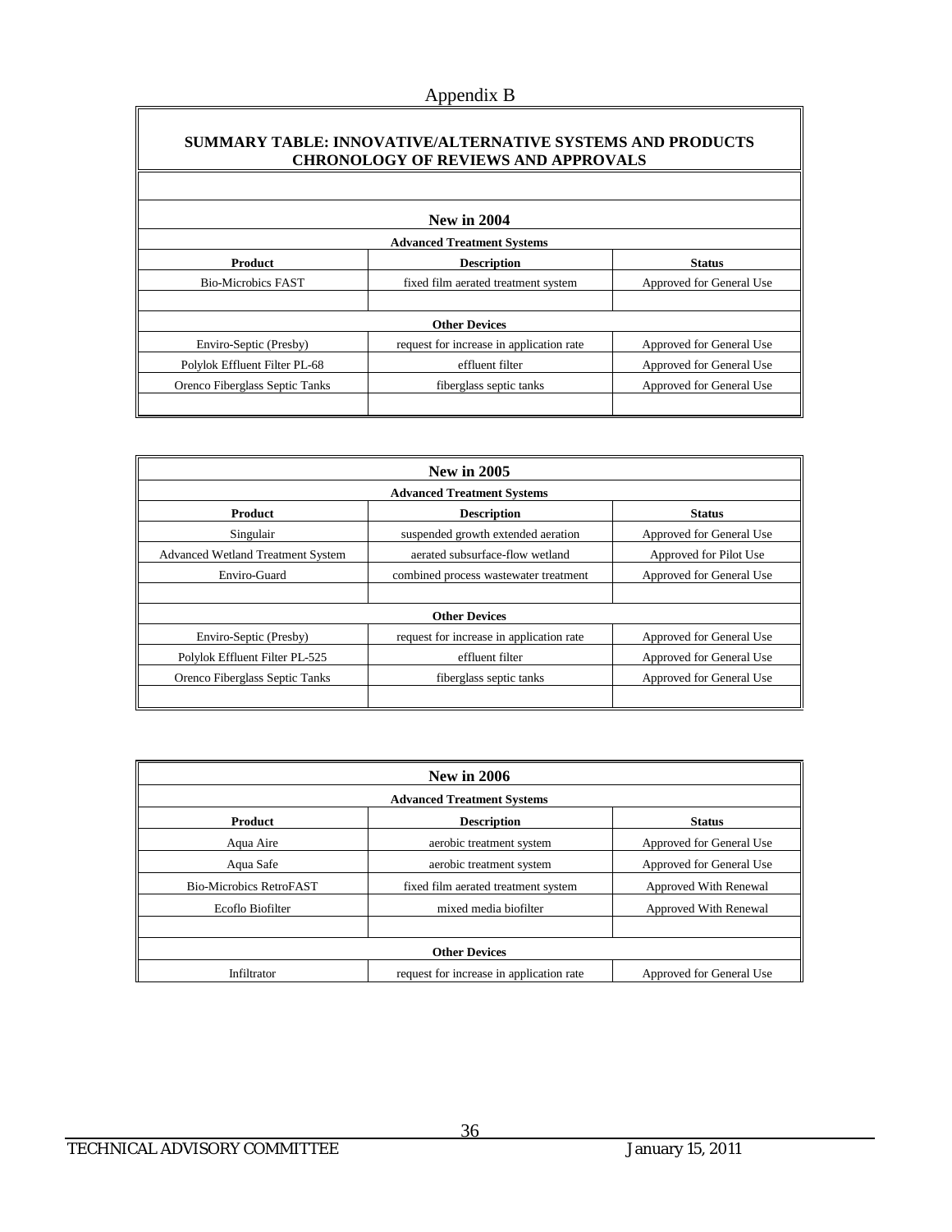# Appendix B

## SUMMARY TABLE: INNOVATIVE/ALTERNATIVE SYSTEMS AND PRODUCTS CHRONOLOGY OF REVIEWS AND APPROVALS

### New in 2004

**Advanced Treatment Systems**

| Product | Description | Status |
|---|---|---|
| Bio-Microbics FAST | fixed film aerated treatment system | Approved for General Use |

**Other Devices**

| Product | Description | Status |
|---|---|---|
| Enviro-Septic (Presby) | request for increase in application rate | Approved for General Use |
| Polylok Effluent Filter PL-68 | effluent filter | Approved for General Use |
| Orenco Fiberglass Septic Tanks | fiberglass septic tanks | Approved for General Use |

### New in 2005

**Advanced Treatment Systems**

| Product | Description | Status |
|---|---|---|
| Singulair | suspended growth extended aeration | Approved for General Use |
| Advanced Wetland Treatment System | aerated subsurface-flow wetland | Approved for Pilot Use |
| Enviro-Guard | combined process wastewater treatment | Approved for General Use |

**Other Devices**

| Product | Description | Status |
|---|---|---|
| Enviro-Septic (Presby) | request for increase in application rate | Approved for General Use |
| Polylok Effluent Filter PL-525 | effluent filter | Approved for General Use |
| Orenco Fiberglass Septic Tanks | fiberglass septic tanks | Approved for General Use |

### New in 2006

**Advanced Treatment Systems**

| Product | Description | Status |
|---|---|---|
| Aqua Aire | aerobic treatment system | Approved for General Use |
| Aqua Safe | aerobic treatment system | Approved for General Use |
| Bio-Microbics RetroFAST | fixed film aerated treatment system | Approved With Renewal |
| Ecoflo Biofilter | mixed media biofilter | Approved With Renewal |

**Other Devices**

| Product | Description | Status |
|---|---|---|
| Infiltrator | request for increase in application rate | Approved for General Use |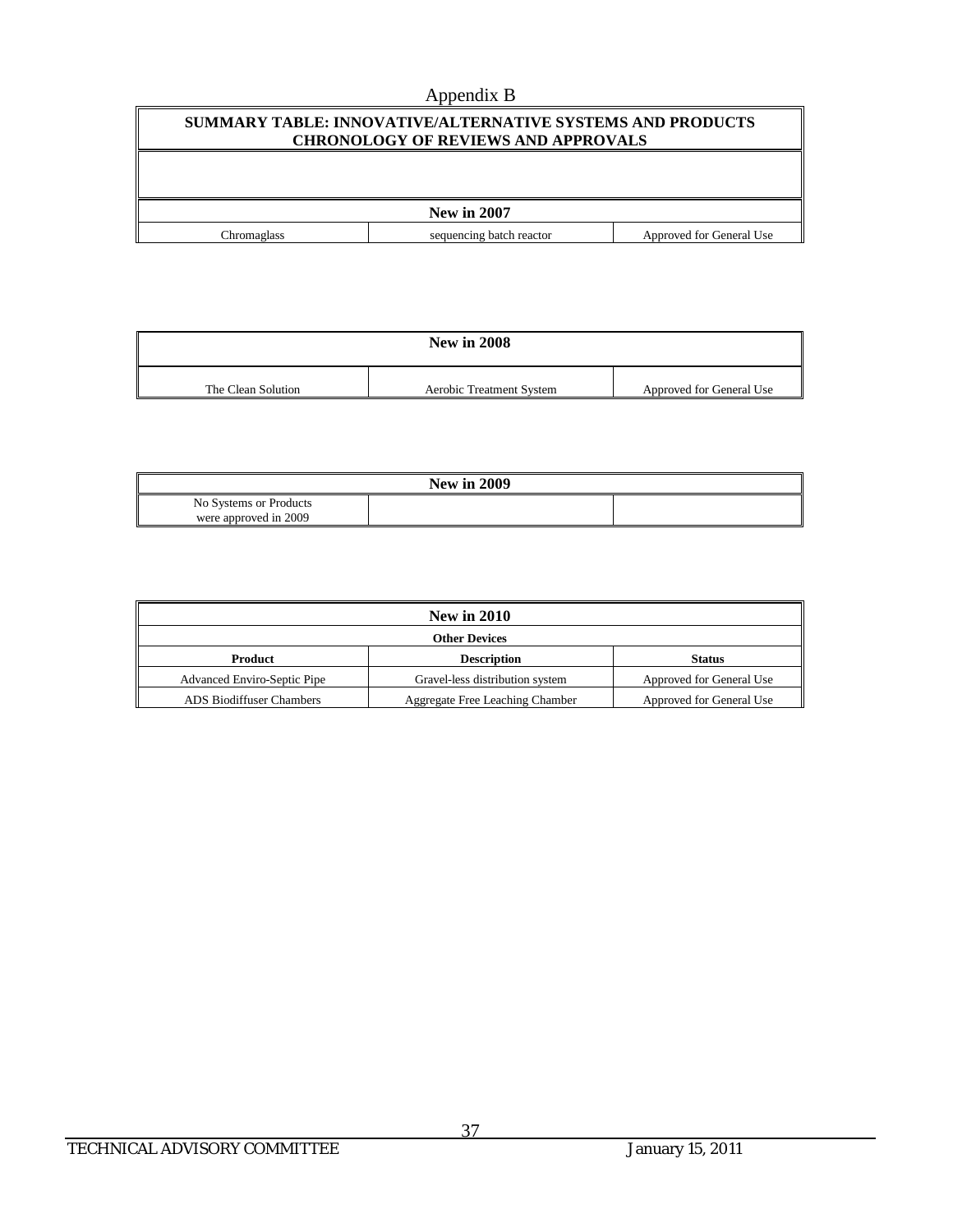Appendix B

| SUMMARY TABLE: INNOVATIVE/ALTERNATIVE SYSTEMS AND PRODUCTS CHRONOLOGY OF REVIEWS AND APPROVALS | | |
|---|---|---|
| | | |
| **New in 2007** | | |
| Chromaglass | sequencing batch reactor | Approved for General Use |

| **New in 2008** | | |
|---|---|---|
| The Clean Solution | Aerobic Treatment System | Approved for General Use |

| **New in 2009** | | |
|---|---|---|
| No Systems or Products were approved in 2009 | | |

| **New in 2010** | | |
|---|---|---|
| **Other Devices** | | |
| **Product** | **Description** | **Status** |
| Advanced Enviro-Septic Pipe | Gravel-less distribution system | Approved for General Use |
| ADS Biodiffuser Chambers | Aggregate Free Leaching Chamber | Approved for General Use |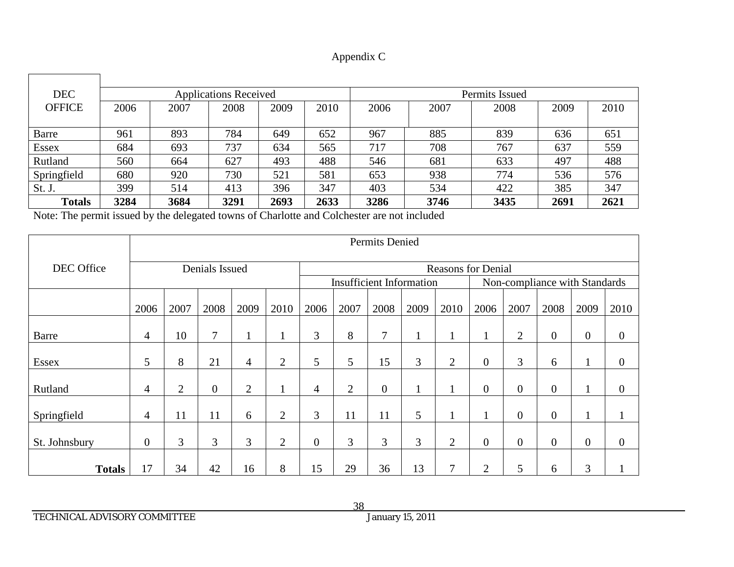Appendix C

| DEC OFFICE | Applications Received | | | | | Permits Issued | | | | |
|---|---|---|---|---|---|---|---|---|---|---|
| | 2006 | 2007 | 2008 | 2009 | 2010 | 2006 | 2007 | 2008 | 2009 | 2010 |
| Barre | 961 | 893 | 784 | 649 | 652 | 967 | 885 | 839 | 636 | 651 |
| Essex | 684 | 693 | 737 | 634 | 565 | 717 | 708 | 767 | 637 | 559 |
| Rutland | 560 | 664 | 627 | 493 | 488 | 546 | 681 | 633 | 497 | 488 |
| Springfield | 680 | 920 | 730 | 521 | 581 | 653 | 938 | 774 | 536 | 576 |
| St. J. | 399 | 514 | 413 | 396 | 347 | 403 | 534 | 422 | 385 | 347 |
| **Totals** | **3284** | **3684** | **3291** | **2693** | **2633** | **3286** | **3746** | **3435** | **2691** | **2621** |

Note: The permit issued by the delegated towns of Charlotte and Colchester are not included

| DEC Office | Permits Denied | | | | | | | | | | | | | | |
|---|---|---|---|---|---|---|---|---|---|---|---|---|---|---|---|
| | Denials Issued | | | | | Reasons for Denial | | | | | | | | | |
| | | | | | | Insufficient Information | | | | | Non-compliance with Standards | | | | |
| | 2006 | 2007 | 2008 | 2009 | 2010 | 2006 | 2007 | 2008 | 2009 | 2010 | 2006 | 2007 | 2008 | 2009 | 2010 |
| Barre | 4 | 10 | 7 | 1 | 1 | 3 | 8 | 7 | 1 | 1 | 1 | 2 | 0 | 0 | 0 |
| Essex | 5 | 8 | 21 | 4 | 2 | 5 | 5 | 15 | 3 | 2 | 0 | 3 | 6 | 1 | 0 |
| Rutland | 4 | 2 | 0 | 2 | 1 | 4 | 2 | 0 | 1 | 1 | 0 | 0 | 0 | 1 | 0 |
| Springfield | 4 | 11 | 11 | 6 | 2 | 3 | 11 | 11 | 5 | 1 | 1 | 0 | 0 | 1 | 1 |
| St. Johnsbury | 0 | 3 | 3 | 3 | 2 | 0 | 3 | 3 | 3 | 2 | 0 | 0 | 0 | 0 | 0 |
| **Totals** | 17 | 34 | 42 | 16 | 8 | 15 | 29 | 36 | 13 | 7 | 2 | 5 | 6 | 3 | 1 |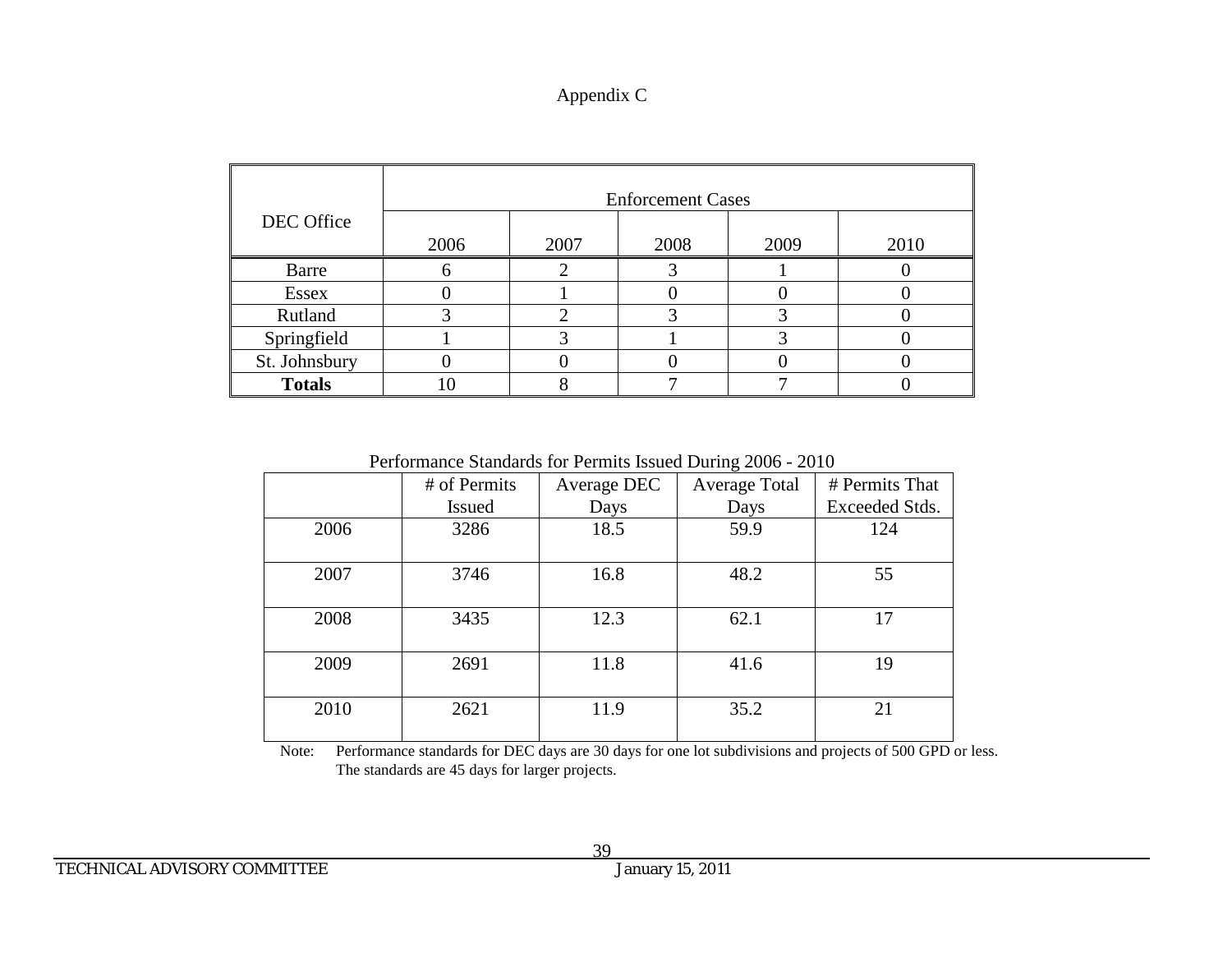Appendix C

| DEC Office | Enforcement Cases | | | | |
|---|---|---|---|---|---|
| | 2006 | 2007 | 2008 | 2009 | 2010 |
| Barre | 6 | 2 | 3 | 1 | 0 |
| Essex | 0 | 1 | 0 | 0 | 0 |
| Rutland | 3 | 2 | 3 | 3 | 0 |
| Springfield | 1 | 3 | 1 | 3 | 0 |
| St. Johnsbury | 0 | 0 | 0 | 0 | 0 |
| **Totals** | 10 | 8 | 7 | 7 | 0 |

Performance Standards for Permits Issued During 2006 - 2010

| | # of Permits Issued | Average DEC Days | Average Total Days | # Permits That Exceeded Stds. |
|---|---|---|---|---|
| 2006 | 3286 | 18.5 | 59.9 | 124 |
| 2007 | 3746 | 16.8 | 48.2 | 55 |
| 2008 | 3435 | 12.3 | 62.1 | 17 |
| 2009 | 2691 | 11.8 | 41.6 | 19 |
| 2010 | 2621 | 11.9 | 35.2 | 21 |

Note: Performance standards for DEC days are 30 days for one lot subdivisions and projects of 500 GPD or less. The standards are 45 days for larger projects.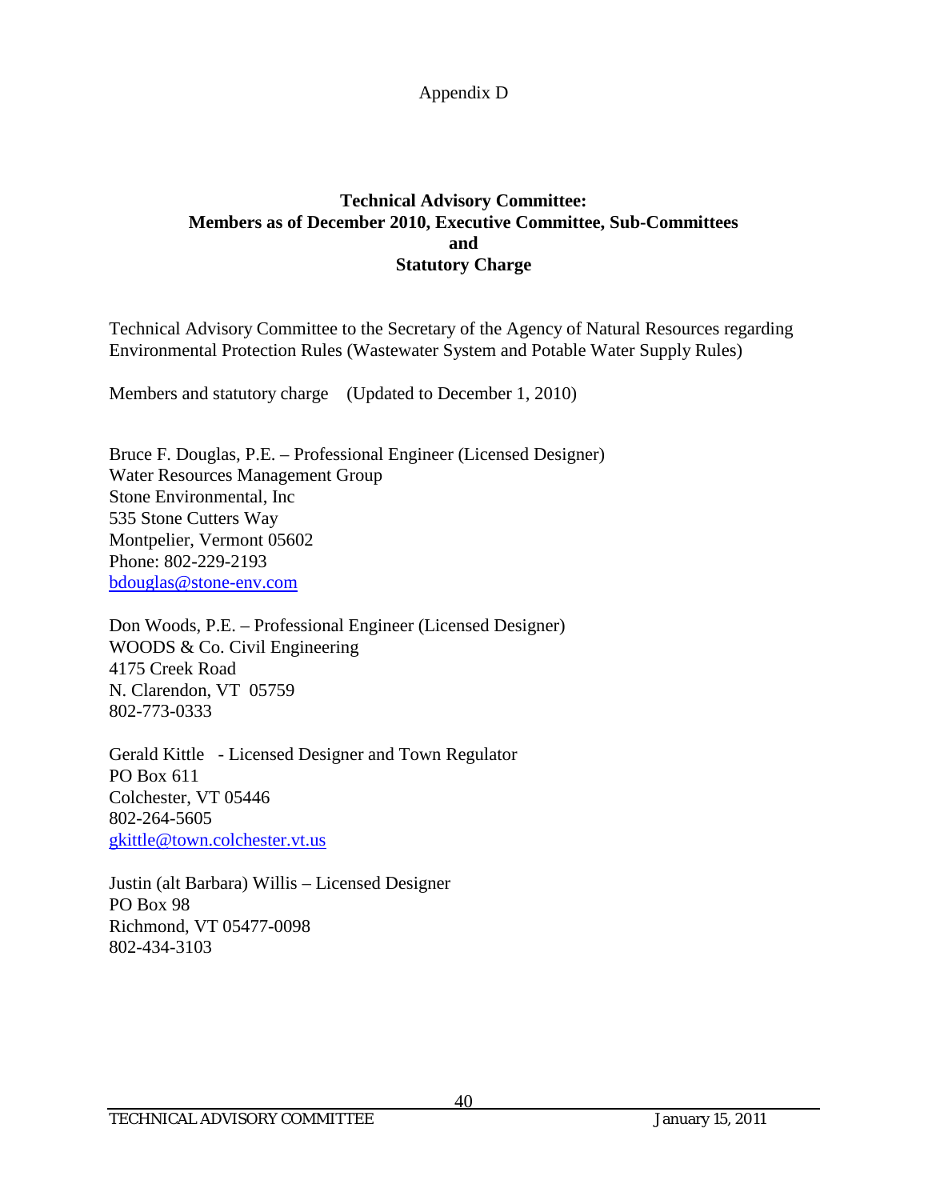Appendix D

## Technical Advisory Committee: Members as of December 2010, Executive Committee, Sub-Committees and Statutory Charge

Technical Advisory Committee to the Secretary of the Agency of Natural Resources regarding Environmental Protection Rules (Wastewater System and Potable Water Supply Rules)

Members and statutory charge (Updated to December 1, 2010)

Bruce F. Douglas, P.E. – Professional Engineer (Licensed Designer)
Water Resources Management Group
Stone Environmental, Inc
535 Stone Cutters Way
Montpelier, Vermont 05602
Phone: 802-229-2193
bdouglas@stone-env.com

Don Woods, P.E. – Professional Engineer (Licensed Designer)
WOODS & Co. Civil Engineering
4175 Creek Road
N. Clarendon, VT 05759
802-773-0333

Gerald Kittle - Licensed Designer and Town Regulator
PO Box 611
Colchester, VT 05446
802-264-5605
gkittle@town.colchester.vt.us

Justin (alt Barbara) Willis – Licensed Designer
PO Box 98
Richmond, VT 05477-0098
802-434-3103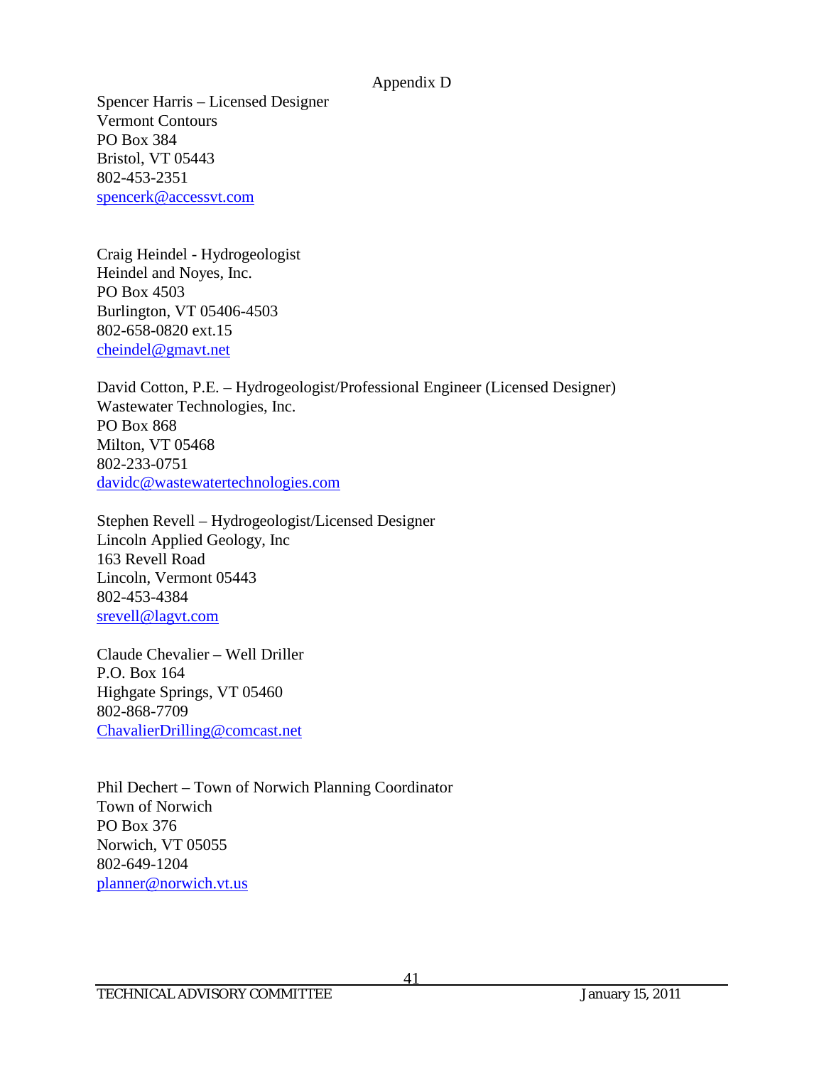Appendix D

Spencer Harris – Licensed Designer
Vermont Contours
PO Box 384
Bristol, VT 05443
802-453-2351
spencerk@accessvt.com

Craig Heindel - Hydrogeologist
Heindel and Noyes, Inc.
PO Box 4503
Burlington, VT 05406-4503
802-658-0820 ext.15
cheindel@gmavt.net

David Cotton, P.E. – Hydrogeologist/Professional Engineer (Licensed Designer)
Wastewater Technologies, Inc.
PO Box 868
Milton, VT 05468
802-233-0751
davidc@wastewatertechnologies.com

Stephen Revell – Hydrogeologist/Licensed Designer
Lincoln Applied Geology, Inc
163 Revell Road
Lincoln, Vermont 05443
802-453-4384
srevell@lagvt.com

Claude Chevalier – Well Driller
P.O. Box 164
Highgate Springs, VT 05460
802-868-7709
ChavalierDrilling@comcast.net

Phil Dechert – Town of Norwich Planning Coordinator
Town of Norwich
PO Box 376
Norwich, VT 05055
802-649-1204
planner@norwich.vt.us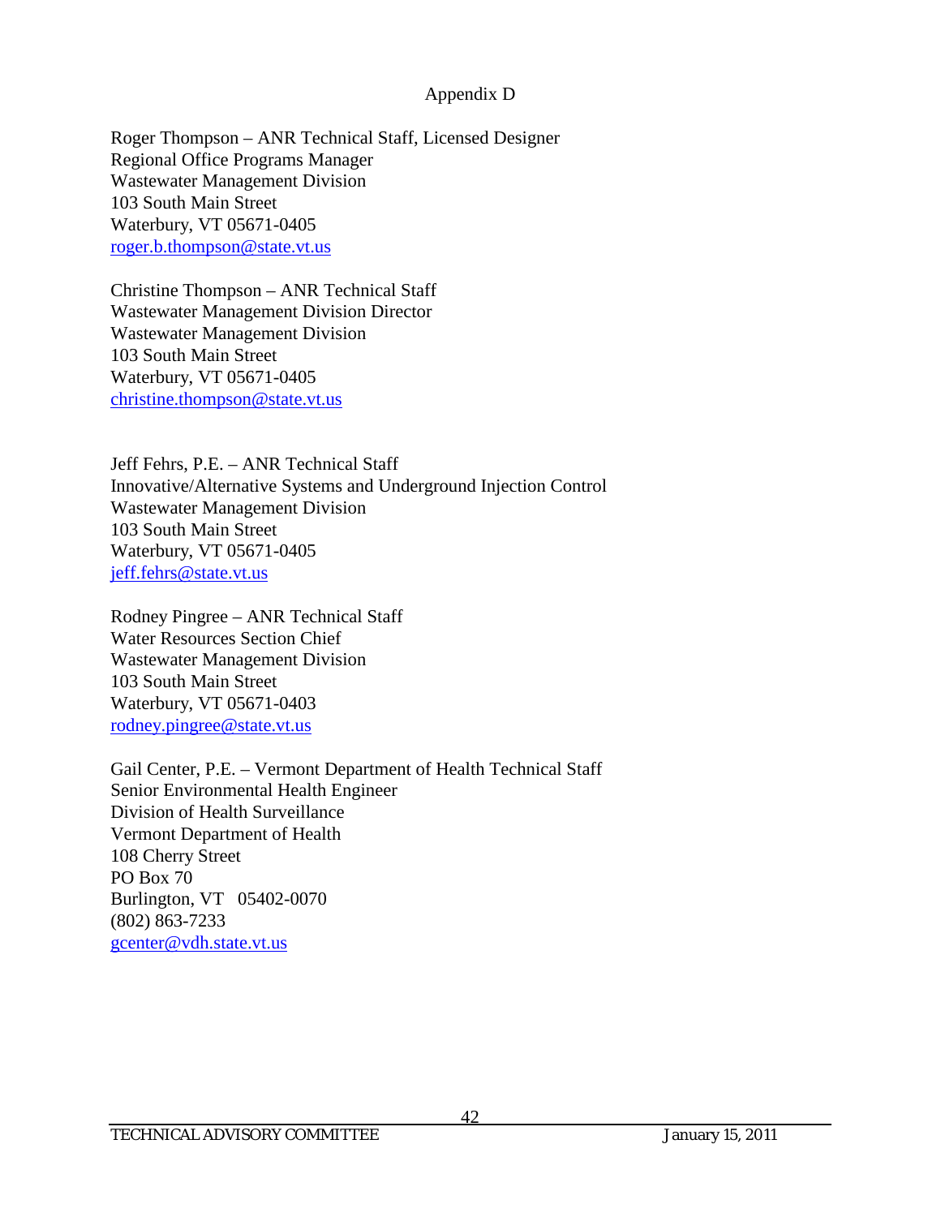# Appendix D

Roger Thompson – ANR Technical Staff, Licensed Designer
Regional Office Programs Manager
Wastewater Management Division
103 South Main Street
Waterbury, VT 05671-0405
roger.b.thompson@state.vt.us

Christine Thompson – ANR Technical Staff
Wastewater Management Division Director
Wastewater Management Division
103 South Main Street
Waterbury, VT 05671-0405
christine.thompson@state.vt.us

Jeff Fehrs, P.E. – ANR Technical Staff
Innovative/Alternative Systems and Underground Injection Control
Wastewater Management Division
103 South Main Street
Waterbury, VT 05671-0405
jeff.fehrs@state.vt.us

Rodney Pingree – ANR Technical Staff
Water Resources Section Chief
Wastewater Management Division
103 South Main Street
Waterbury, VT 05671-0403
rodney.pingree@state.vt.us

Gail Center, P.E. – Vermont Department of Health Technical Staff
Senior Environmental Health Engineer
Division of Health Surveillance
Vermont Department of Health
108 Cherry Street
PO Box 70
Burlington, VT 05402-0070
(802) 863-7233
gcenter@vdh.state.vt.us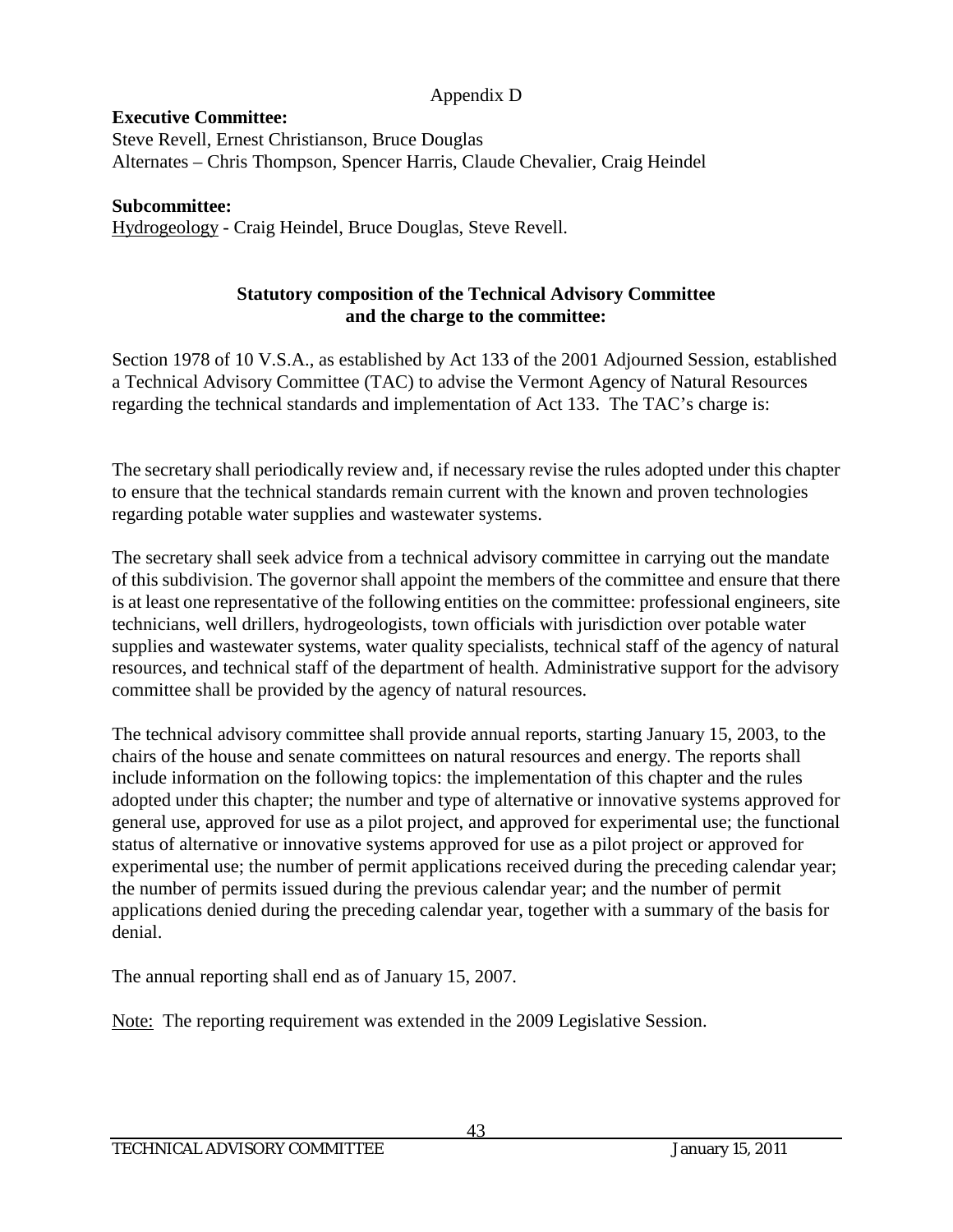Appendix D

**Executive Committee:**
Steve Revell, Ernest Christianson, Bruce Douglas
Alternates – Chris Thompson, Spencer Harris, Claude Chevalier, Craig Heindel

**Subcommittee:**
Hydrogeology - Craig Heindel, Bruce Douglas, Steve Revell.

## Statutory composition of the Technical Advisory Committee and the charge to the committee:

Section 1978 of 10 V.S.A., as established by Act 133 of the 2001 Adjourned Session, established a Technical Advisory Committee (TAC) to advise the Vermont Agency of Natural Resources regarding the technical standards and implementation of Act 133. The TAC's charge is:

The secretary shall periodically review and, if necessary revise the rules adopted under this chapter to ensure that the technical standards remain current with the known and proven technologies regarding potable water supplies and wastewater systems.

The secretary shall seek advice from a technical advisory committee in carrying out the mandate of this subdivision. The governor shall appoint the members of the committee and ensure that there is at least one representative of the following entities on the committee: professional engineers, site technicians, well drillers, hydrogeologists, town officials with jurisdiction over potable water supplies and wastewater systems, water quality specialists, technical staff of the agency of natural resources, and technical staff of the department of health. Administrative support for the advisory committee shall be provided by the agency of natural resources.

The technical advisory committee shall provide annual reports, starting January 15, 2003, to the chairs of the house and senate committees on natural resources and energy. The reports shall include information on the following topics: the implementation of this chapter and the rules adopted under this chapter; the number and type of alternative or innovative systems approved for general use, approved for use as a pilot project, and approved for experimental use; the functional status of alternative or innovative systems approved for use as a pilot project or approved for experimental use; the number of permit applications received during the preceding calendar year; the number of permits issued during the previous calendar year; and the number of permit applications denied during the preceding calendar year, together with a summary of the basis for denial.

The annual reporting shall end as of January 15, 2007.

Note: The reporting requirement was extended in the 2009 Legislative Session.